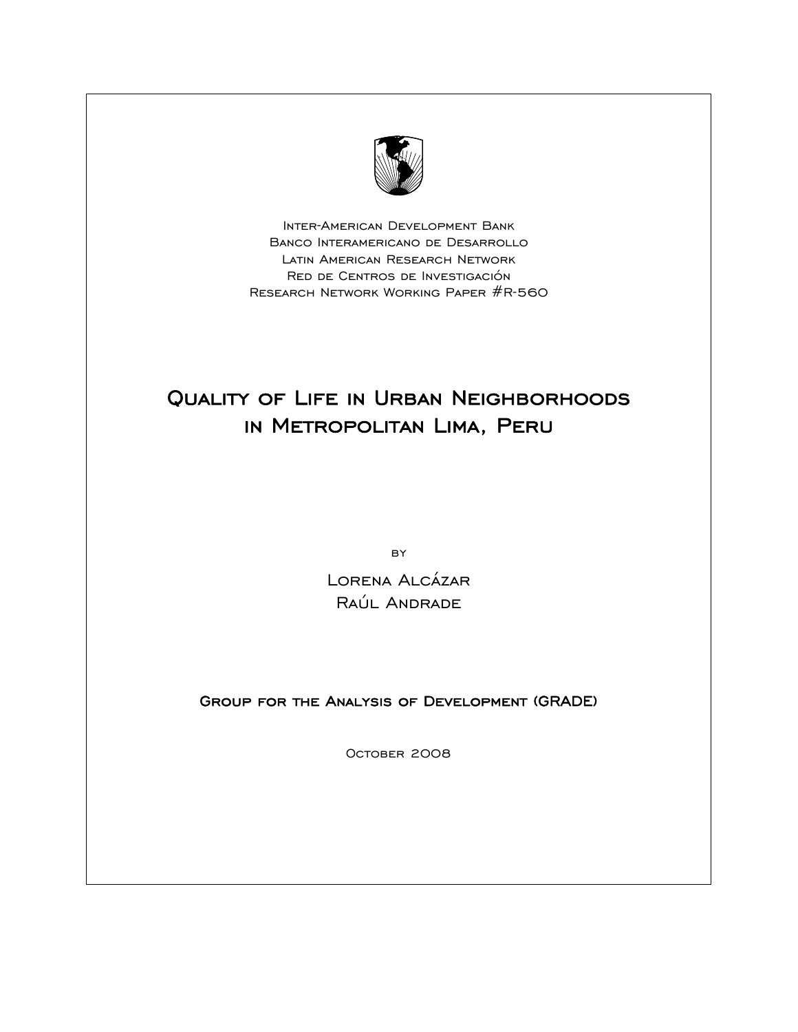Inter-American Development Bank
Banco Interamericano de Desarrollo
Latin American Research Network
Red de Centros de Investigación
Research Network Working Paper #R-560

# Quality of Life in Urban Neighborhoods in Metropolitan Lima, Peru

by

Lorena Alcázar
Raúl Andrade

**Group for the Analysis of Development (GRADE)**

October 2008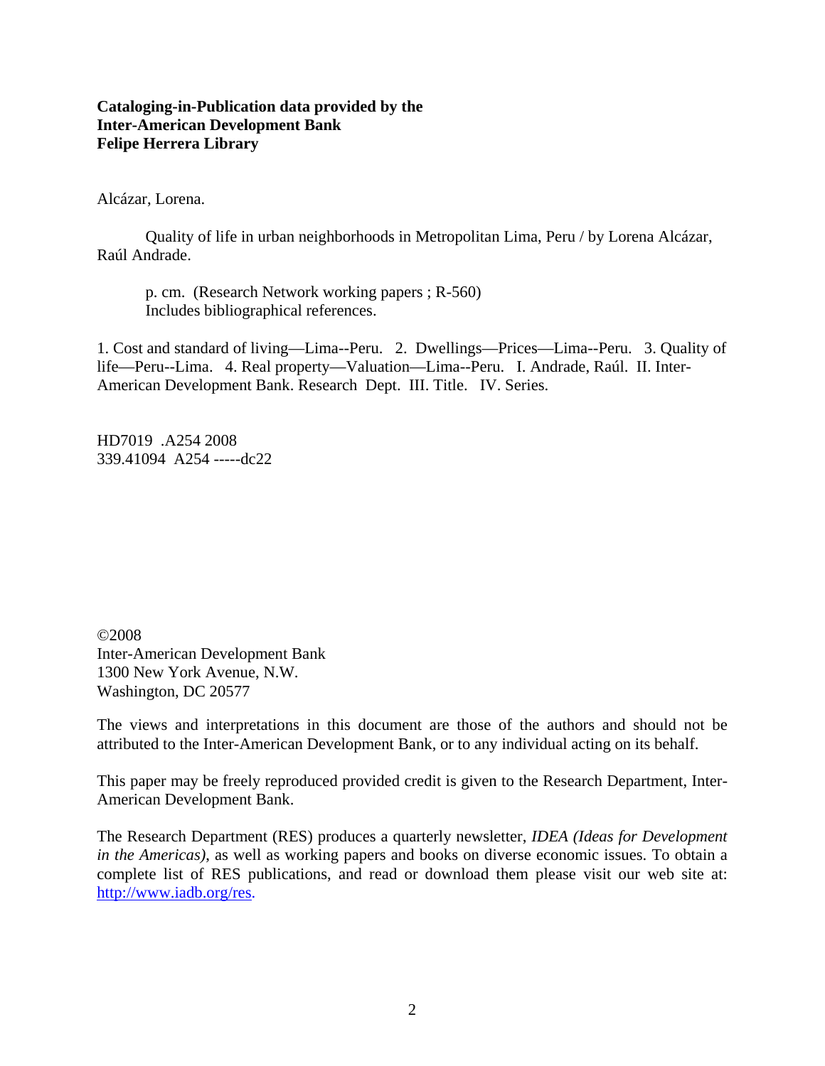**Cataloging-in-Publication data provided by the**
**Inter-American Development Bank**
**Felipe Herrera Library**

Alcázar, Lorena.

Quality of life in urban neighborhoods in Metropolitan Lima, Peru / by Lorena Alcázar, Raúl Andrade.

p. cm. (Research Network working papers ; R-560)
Includes bibliographical references.

1. Cost and standard of living—Lima--Peru. 2. Dwellings—Prices—Lima--Peru. 3. Quality of life—Peru--Lima. 4. Real property—Valuation—Lima--Peru. I. Andrade, Raúl. II. Inter-American Development Bank. Research Dept. III. Title. IV. Series.

HD7019 .A254 2008
339.41094 A254 -----dc22

©2008
Inter-American Development Bank
1300 New York Avenue, N.W.
Washington, DC 20577

The views and interpretations in this document are those of the authors and should not be attributed to the Inter-American Development Bank, or to any individual acting on its behalf.

This paper may be freely reproduced provided credit is given to the Research Department, Inter-American Development Bank.

The Research Department (RES) produces a quarterly newsletter, *IDEA (Ideas for Development in the Americas)*, as well as working papers and books on diverse economic issues. To obtain a complete list of RES publications, and read or download them please visit our web site at: http://www.iadb.org/res.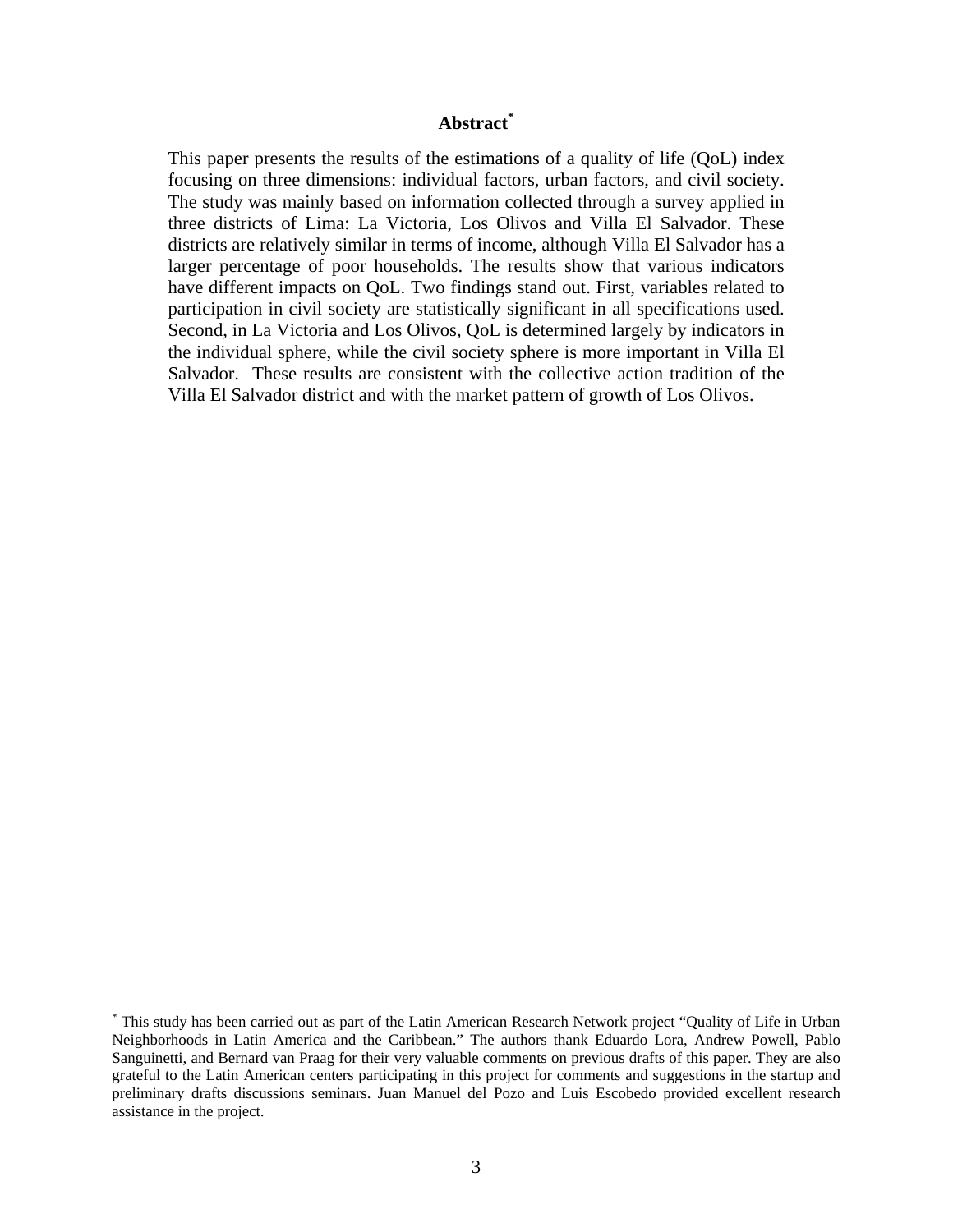## Abstract[*]

This paper presents the results of the estimations of a quality of life (QoL) index focusing on three dimensions: individual factors, urban factors, and civil society. The study was mainly based on information collected through a survey applied in three districts of Lima: La Victoria, Los Olivos and Villa El Salvador. These districts are relatively similar in terms of income, although Villa El Salvador has a larger percentage of poor households. The results show that various indicators have different impacts on QoL. Two findings stand out. First, variables related to participation in civil society are statistically significant in all specifications used. Second, in La Victoria and Los Olivos, QoL is determined largely by indicators in the individual sphere, while the civil society sphere is more important in Villa El Salvador. These results are consistent with the collective action tradition of the Villa El Salvador district and with the market pattern of growth of Los Olivos.

---

[*] This study has been carried out as part of the Latin American Research Network project "Quality of Life in Urban Neighborhoods in Latin America and the Caribbean." The authors thank Eduardo Lora, Andrew Powell, Pablo Sanguinetti, and Bernard van Praag for their very valuable comments on previous drafts of this paper. They are also grateful to the Latin American centers participating in this project for comments and suggestions in the startup and preliminary drafts discussions seminars. Juan Manuel del Pozo and Luis Escobedo provided excellent research assistance in the project.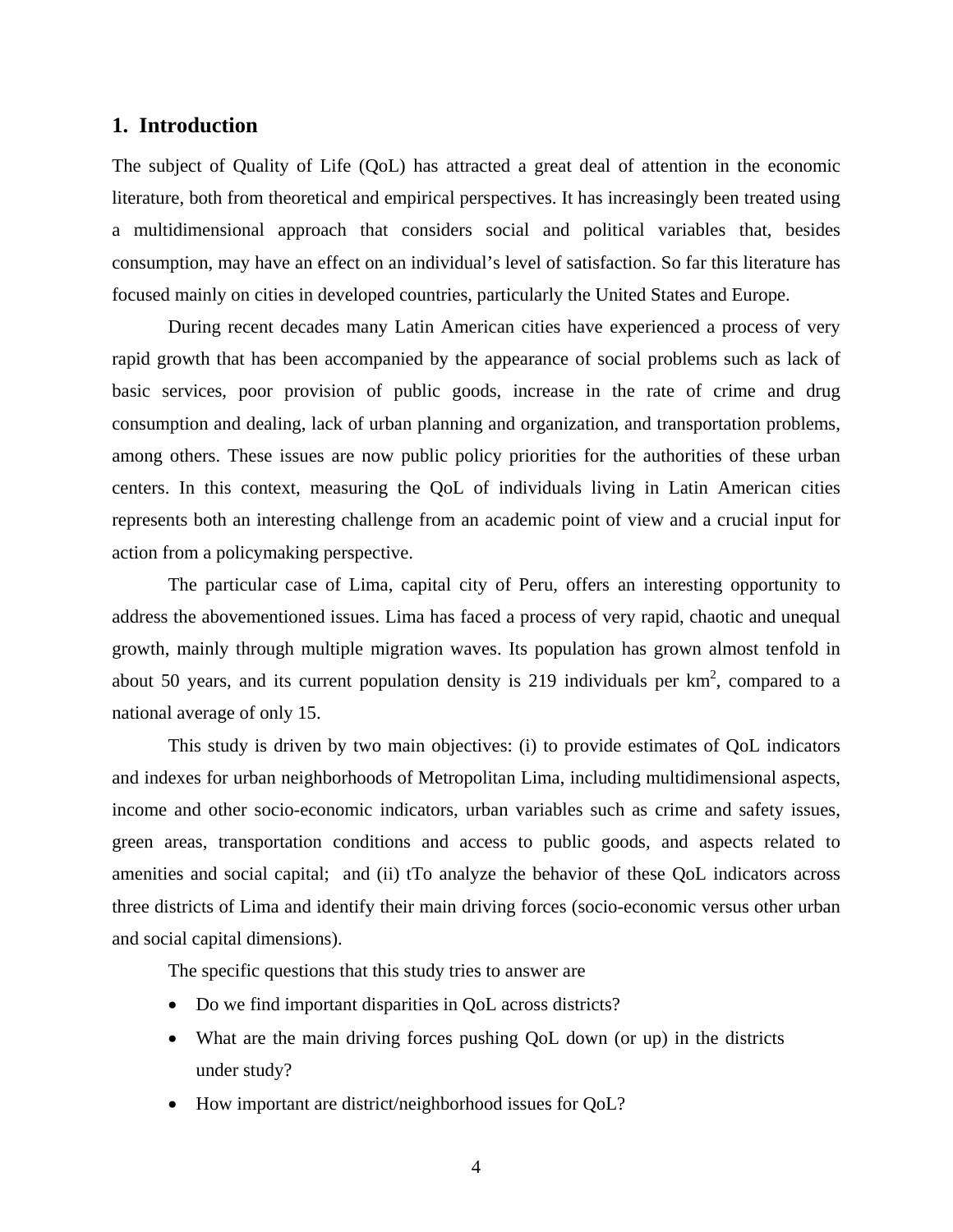## 1. Introduction

The subject of Quality of Life (QoL) has attracted a great deal of attention in the economic literature, both from theoretical and empirical perspectives. It has increasingly been treated using a multidimensional approach that considers social and political variables that, besides consumption, may have an effect on an individual's level of satisfaction. So far this literature has focused mainly on cities in developed countries, particularly the United States and Europe.

During recent decades many Latin American cities have experienced a process of very rapid growth that has been accompanied by the appearance of social problems such as lack of basic services, poor provision of public goods, increase in the rate of crime and drug consumption and dealing, lack of urban planning and organization, and transportation problems, among others. These issues are now public policy priorities for the authorities of these urban centers. In this context, measuring the QoL of individuals living in Latin American cities represents both an interesting challenge from an academic point of view and a crucial input for action from a policymaking perspective.

The particular case of Lima, capital city of Peru, offers an interesting opportunity to address the abovementioned issues. Lima has faced a process of very rapid, chaotic and unequal growth, mainly through multiple migration waves. Its population has grown almost tenfold in about 50 years, and its current population density is 219 individuals per $km^2$, compared to a national average of only 15.

This study is driven by two main objectives: (i) to provide estimates of QoL indicators and indexes for urban neighborhoods of Metropolitan Lima, including multidimensional aspects, income and other socio-economic indicators, urban variables such as crime and safety issues, green areas, transportation conditions and access to public goods, and aspects related to amenities and social capital;  and (ii) tTo analyze the behavior of these QoL indicators across three districts of Lima and identify their main driving forces (socio-economic versus other urban and social capital dimensions).

The specific questions that this study tries to answer are

- Do we find important disparities in QoL across districts?
- What are the main driving forces pushing QoL down (or up) in the districts under study?
- How important are district/neighborhood issues for QoL?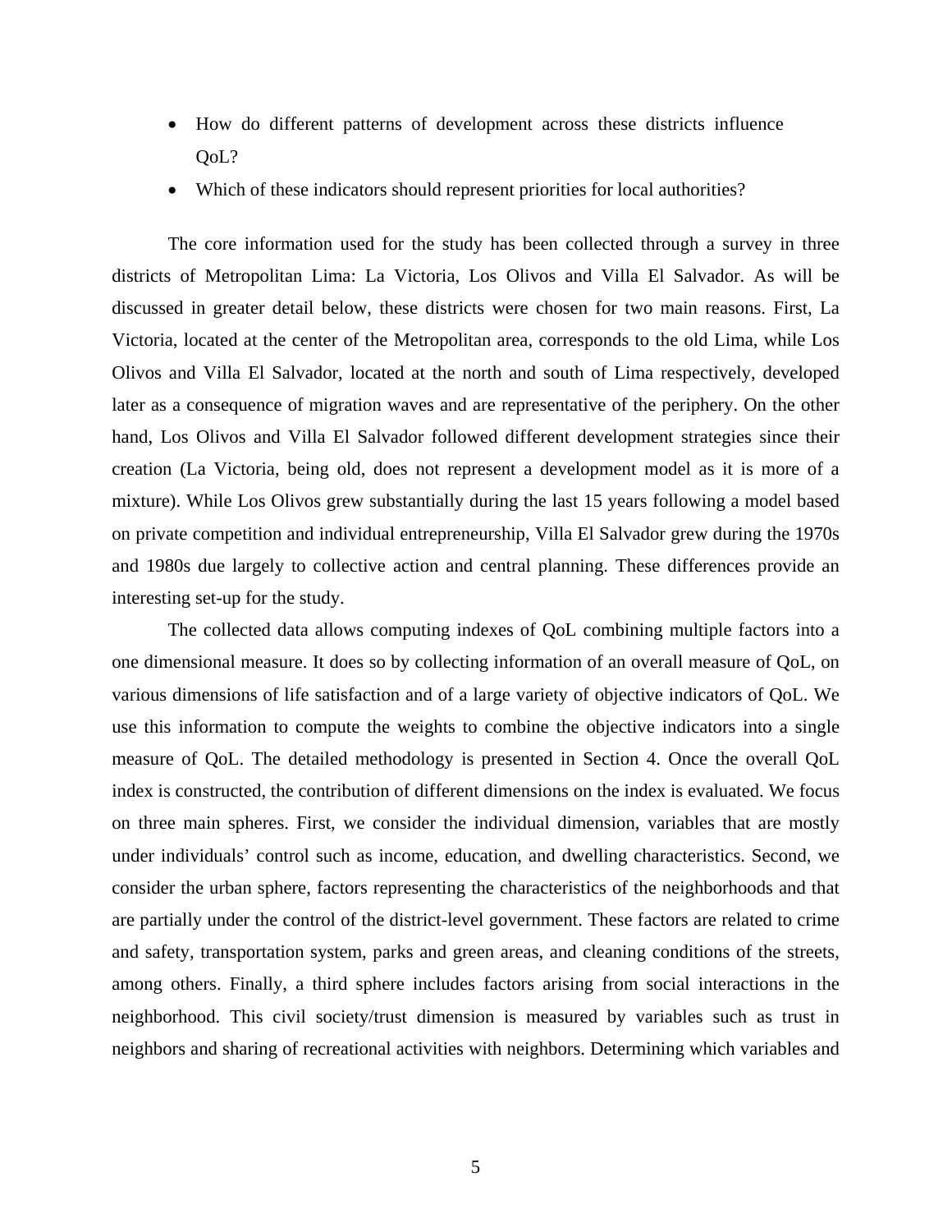- How do different patterns of development across these districts influence QoL?
- Which of these indicators should represent priorities for local authorities?

The core information used for the study has been collected through a survey in three districts of Metropolitan Lima: La Victoria, Los Olivos and Villa El Salvador. As will be discussed in greater detail below, these districts were chosen for two main reasons. First, La Victoria, located at the center of the Metropolitan area, corresponds to the old Lima, while Los Olivos and Villa El Salvador, located at the north and south of Lima respectively, developed later as a consequence of migration waves and are representative of the periphery. On the other hand, Los Olivos and Villa El Salvador followed different development strategies since their creation (La Victoria, being old, does not represent a development model as it is more of a mixture). While Los Olivos grew substantially during the last 15 years following a model based on private competition and individual entrepreneurship, Villa El Salvador grew during the 1970s and 1980s due largely to collective action and central planning. These differences provide an interesting set-up for the study.

The collected data allows computing indexes of QoL combining multiple factors into a one dimensional measure. It does so by collecting information of an overall measure of QoL, on various dimensions of life satisfaction and of a large variety of objective indicators of QoL. We use this information to compute the weights to combine the objective indicators into a single measure of QoL. The detailed methodology is presented in Section 4. Once the overall QoL index is constructed, the contribution of different dimensions on the index is evaluated. We focus on three main spheres. First, we consider the individual dimension, variables that are mostly under individuals' control such as income, education, and dwelling characteristics. Second, we consider the urban sphere, factors representing the characteristics of the neighborhoods and that are partially under the control of the district-level government. These factors are related to crime and safety, transportation system, parks and green areas, and cleaning conditions of the streets, among others. Finally, a third sphere includes factors arising from social interactions in the neighborhood. This civil society/trust dimension is measured by variables such as trust in neighbors and sharing of recreational activities with neighbors. Determining which variables and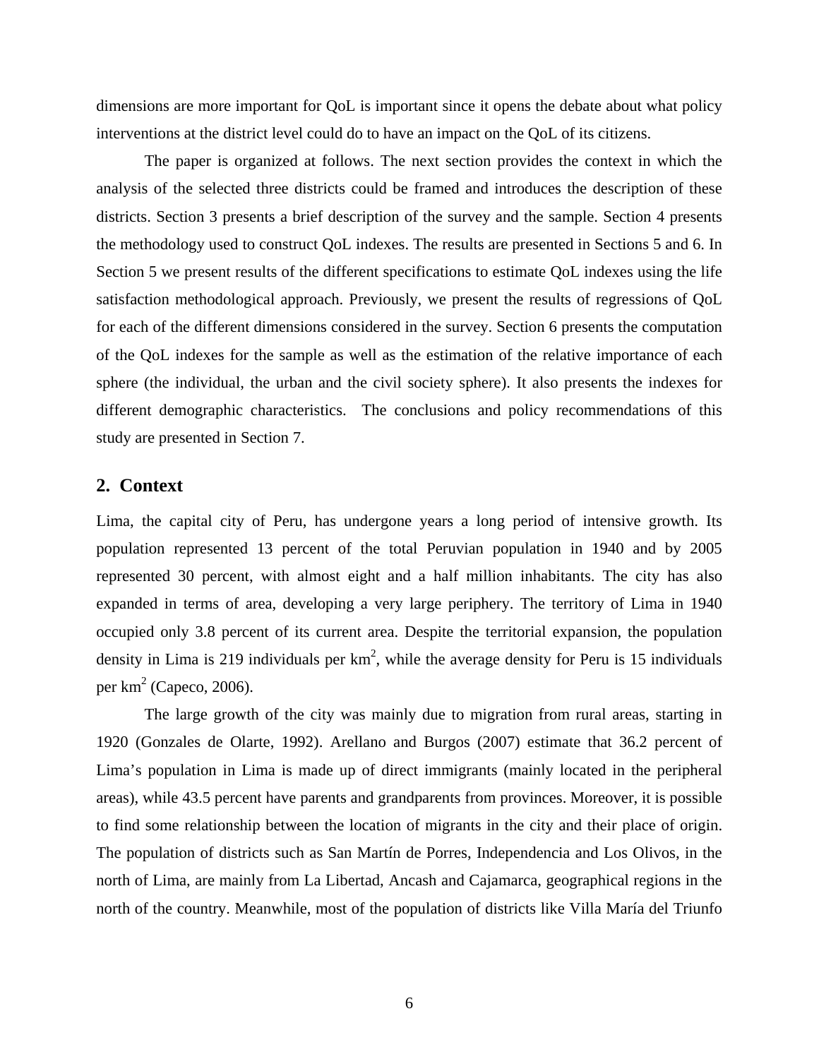dimensions are more important for QoL is important since it opens the debate about what policy interventions at the district level could do to have an impact on the QoL of its citizens.

The paper is organized at follows. The next section provides the context in which the analysis of the selected three districts could be framed and introduces the description of these districts. Section 3 presents a brief description of the survey and the sample. Section 4 presents the methodology used to construct QoL indexes. The results are presented in Sections 5 and 6. In Section 5 we present results of the different specifications to estimate QoL indexes using the life satisfaction methodological approach. Previously, we present the results of regressions of QoL for each of the different dimensions considered in the survey. Section 6 presents the computation of the QoL indexes for the sample as well as the estimation of the relative importance of each sphere (the individual, the urban and the civil society sphere). It also presents the indexes for different demographic characteristics. The conclusions and policy recommendations of this study are presented in Section 7.

## 2. Context

Lima, the capital city of Peru, has undergone years a long period of intensive growth. Its population represented 13 percent of the total Peruvian population in 1940 and by 2005 represented 30 percent, with almost eight and a half million inhabitants. The city has also expanded in terms of area, developing a very large periphery. The territory of Lima in 1940 occupied only 3.8 percent of its current area. Despite the territorial expansion, the population density in Lima is 219 individuals per $km^2$, while the average density for Peru is 15 individuals per $km^2$ (Capeco, 2006).

The large growth of the city was mainly due to migration from rural areas, starting in 1920 (Gonzales de Olarte, 1992). Arellano and Burgos (2007) estimate that 36.2 percent of Lima's population in Lima is made up of direct immigrants (mainly located in the peripheral areas), while 43.5 percent have parents and grandparents from provinces. Moreover, it is possible to find some relationship between the location of migrants in the city and their place of origin. The population of districts such as San Martín de Porres, Independencia and Los Olivos, in the north of Lima, are mainly from La Libertad, Ancash and Cajamarca, geographical regions in the north of the country. Meanwhile, most of the population of districts like Villa María del Triunfo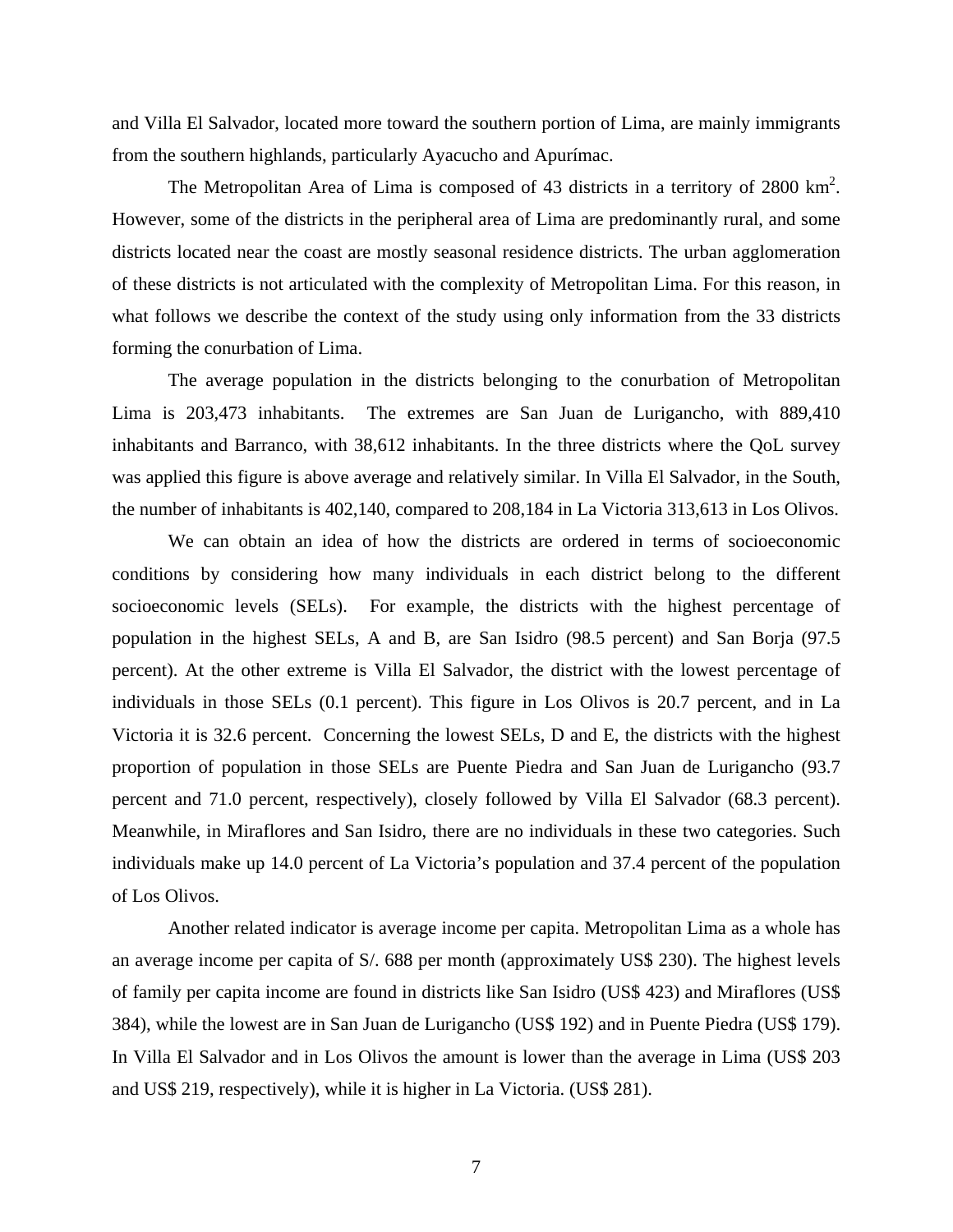and Villa El Salvador, located more toward the southern portion of Lima, are mainly immigrants from the southern highlands, particularly Ayacucho and Apurímac.

The Metropolitan Area of Lima is composed of 43 districts in a territory of 2800 $km^2$. However, some of the districts in the peripheral area of Lima are predominantly rural, and some districts located near the coast are mostly seasonal residence districts. The urban agglomeration of these districts is not articulated with the complexity of Metropolitan Lima. For this reason, in what follows we describe the context of the study using only information from the 33 districts forming the conurbation of Lima.

The average population in the districts belonging to the conurbation of Metropolitan Lima is 203,473 inhabitants. The extremes are San Juan de Lurigancho, with 889,410 inhabitants and Barranco, with 38,612 inhabitants. In the three districts where the QoL survey was applied this figure is above average and relatively similar. In Villa El Salvador, in the South, the number of inhabitants is 402,140, compared to 208,184 in La Victoria 313,613 in Los Olivos.

We can obtain an idea of how the districts are ordered in terms of socioeconomic conditions by considering how many individuals in each district belong to the different socioeconomic levels (SELs). For example, the districts with the highest percentage of population in the highest SELs, A and B, are San Isidro (98.5 percent) and San Borja (97.5 percent). At the other extreme is Villa El Salvador, the district with the lowest percentage of individuals in those SELs (0.1 percent). This figure in Los Olivos is 20.7 percent, and in La Victoria it is 32.6 percent. Concerning the lowest SELs, D and E, the districts with the highest proportion of population in those SELs are Puente Piedra and San Juan de Lurigancho (93.7 percent and 71.0 percent, respectively), closely followed by Villa El Salvador (68.3 percent). Meanwhile, in Miraflores and San Isidro, there are no individuals in these two categories. Such individuals make up 14.0 percent of La Victoria's population and 37.4 percent of the population of Los Olivos.

Another related indicator is average income per capita. Metropolitan Lima as a whole has an average income per capita of S/. 688 per month (approximately US$ 230). The highest levels of family per capita income are found in districts like San Isidro (US$ 423) and Miraflores (US$ 384), while the lowest are in San Juan de Lurigancho (US$ 192) and in Puente Piedra (US$ 179). In Villa El Salvador and in Los Olivos the amount is lower than the average in Lima (US$ 203 and US$ 219, respectively), while it is higher in La Victoria. (US$ 281).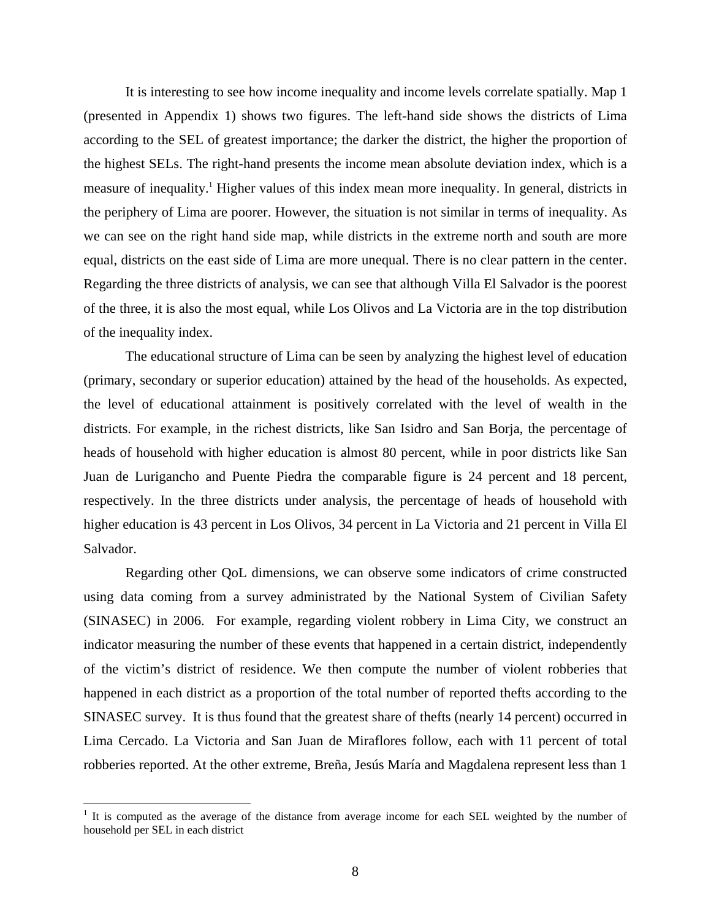It is interesting to see how income inequality and income levels correlate spatially. Map 1 (presented in Appendix 1) shows two figures. The left-hand side shows the districts of Lima according to the SEL of greatest importance; the darker the district, the higher the proportion of the highest SELs. The right-hand presents the income mean absolute deviation index, which is a measure of inequality.[1] Higher values of this index mean more inequality. In general, districts in the periphery of Lima are poorer. However, the situation is not similar in terms of inequality. As we can see on the right hand side map, while districts in the extreme north and south are more equal, districts on the east side of Lima are more unequal. There is no clear pattern in the center. Regarding the three districts of analysis, we can see that although Villa El Salvador is the poorest of the three, it is also the most equal, while Los Olivos and La Victoria are in the top distribution of the inequality index.

The educational structure of Lima can be seen by analyzing the highest level of education (primary, secondary or superior education) attained by the head of the households. As expected, the level of educational attainment is positively correlated with the level of wealth in the districts. For example, in the richest districts, like San Isidro and San Borja, the percentage of heads of household with higher education is almost 80 percent, while in poor districts like San Juan de Lurigancho and Puente Piedra the comparable figure is 24 percent and 18 percent, respectively. In the three districts under analysis, the percentage of heads of household with higher education is 43 percent in Los Olivos, 34 percent in La Victoria and 21 percent in Villa El Salvador.

Regarding other QoL dimensions, we can observe some indicators of crime constructed using data coming from a survey administrated by the National System of Civilian Safety (SINASEC) in 2006. For example, regarding violent robbery in Lima City, we construct an indicator measuring the number of these events that happened in a certain district, independently of the victim's district of residence. We then compute the number of violent robberies that happened in each district as a proportion of the total number of reported thefts according to the SINASEC survey. It is thus found that the greatest share of thefts (nearly 14 percent) occurred in Lima Cercado. La Victoria and San Juan de Miraflores follow, each with 11 percent of total robberies reported. At the other extreme, Breña, Jesús María and Magdalena represent less than 1

---

[1] It is computed as the average of the distance from average income for each SEL weighted by the number of household per SEL in each district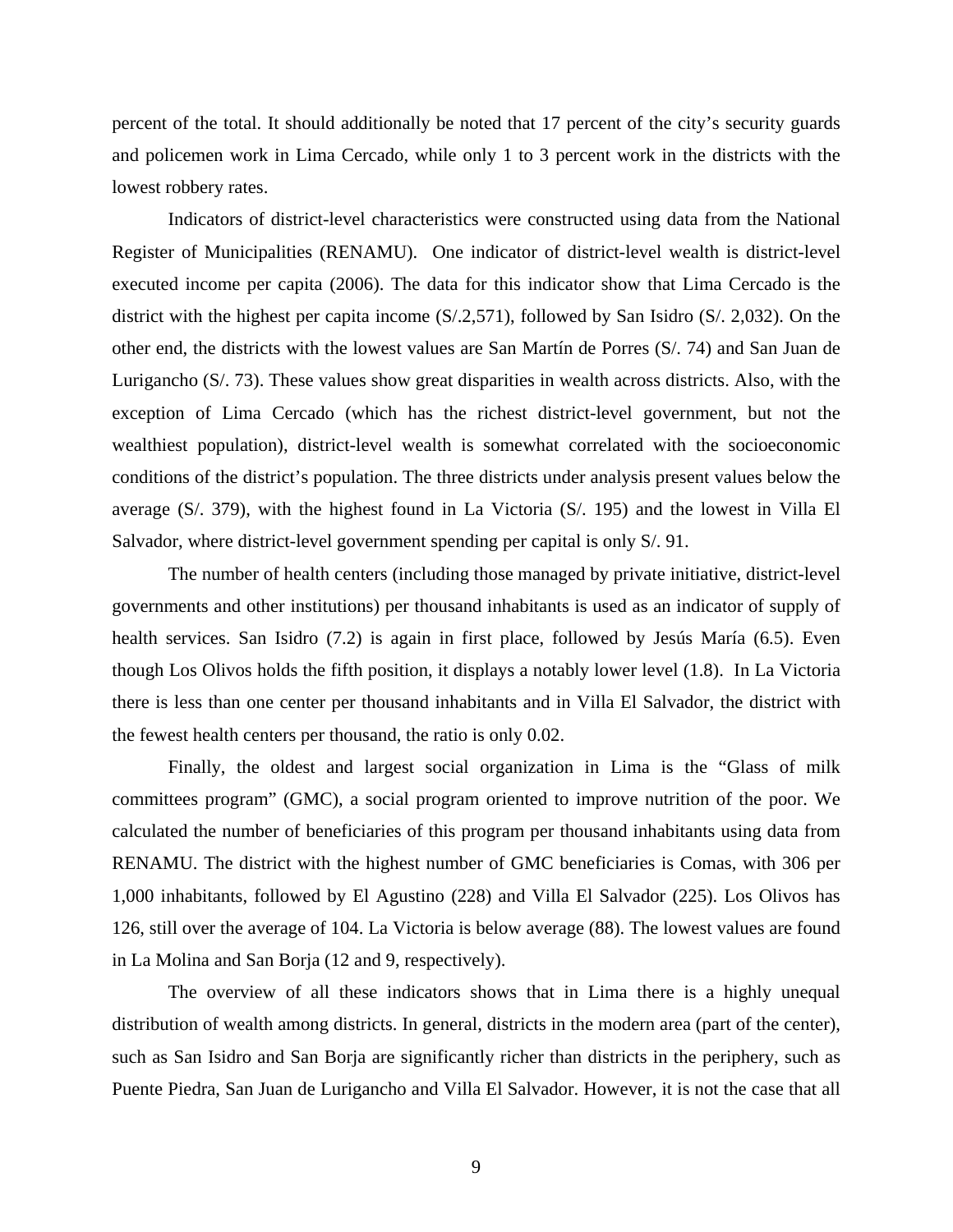percent of the total. It should additionally be noted that 17 percent of the city's security guards and policemen work in Lima Cercado, while only 1 to 3 percent work in the districts with the lowest robbery rates.

Indicators of district-level characteristics were constructed using data from the National Register of Municipalities (RENAMU). One indicator of district-level wealth is district-level executed income per capita (2006). The data for this indicator show that Lima Cercado is the district with the highest per capita income (S/.2,571), followed by San Isidro (S/. 2,032). On the other end, the districts with the lowest values are San Martín de Porres (S/. 74) and San Juan de Lurigancho (S/. 73). These values show great disparities in wealth across districts. Also, with the exception of Lima Cercado (which has the richest district-level government, but not the wealthiest population), district-level wealth is somewhat correlated with the socioeconomic conditions of the district's population. The three districts under analysis present values below the average (S/. 379), with the highest found in La Victoria (S/. 195) and the lowest in Villa El Salvador, where district-level government spending per capital is only S/. 91.

The number of health centers (including those managed by private initiative, district-level governments and other institutions) per thousand inhabitants is used as an indicator of supply of health services. San Isidro (7.2) is again in first place, followed by Jesús María (6.5). Even though Los Olivos holds the fifth position, it displays a notably lower level (1.8). In La Victoria there is less than one center per thousand inhabitants and in Villa El Salvador, the district with the fewest health centers per thousand, the ratio is only 0.02.

Finally, the oldest and largest social organization in Lima is the "Glass of milk committees program" (GMC), a social program oriented to improve nutrition of the poor. We calculated the number of beneficiaries of this program per thousand inhabitants using data from RENAMU. The district with the highest number of GMC beneficiaries is Comas, with 306 per 1,000 inhabitants, followed by El Agustino (228) and Villa El Salvador (225). Los Olivos has 126, still over the average of 104. La Victoria is below average (88). The lowest values are found in La Molina and San Borja (12 and 9, respectively).

The overview of all these indicators shows that in Lima there is a highly unequal distribution of wealth among districts. In general, districts in the modern area (part of the center), such as San Isidro and San Borja are significantly richer than districts in the periphery, such as Puente Piedra, San Juan de Lurigancho and Villa El Salvador. However, it is not the case that all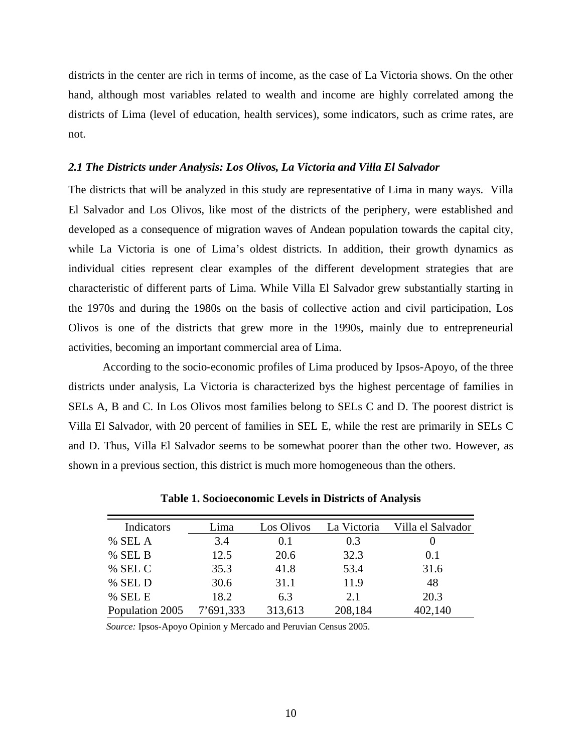districts in the center are rich in terms of income, as the case of La Victoria shows. On the other hand, although most variables related to wealth and income are highly correlated among the districts of Lima (level of education, health services), some indicators, such as crime rates, are not.

### *2.1 The Districts under Analysis: Los Olivos, La Victoria and Villa El Salvador*

The districts that will be analyzed in this study are representative of Lima in many ways. Villa El Salvador and Los Olivos, like most of the districts of the periphery, were established and developed as a consequence of migration waves of Andean population towards the capital city, while La Victoria is one of Lima's oldest districts. In addition, their growth dynamics as individual cities represent clear examples of the different development strategies that are characteristic of different parts of Lima. While Villa El Salvador grew substantially starting in the 1970s and during the 1980s on the basis of collective action and civil participation, Los Olivos is one of the districts that grew more in the 1990s, mainly due to entrepreneurial activities, becoming an important commercial area of Lima.

According to the socio-economic profiles of Lima produced by Ipsos-Apoyo, of the three districts under analysis, La Victoria is characterized bys the highest percentage of families in SELs A, B and C. In Los Olivos most families belong to SELs C and D. The poorest district is Villa El Salvador, with 20 percent of families in SEL E, while the rest are primarily in SELs C and D. Thus, Villa El Salvador seems to be somewhat poorer than the other two. However, as shown in a previous section, this district is much more homogeneous than the others.

**Table 1. Socioeconomic Levels in Districts of Analysis**

| Indicators | Lima | Los Olivos | La Victoria | Villa el Salvador |
|---|---|---|---|---|
| % SEL A | 3.4 | 0.1 | 0.3 | 0 |
| % SEL B | 12.5 | 20.6 | 32.3 | 0.1 |
| % SEL C | 35.3 | 41.8 | 53.4 | 31.6 |
| % SEL D | 30.6 | 31.1 | 11.9 | 48 |
| % SEL E | 18.2 | 6.3 | 2.1 | 20.3 |
| Population 2005 | 7'691,333 | 313,613 | 208,184 | 402,140 |

*Source:* Ipsos-Apoyo Opinion y Mercado and Peruvian Census 2005.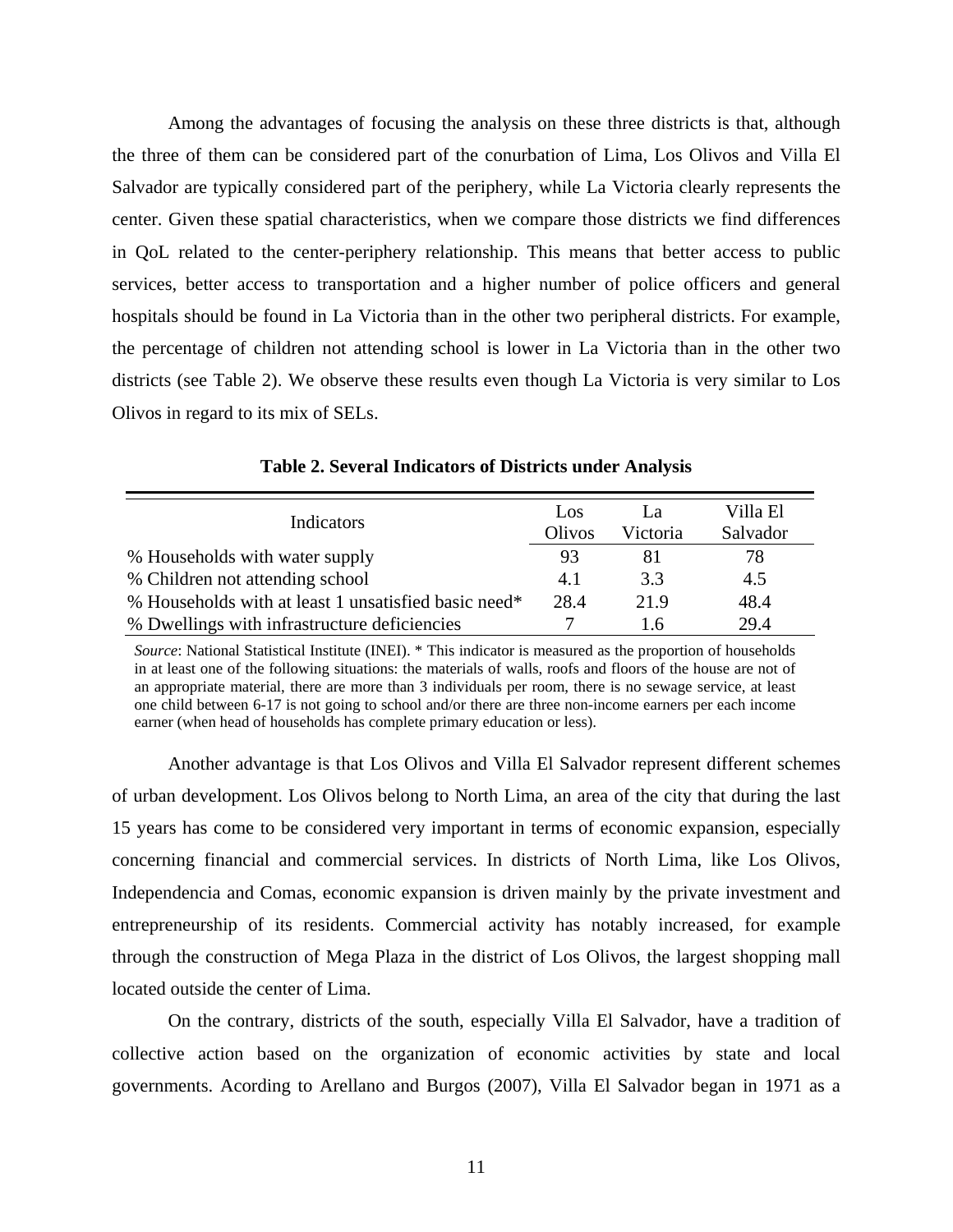Among the advantages of focusing the analysis on these three districts is that, although the three of them can be considered part of the conurbation of Lima, Los Olivos and Villa El Salvador are typically considered part of the periphery, while La Victoria clearly represents the center. Given these spatial characteristics, when we compare those districts we find differences in QoL related to the center-periphery relationship. This means that better access to public services, better access to transportation and a higher number of police officers and general hospitals should be found in La Victoria than in the other two peripheral districts. For example, the percentage of children not attending school is lower in La Victoria than in the other two districts (see Table 2). We observe these results even though La Victoria is very similar to Los Olivos in regard to its mix of SELs.

**Table 2. Several Indicators of Districts under Analysis**

| Indicators | Los Olivos | La Victoria | Villa El Salvador |
|---|---|---|---|
| % Households with water supply | 93 | 81 | 78 |
| % Children not attending school | 4.1 | 3.3 | 4.5 |
| % Households with at least 1 unsatisfied basic need* | 28.4 | 21.9 | 48.4 |
| % Dwellings with infrastructure deficiencies | 7 | 1.6 | 29.4 |

*Source*: National Statistical Institute (INEI). * This indicator is measured as the proportion of households in at least one of the following situations: the materials of walls, roofs and floors of the house are not of an appropriate material, there are more than 3 individuals per room, there is no sewage service, at least one child between 6-17 is not going to school and/or there are three non-income earners per each income earner (when head of households has complete primary education or less).

Another advantage is that Los Olivos and Villa El Salvador represent different schemes of urban development. Los Olivos belong to North Lima, an area of the city that during the last 15 years has come to be considered very important in terms of economic expansion, especially concerning financial and commercial services. In districts of North Lima, like Los Olivos, Independencia and Comas, economic expansion is driven mainly by the private investment and entrepreneurship of its residents. Commercial activity has notably increased, for example through the construction of Mega Plaza in the district of Los Olivos, the largest shopping mall located outside the center of Lima.

On the contrary, districts of the south, especially Villa El Salvador, have a tradition of collective action based on the organization of economic activities by state and local governments. Acording to Arellano and Burgos (2007), Villa El Salvador began in 1971 as a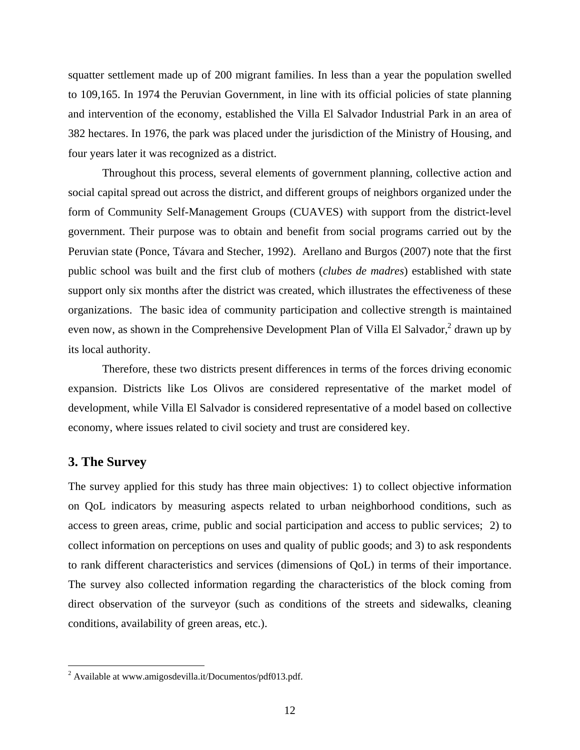squatter settlement made up of 200 migrant families. In less than a year the population swelled to 109,165. In 1974 the Peruvian Government, in line with its official policies of state planning and intervention of the economy, established the Villa El Salvador Industrial Park in an area of 382 hectares. In 1976, the park was placed under the jurisdiction of the Ministry of Housing, and four years later it was recognized as a district.

Throughout this process, several elements of government planning, collective action and social capital spread out across the district, and different groups of neighbors organized under the form of Community Self-Management Groups (CUAVES) with support from the district-level government. Their purpose was to obtain and benefit from social programs carried out by the Peruvian state (Ponce, Távara and Stecher, 1992). Arellano and Burgos (2007) note that the first public school was built and the first club of mothers (*clubes de madres*) established with state support only six months after the district was created, which illustrates the effectiveness of these organizations. The basic idea of community participation and collective strength is maintained even now, as shown in the Comprehensive Development Plan of Villa El Salvador,[2] drawn up by its local authority.

Therefore, these two districts present differences in terms of the forces driving economic expansion. Districts like Los Olivos are considered representative of the market model of development, while Villa El Salvador is considered representative of a model based on collective economy, where issues related to civil society and trust are considered key.

## 3. The Survey

The survey applied for this study has three main objectives: 1) to collect objective information on QoL indicators by measuring aspects related to urban neighborhood conditions, such as access to green areas, crime, public and social participation and access to public services; 2) to collect information on perceptions on uses and quality of public goods; and 3) to ask respondents to rank different characteristics and services (dimensions of QoL) in terms of their importance. The survey also collected information regarding the characteristics of the block coming from direct observation of the surveyor (such as conditions of the streets and sidewalks, cleaning conditions, availability of green areas, etc.).

---

[2] Available at www.amigosdevilla.it/Documentos/pdf013.pdf.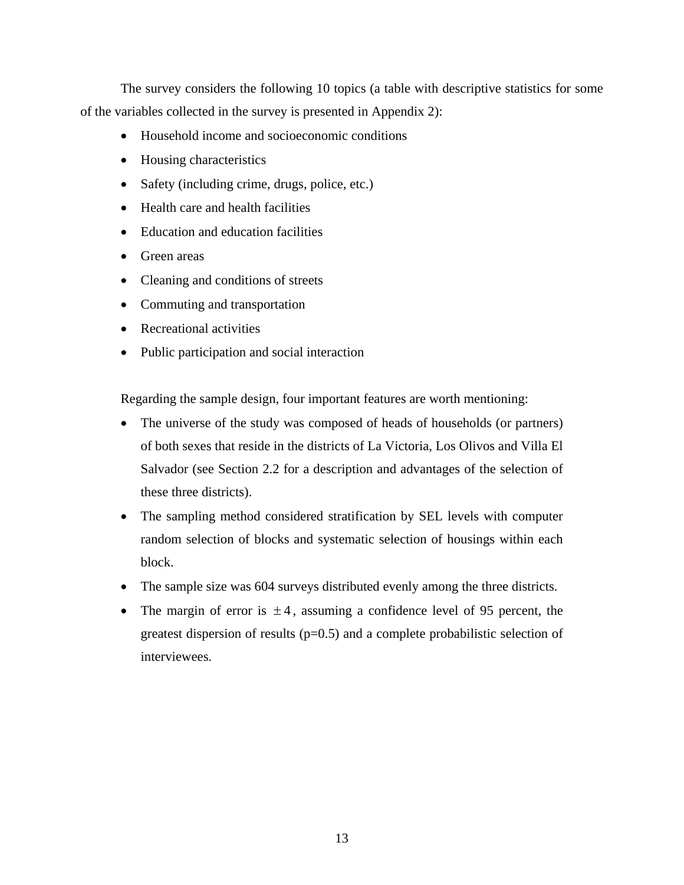The survey considers the following 10 topics (a table with descriptive statistics for some of the variables collected in the survey is presented in Appendix 2):

- Household income and socioeconomic conditions
- Housing characteristics
- Safety (including crime, drugs, police, etc.)
- Health care and health facilities
- Education and education facilities
- Green areas
- Cleaning and conditions of streets
- Commuting and transportation
- Recreational activities
- Public participation and social interaction

Regarding the sample design, four important features are worth mentioning:

- The universe of the study was composed of heads of households (or partners) of both sexes that reside in the districts of La Victoria, Los Olivos and Villa El Salvador (see Section 2.2 for a description and advantages of the selection of these three districts).
- The sampling method considered stratification by SEL levels with computer random selection of blocks and systematic selection of housings within each block.
- The sample size was 604 surveys distributed evenly among the three districts.
- The margin of error is $\pm 4$, assuming a confidence level of 95 percent, the greatest dispersion of results (p=0.5) and a complete probabilistic selection of interviewees.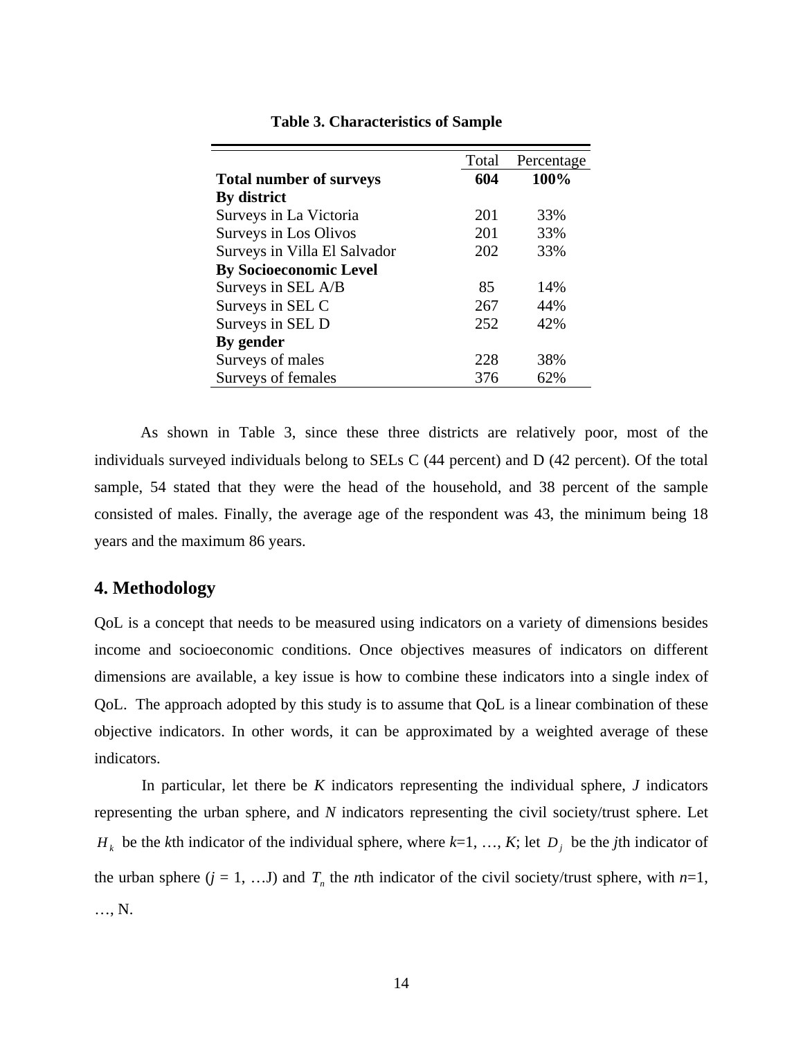**Table 3. Characteristics of Sample**

| | Total | Percentage |
|---|---|---|
| **Total number of surveys** | **604** | **100%** |
| **By district** | | |
| Surveys in La Victoria | 201 | 33% |
| Surveys in Los Olivos | 201 | 33% |
| Surveys in Villa El Salvador | 202 | 33% |
| **By Socioeconomic Level** | | |
| Surveys in SEL A/B | 85 | 14% |
| Surveys in SEL C | 267 | 44% |
| Surveys in SEL D | 252 | 42% |
| **By gender** | | |
| Surveys of males | 228 | 38% |
| Surveys of females | 376 | 62% |

As shown in Table 3, since these three districts are relatively poor, most of the individuals surveyed individuals belong to SELs C (44 percent) and D (42 percent). Of the total sample, 54 stated that they were the head of the household, and 38 percent of the sample consisted of males. Finally, the average age of the respondent was 43, the minimum being 18 years and the maximum 86 years.

## 4. Methodology

QoL is a concept that needs to be measured using indicators on a variety of dimensions besides income and socioeconomic conditions. Once objectives measures of indicators on different dimensions are available, a key issue is how to combine these indicators into a single index of QoL. The approach adopted by this study is to assume that QoL is a linear combination of these objective indicators. In other words, it can be approximated by a weighted average of these indicators.

In particular, let there be $K$ indicators representing the individual sphere, $J$ indicators representing the urban sphere, and $N$ indicators representing the civil society/trust sphere. Let $H_k$ be the $k$th indicator of the individual sphere, where $k$=1, …, $K$; let $D_j$ be the $j$th indicator of the urban sphere ($j$ = 1, …J) and $T_n$ the $n$th indicator of the civil society/trust sphere, with $n$=1, …, N.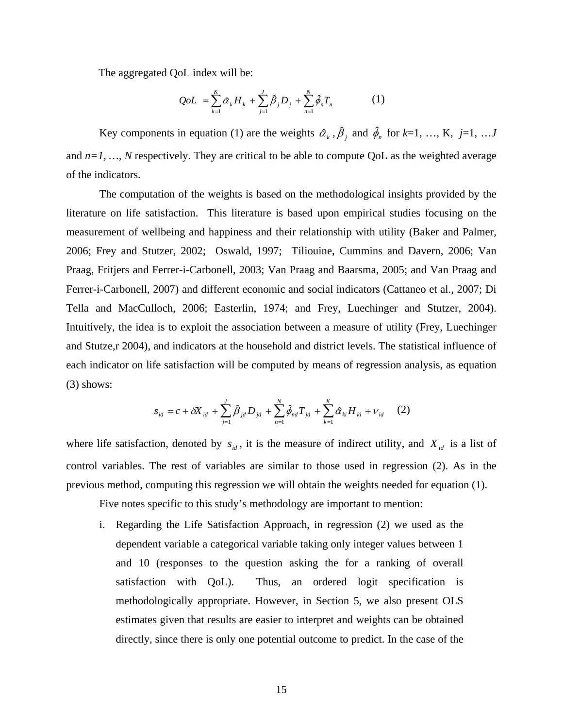The aggregated QoL index will be:

$$QoL = \sum_{k=1}^{K} \hat{\alpha}_k H_k + \sum_{j=1}^{J} \hat{\beta}_j D_j + \sum_{n=1}^{N} \hat{\phi}_n T_n \qquad (1)$$

Key components in equation (1) are the weights $\hat{\alpha}_k$ , $\hat{\beta}_j$ and $\hat{\phi}_n$ for $k$=1, …, K, $j$=1, …$J$ and $n=1, …, N$ respectively. They are critical to be able to compute QoL as the weighted average of the indicators.

The computation of the weights is based on the methodological insights provided by the literature on life satisfaction. This literature is based upon empirical studies focusing on the measurement of wellbeing and happiness and their relationship with utility (Baker and Palmer, 2006; Frey and Stutzer, 2002; Oswald, 1997; Tiliouine, Cummins and Davern, 2006; Van Praag, Fritjers and Ferrer-i-Carbonell, 2003; Van Praag and Baarsma, 2005; and Van Praag and Ferrer-i-Carbonell, 2007) and different economic and social indicators (Cattaneo et al., 2007; Di Tella and MacCulloch, 2006; Easterlin, 1974; and Frey, Luechinger and Stutzer, 2004). Intuitively, the idea is to exploit the association between a measure of utility (Frey, Luechinger and Stutze,r 2004), and indicators at the household and district levels. The statistical influence of each indicator on life satisfaction will be computed by means of regression analysis, as equation (3) shows:

$$s_{id} = c + \delta X_{id} + \sum_{j=1}^{J} \hat{\beta}_{jd} D_{jd} + \sum_{n=1}^{N} \hat{\phi}_{nd} T_{jd} + \sum_{k=1}^{K} \hat{\alpha}_{ki} H_{ki} + \nu_{id} \qquad (2)$$

where life satisfaction, denoted by $s_{id}$, it is the measure of indirect utility, and $X_{id}$ is a list of control variables. The rest of variables are similar to those used in regression (2). As in the previous method, computing this regression we will obtain the weights needed for equation (1).

Five notes specific to this study's methodology are important to mention:

i. Regarding the Life Satisfaction Approach, in regression (2) we used as the dependent variable a categorical variable taking only integer values between 1 and 10 (responses to the question asking the for a ranking of overall satisfaction with QoL). Thus, an ordered logit specification is methodologically appropriate. However, in Section 5, we also present OLS estimates given that results are easier to interpret and weights can be obtained directly, since there is only one potential outcome to predict. In the case of the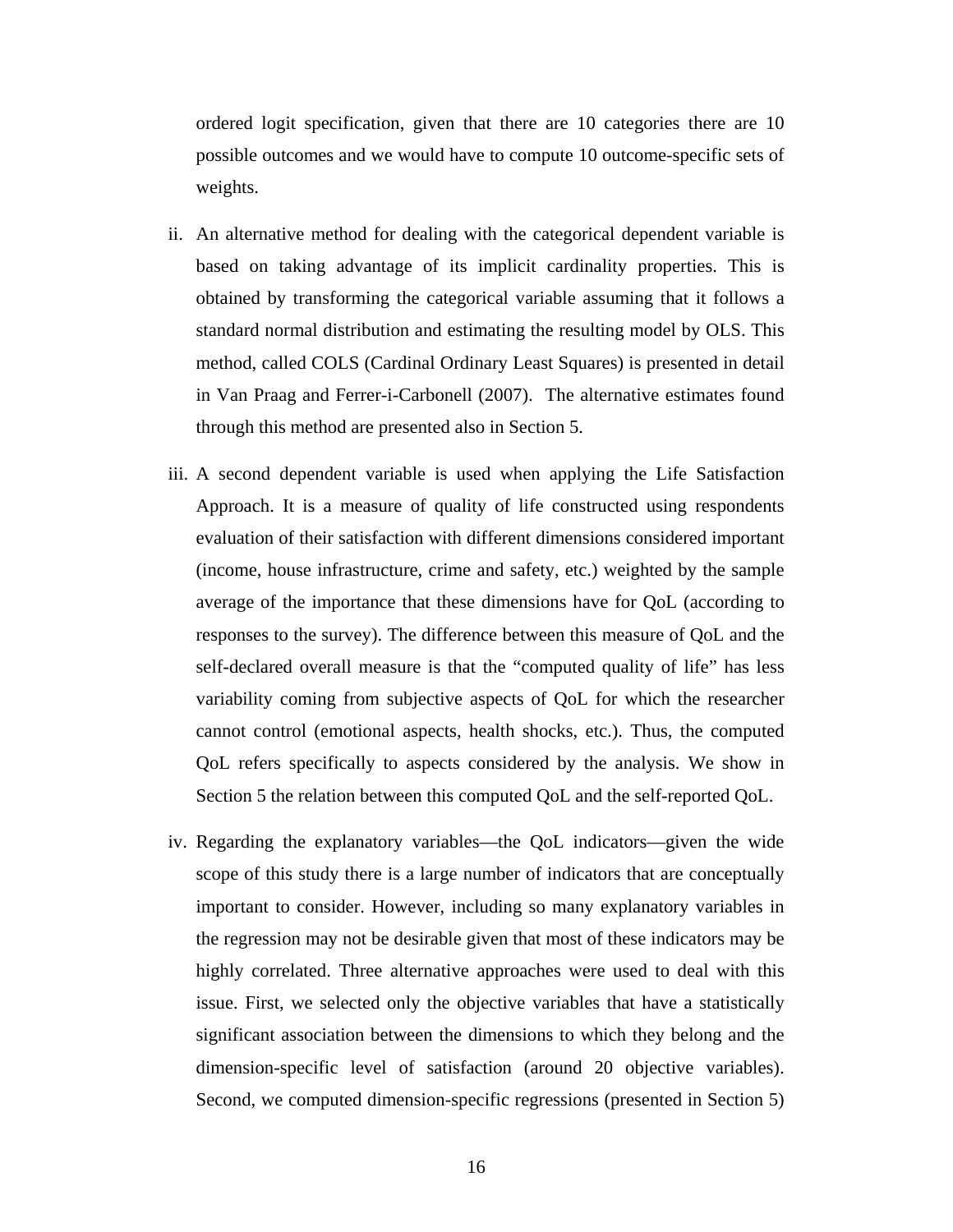ordered logit specification, given that there are 10 categories there are 10 possible outcomes and we would have to compute 10 outcome-specific sets of weights.

ii. An alternative method for dealing with the categorical dependent variable is based on taking advantage of its implicit cardinality properties. This is obtained by transforming the categorical variable assuming that it follows a standard normal distribution and estimating the resulting model by OLS. This method, called COLS (Cardinal Ordinary Least Squares) is presented in detail in Van Praag and Ferrer-i-Carbonell (2007). The alternative estimates found through this method are presented also in Section 5.

iii. A second dependent variable is used when applying the Life Satisfaction Approach. It is a measure of quality of life constructed using respondents evaluation of their satisfaction with different dimensions considered important (income, house infrastructure, crime and safety, etc.) weighted by the sample average of the importance that these dimensions have for QoL (according to responses to the survey). The difference between this measure of QoL and the self-declared overall measure is that the "computed quality of life" has less variability coming from subjective aspects of QoL for which the researcher cannot control (emotional aspects, health shocks, etc.). Thus, the computed QoL refers specifically to aspects considered by the analysis. We show in Section 5 the relation between this computed QoL and the self-reported QoL.

iv. Regarding the explanatory variables—the QoL indicators—given the wide scope of this study there is a large number of indicators that are conceptually important to consider. However, including so many explanatory variables in the regression may not be desirable given that most of these indicators may be highly correlated. Three alternative approaches were used to deal with this issue. First, we selected only the objective variables that have a statistically significant association between the dimensions to which they belong and the dimension-specific level of satisfaction (around 20 objective variables). Second, we computed dimension-specific regressions (presented in Section 5)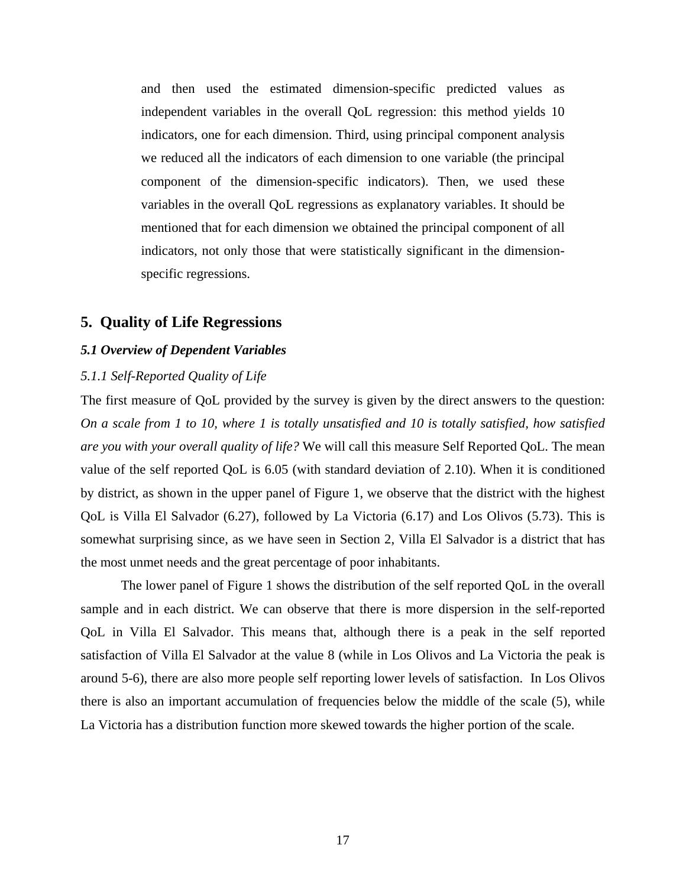and then used the estimated dimension-specific predicted values as independent variables in the overall QoL regression: this method yields 10 indicators, one for each dimension. Third, using principal component analysis we reduced all the indicators of each dimension to one variable (the principal component of the dimension-specific indicators). Then, we used these variables in the overall QoL regressions as explanatory variables. It should be mentioned that for each dimension we obtained the principal component of all indicators, not only those that were statistically significant in the dimension-specific regressions.

## 5. Quality of Life Regressions

### *5.1 Overview of Dependent Variables*

#### *5.1.1 Self-Reported Quality of Life*

The first measure of QoL provided by the survey is given by the direct answers to the question: *On a scale from 1 to 10, where 1 is totally unsatisfied and 10 is totally satisfied, how satisfied are you with your overall quality of life?* We will call this measure Self Reported QoL. The mean value of the self reported QoL is 6.05 (with standard deviation of 2.10). When it is conditioned by district, as shown in the upper panel of Figure 1, we observe that the district with the highest QoL is Villa El Salvador (6.27), followed by La Victoria (6.17) and Los Olivos (5.73). This is somewhat surprising since, as we have seen in Section 2, Villa El Salvador is a district that has the most unmet needs and the great percentage of poor inhabitants.

The lower panel of Figure 1 shows the distribution of the self reported QoL in the overall sample and in each district. We can observe that there is more dispersion in the self-reported QoL in Villa El Salvador. This means that, although there is a peak in the self reported satisfaction of Villa El Salvador at the value 8 (while in Los Olivos and La Victoria the peak is around 5-6), there are also more people self reporting lower levels of satisfaction. In Los Olivos there is also an important accumulation of frequencies below the middle of the scale (5), while La Victoria has a distribution function more skewed towards the higher portion of the scale.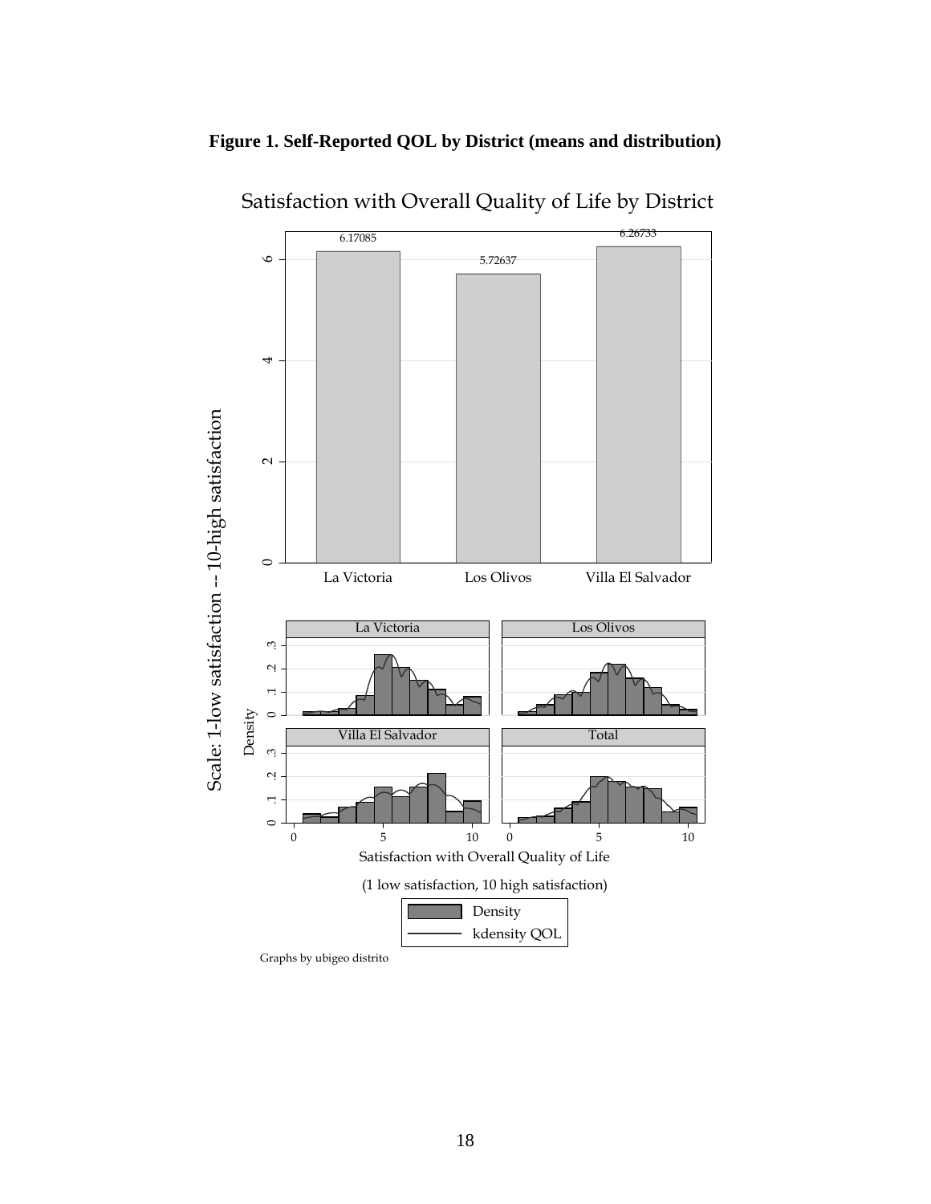**Figure 1. Self-Reported QOL by District (means and distribution)**

Satisfaction with Overall Quality of Life by District

| District | Mean |
| --- | --- |
| La Victoria | 6.17085 |
| Los Olivos | 5.72637 |
| Villa El Salvador | 6.26733 |

Scale: 1-low satisfaction -- 10-high satisfaction

Density

La Victoria | Los Olivos | Villa El Salvador | Total

Satisfaction with Overall Quality of Life

(1 low satisfaction, 10 high satisfaction)

Density

kdensity QOL

Graphs by ubigeo distrito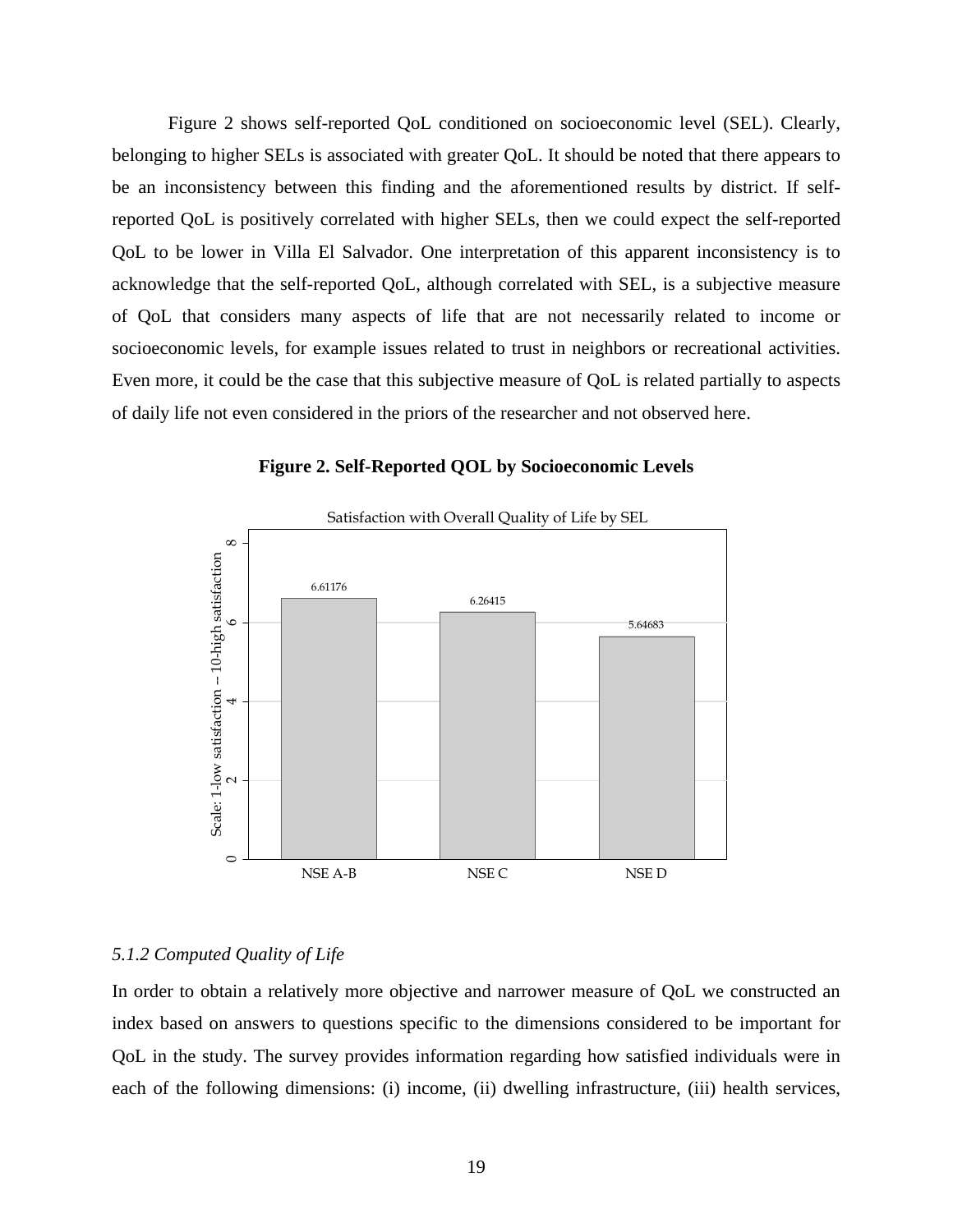Figure 2 shows self-reported QoL conditioned on socioeconomic level (SEL). Clearly, belonging to higher SELs is associated with greater QoL. It should be noted that there appears to be an inconsistency between this finding and the aforementioned results by district. If self-reported QoL is positively correlated with higher SELs, then we could expect the self-reported QoL to be lower in Villa El Salvador. One interpretation of this apparent inconsistency is to acknowledge that the self-reported QoL, although correlated with SEL, is a subjective measure of QoL that considers many aspects of life that are not necessarily related to income or socioeconomic levels, for example issues related to trust in neighbors or recreational activities. Even more, it could be the case that this subjective measure of QoL is related partially to aspects of daily life not even considered in the priors of the researcher and not observed here.

**Figure 2. Self-Reported QOL by Socioeconomic Levels**

Satisfaction with Overall Quality of Life by SEL

| SEL | Scale: 1-low satisfaction -- 10-high satisfaction |
|---|---|
| NSE A-B | 6.61176 |
| NSE C | 6.26415 |
| NSE D | 5.64683 |

### *5.1.2 Computed Quality of Life*

In order to obtain a relatively more objective and narrower measure of QoL we constructed an index based on answers to questions specific to the dimensions considered to be important for QoL in the study. The survey provides information regarding how satisfied individuals were in each of the following dimensions: (i) income, (ii) dwelling infrastructure, (iii) health services,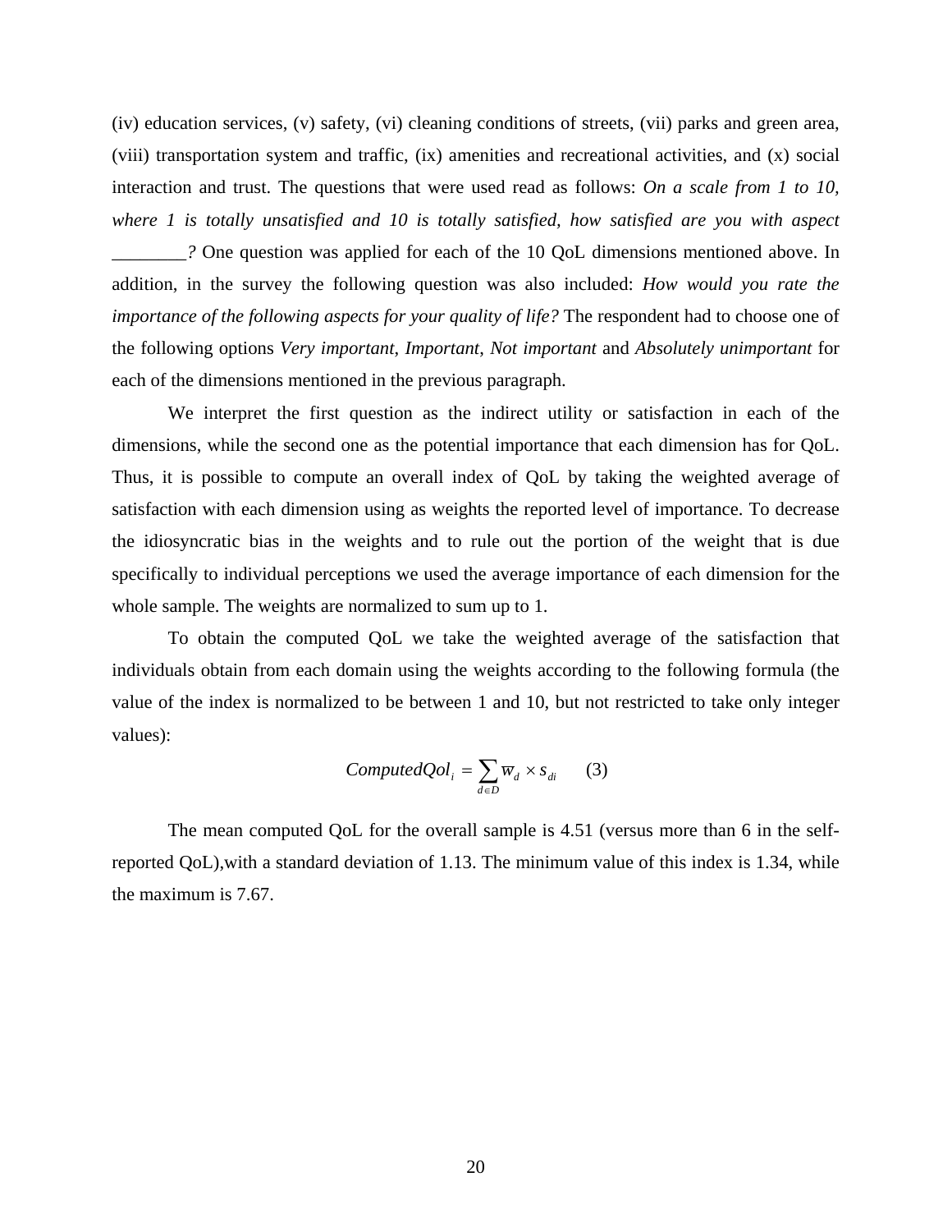(iv) education services, (v) safety, (vi) cleaning conditions of streets, (vii) parks and green area, (viii) transportation system and traffic, (ix) amenities and recreational activities, and (x) social interaction and trust. The questions that were used read as follows: *On a scale from 1 to 10, where 1 is totally unsatisfied and 10 is totally satisfied, how satisfied are you with aspect ________?* One question was applied for each of the 10 QoL dimensions mentioned above. In addition, in the survey the following question was also included: *How would you rate the importance of the following aspects for your quality of life?* The respondent had to choose one of the following options *Very important*, *Important*, *Not important* and *Absolutely unimportant* for each of the dimensions mentioned in the previous paragraph.

We interpret the first question as the indirect utility or satisfaction in each of the dimensions, while the second one as the potential importance that each dimension has for QoL. Thus, it is possible to compute an overall index of QoL by taking the weighted average of satisfaction with each dimension using as weights the reported level of importance. To decrease the idiosyncratic bias in the weights and to rule out the portion of the weight that is due specifically to individual perceptions we used the average importance of each dimension for the whole sample. The weights are normalized to sum up to 1.

To obtain the computed QoL we take the weighted average of the satisfaction that individuals obtain from each domain using the weights according to the following formula (the value of the index is normalized to be between 1 and 10, but not restricted to take only integer values):

$$ComputedQol_i = \sum_{d \in D} \overline{w}_d \times s_{di} \qquad (3)$$

The mean computed QoL for the overall sample is 4.51 (versus more than 6 in the self-reported QoL),with a standard deviation of 1.13. The minimum value of this index is 1.34, while the maximum is 7.67.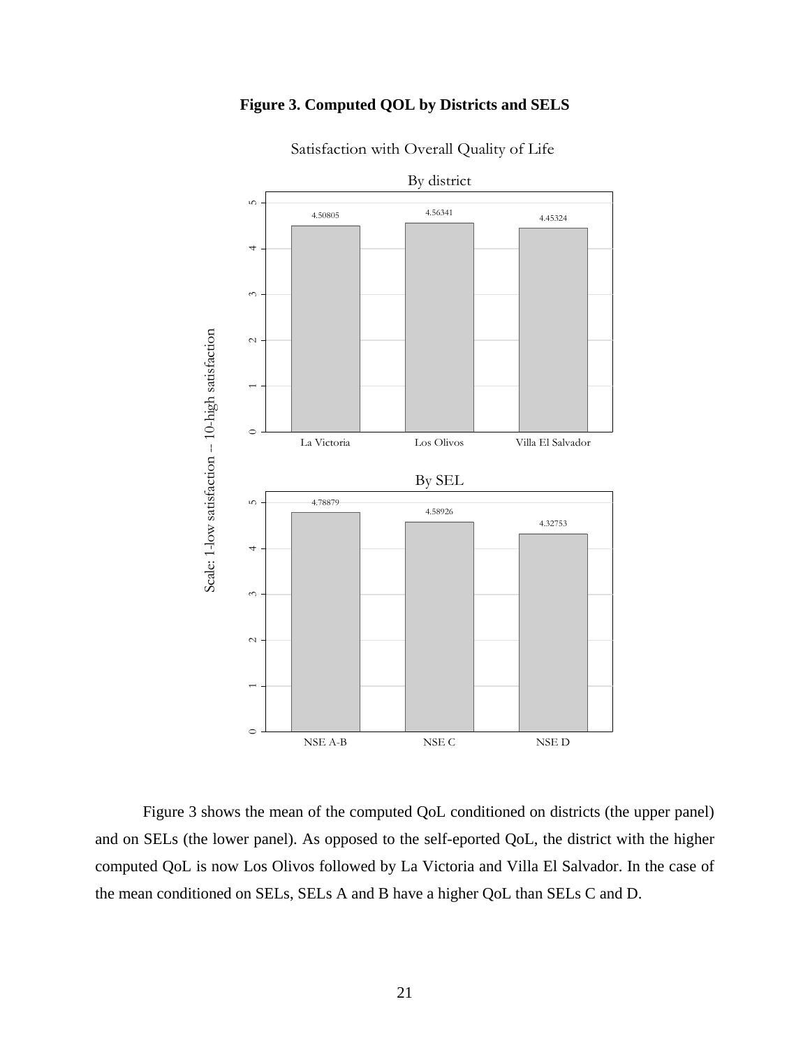**Figure 3. Computed QOL by Districts and SELS**

Figure 3 shows the mean of the computed QoL conditioned on districts (the upper panel) and on SELs (the lower panel). As opposed to the self-eported QoL, the district with the higher computed QoL is now Los Olivos followed by La Victoria and Villa El Salvador. In the case of the mean conditioned on SELs, SELs A and B have a higher QoL than SELs C and D.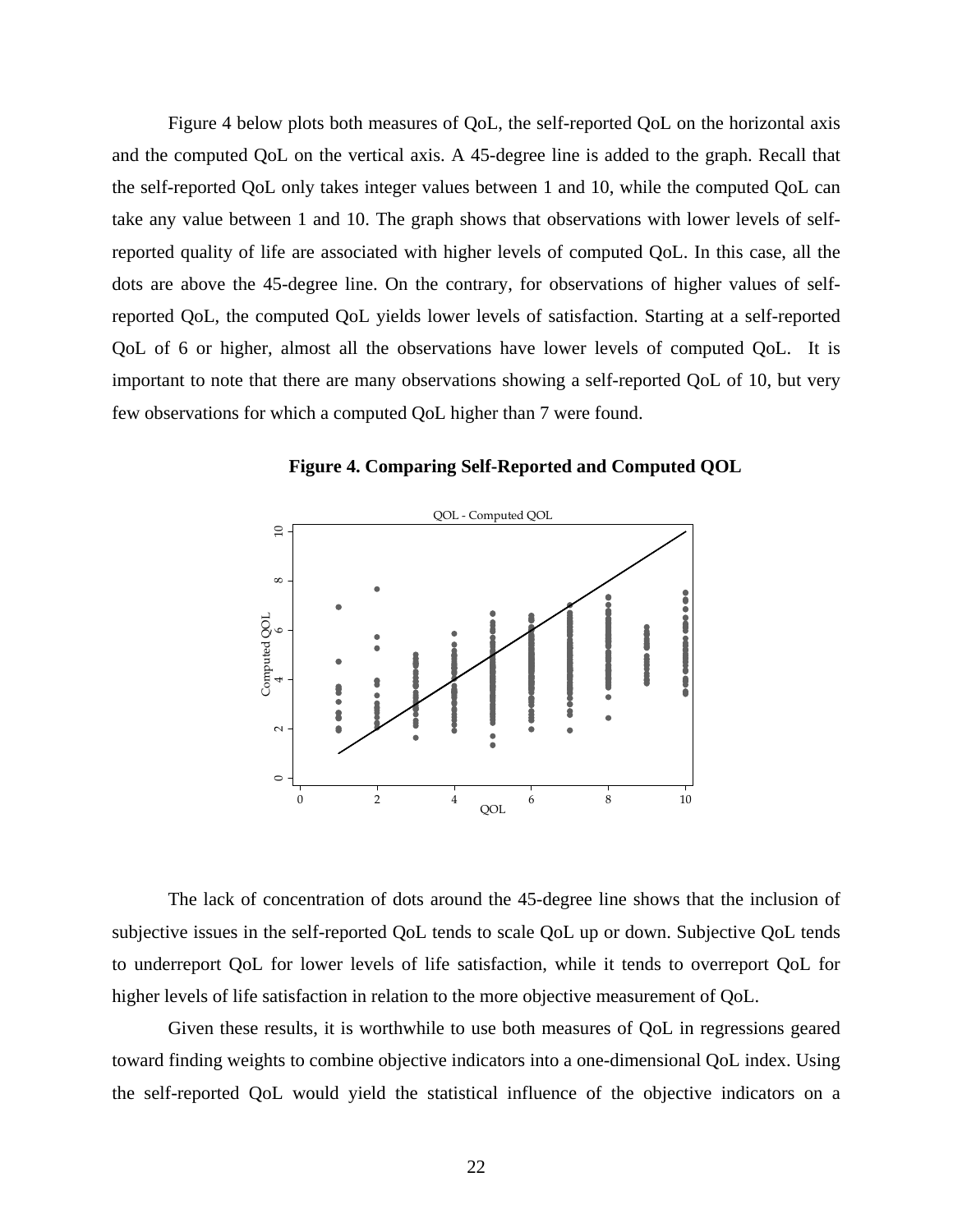Figure 4 below plots both measures of QoL, the self-reported QoL on the horizontal axis and the computed QoL on the vertical axis. A 45-degree line is added to the graph. Recall that the self-reported QoL only takes integer values between 1 and 10, while the computed QoL can take any value between 1 and 10. The graph shows that observations with lower levels of self-reported quality of life are associated with higher levels of computed QoL. In this case, all the dots are above the 45-degree line. On the contrary, for observations of higher values of self-reported QoL, the computed QoL yields lower levels of satisfaction. Starting at a self-reported QoL of 6 or higher, almost all the observations have lower levels of computed QoL. It is important to note that there are many observations showing a self-reported QoL of 10, but very few observations for which a computed QoL higher than 7 were found.

**Figure 4. Comparing Self-Reported and Computed QOL**

The lack of concentration of dots around the 45-degree line shows that the inclusion of subjective issues in the self-reported QoL tends to scale QoL up or down. Subjective QoL tends to underreport QoL for lower levels of life satisfaction, while it tends to overreport QoL for higher levels of life satisfaction in relation to the more objective measurement of QoL.

Given these results, it is worthwhile to use both measures of QoL in regressions geared toward finding weights to combine objective indicators into a one-dimensional QoL index. Using the self-reported QoL would yield the statistical influence of the objective indicators on a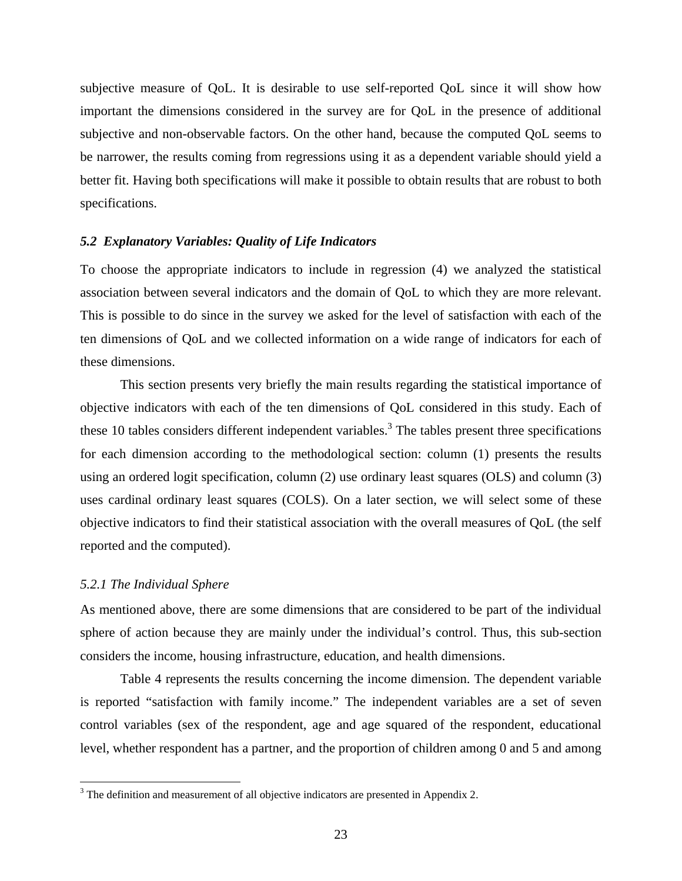subjective measure of QoL. It is desirable to use self-reported QoL since it will show how important the dimensions considered in the survey are for QoL in the presence of additional subjective and non-observable factors. On the other hand, because the computed QoL seems to be narrower, the results coming from regressions using it as a dependent variable should yield a better fit. Having both specifications will make it possible to obtain results that are robust to both specifications.

### *5.2 Explanatory Variables: Quality of Life Indicators*

To choose the appropriate indicators to include in regression (4) we analyzed the statistical association between several indicators and the domain of QoL to which they are more relevant. This is possible to do since in the survey we asked for the level of satisfaction with each of the ten dimensions of QoL and we collected information on a wide range of indicators for each of these dimensions.

This section presents very briefly the main results regarding the statistical importance of objective indicators with each of the ten dimensions of QoL considered in this study. Each of these 10 tables considers different independent variables.[3] The tables present three specifications for each dimension according to the methodological section: column (1) presents the results using an ordered logit specification, column (2) use ordinary least squares (OLS) and column (3) uses cardinal ordinary least squares (COLS). On a later section, we will select some of these objective indicators to find their statistical association with the overall measures of QoL (the self reported and the computed).

#### *5.2.1 The Individual Sphere*

As mentioned above, there are some dimensions that are considered to be part of the individual sphere of action because they are mainly under the individual's control. Thus, this sub-section considers the income, housing infrastructure, education, and health dimensions.

Table 4 represents the results concerning the income dimension. The dependent variable is reported "satisfaction with family income." The independent variables are a set of seven control variables (sex of the respondent, age and age squared of the respondent, educational level, whether respondent has a partner, and the proportion of children among 0 and 5 and among

[3] The definition and measurement of all objective indicators are presented in Appendix 2.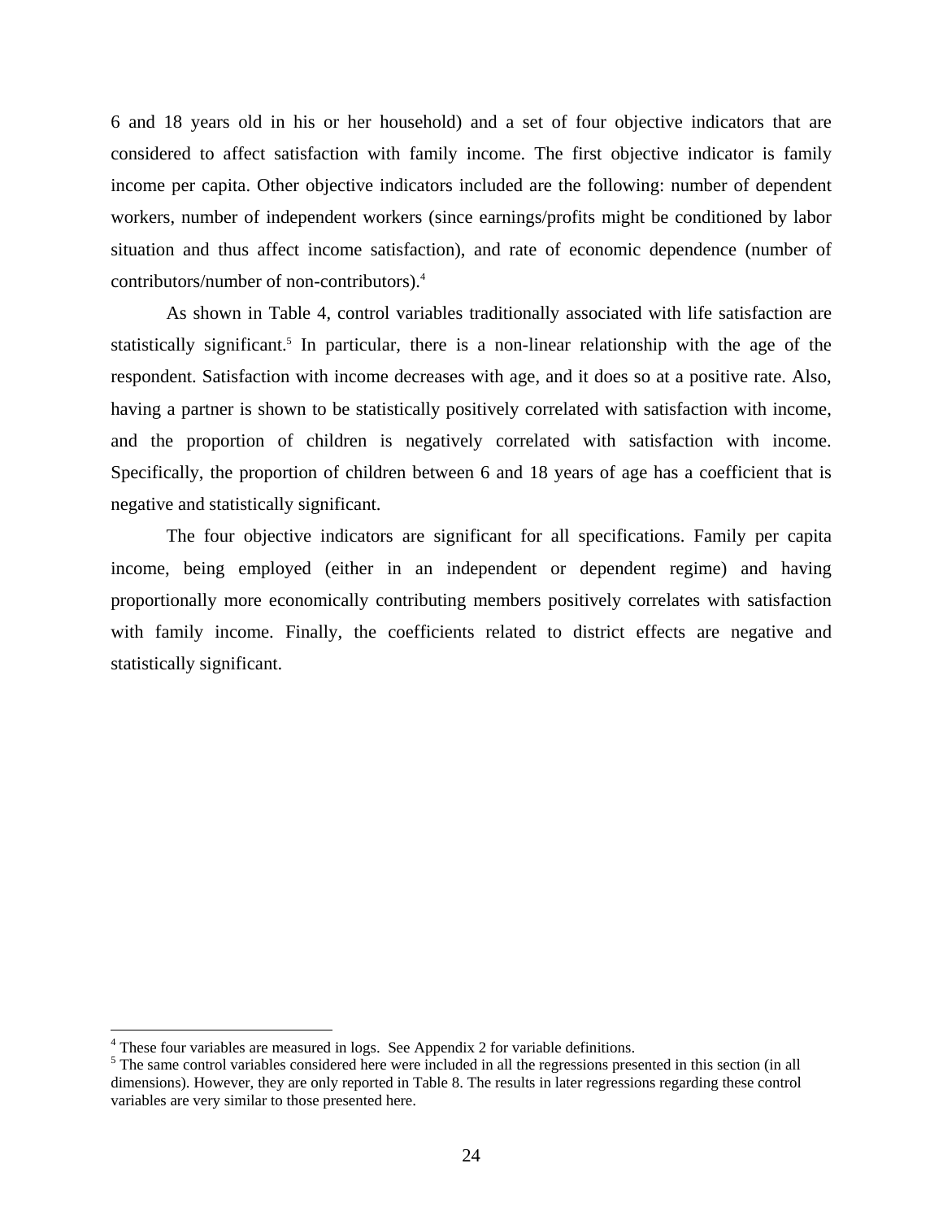6 and 18 years old in his or her household) and a set of four objective indicators that are considered to affect satisfaction with family income. The first objective indicator is family income per capita. Other objective indicators included are the following: number of dependent workers, number of independent workers (since earnings/profits might be conditioned by labor situation and thus affect income satisfaction), and rate of economic dependence (number of contributors/number of non-contributors).[4]

As shown in Table 4, control variables traditionally associated with life satisfaction are statistically significant.[5] In particular, there is a non-linear relationship with the age of the respondent. Satisfaction with income decreases with age, and it does so at a positive rate. Also, having a partner is shown to be statistically positively correlated with satisfaction with income, and the proportion of children is negatively correlated with satisfaction with income. Specifically, the proportion of children between 6 and 18 years of age has a coefficient that is negative and statistically significant.

The four objective indicators are significant for all specifications. Family per capita income, being employed (either in an independent or dependent regime) and having proportionally more economically contributing members positively correlates with satisfaction with family income. Finally, the coefficients related to district effects are negative and statistically significant.

---

[4] These four variables are measured in logs. See Appendix 2 for variable definitions.

[5] The same control variables considered here were included in all the regressions presented in this section (in all dimensions). However, they are only reported in Table 8. The results in later regressions regarding these control variables are very similar to those presented here.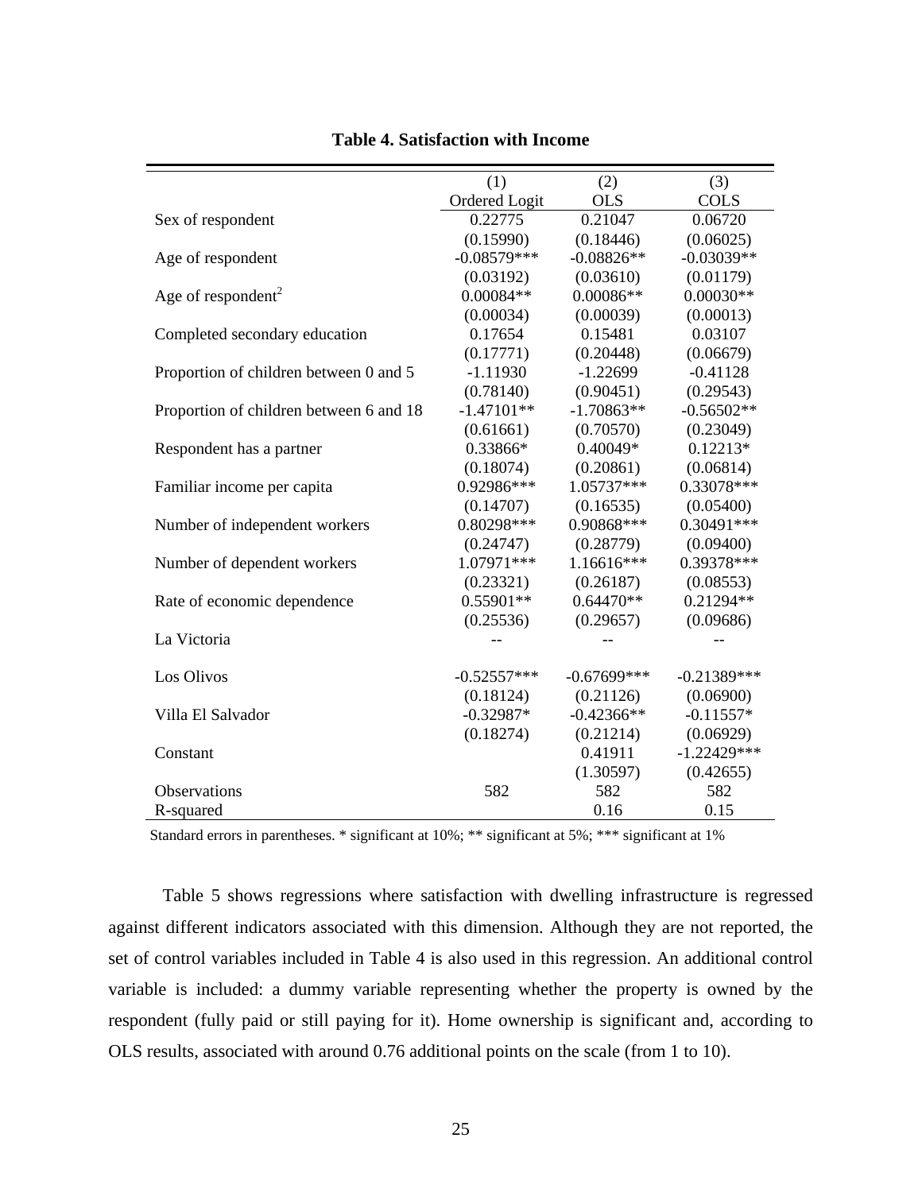**Table 4. Satisfaction with Income**

| | (1) | (2) | (3) |
|---|---|---|---|
| | Ordered Logit | OLS | COLS |
| Sex of respondent | 0.22775 | 0.21047 | 0.06720 |
| | (0.15990) | (0.18446) | (0.06025) |
| Age of respondent | -0.08579*** | -0.08826** | -0.03039** |
| | (0.03192) | (0.03610) | (0.01179) |
| Age of respondent$^2$ | 0.00084** | 0.00086** | 0.00030** |
| | (0.00034) | (0.00039) | (0.00013) |
| Completed secondary education | 0.17654 | 0.15481 | 0.03107 |
| | (0.17771) | (0.20448) | (0.06679) |
| Proportion of children between 0 and 5 | -1.11930 | -1.22699 | -0.41128 |
| | (0.78140) | (0.90451) | (0.29543) |
| Proportion of children between 6 and 18 | -1.47101** | -1.70863** | -0.56502** |
| | (0.61661) | (0.70570) | (0.23049) |
| Respondent has a partner | 0.33866* | 0.40049* | 0.12213* |
| | (0.18074) | (0.20861) | (0.06814) |
| Familiar income per capita | 0.92986*** | 1.05737*** | 0.33078*** |
| | (0.14707) | (0.16535) | (0.05400) |
| Number of independent workers | 0.80298*** | 0.90868*** | 0.30491*** |
| | (0.24747) | (0.28779) | (0.09400) |
| Number of dependent workers | 1.07971*** | 1.16616*** | 0.39378*** |
| | (0.23321) | (0.26187) | (0.08553) |
| Rate of economic dependence | 0.55901** | 0.64470** | 0.21294** |
| | (0.25536) | (0.29657) | (0.09686) |
| La Victoria | -- | -- | -- |
| Los Olivos | -0.52557*** | -0.67699*** | -0.21389*** |
| | (0.18124) | (0.21126) | (0.06900) |
| Villa El Salvador | -0.32987* | -0.42366** | -0.11557* |
| | (0.18274) | (0.21214) | (0.06929) |
| Constant | | 0.41911 | -1.22429*** |
| | | (1.30597) | (0.42655) |
| Observations | 582 | 582 | 582 |
| R-squared | | 0.16 | 0.15 |

Standard errors in parentheses. * significant at 10%; ** significant at 5%; *** significant at 1%

Table 5 shows regressions where satisfaction with dwelling infrastructure is regressed against different indicators associated with this dimension. Although they are not reported, the set of control variables included in Table 4 is also used in this regression. An additional control variable is included: a dummy variable representing whether the property is owned by the respondent (fully paid or still paying for it). Home ownership is significant and, according to OLS results, associated with around 0.76 additional points on the scale (from 1 to 10).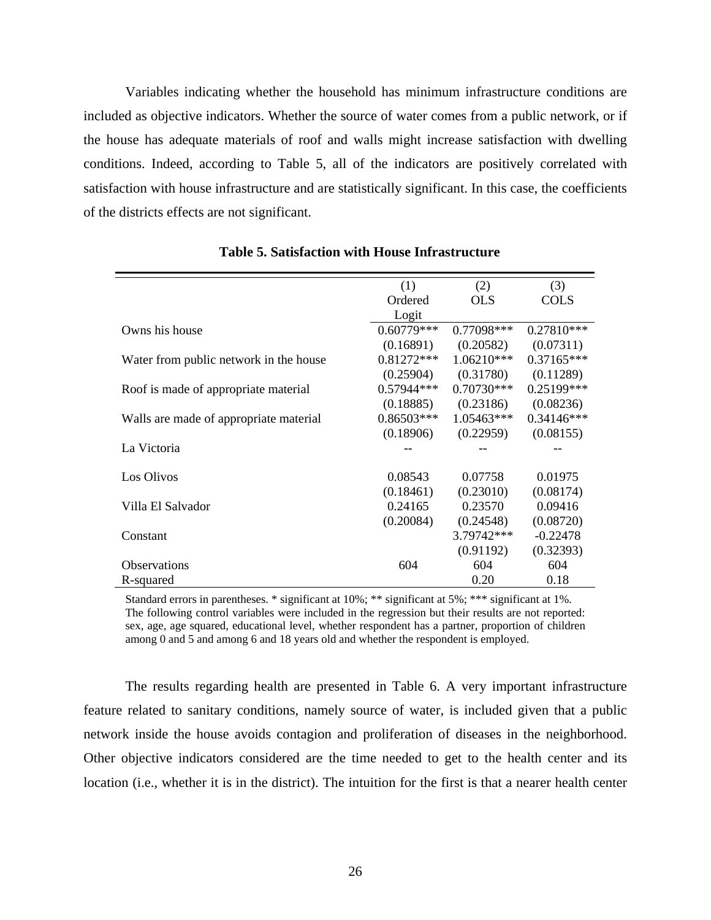Variables indicating whether the household has minimum infrastructure conditions are included as objective indicators. Whether the source of water comes from a public network, or if the house has adequate materials of roof and walls might increase satisfaction with dwelling conditions. Indeed, according to Table 5, all of the indicators are positively correlated with satisfaction with house infrastructure and are statistically significant. In this case, the coefficients of the districts effects are not significant.

**Table 5. Satisfaction with House Infrastructure**

| | (1) Ordered Logit | (2) OLS | (3) COLS |
|---|---|---|---|
| Owns his house | 0.60779*** | 0.77098*** | 0.27810*** |
| | (0.16891) | (0.20582) | (0.07311) |
| Water from public network in the house | 0.81272*** | 1.06210*** | 0.37165*** |
| | (0.25904) | (0.31780) | (0.11289) |
| Roof is made of appropriate material | 0.57944*** | 0.70730*** | 0.25199*** |
| | (0.18885) | (0.23186) | (0.08236) |
| Walls are made of appropriate material | 0.86503*** | 1.05463*** | 0.34146*** |
| | (0.18906) | (0.22959) | (0.08155) |
| La Victoria | -- | -- | -- |
| Los Olivos | 0.08543 | 0.07758 | 0.01975 |
| | (0.18461) | (0.23010) | (0.08174) |
| Villa El Salvador | 0.24165 | 0.23570 | 0.09416 |
| | (0.20084) | (0.24548) | (0.08720) |
| Constant | | 3.79742*** | -0.22478 |
| | | (0.91192) | (0.32393) |
| Observations | 604 | 604 | 604 |
| R-squared | | 0.20 | 0.18 |

Standard errors in parentheses. * significant at 10%; ** significant at 5%; *** significant at 1%. The following control variables were included in the regression but their results are not reported: sex, age, age squared, educational level, whether respondent has a partner, proportion of children among 0 and 5 and among 6 and 18 years old and whether the respondent is employed.

The results regarding health are presented in Table 6. A very important infrastructure feature related to sanitary conditions, namely source of water, is included given that a public network inside the house avoids contagion and proliferation of diseases in the neighborhood. Other objective indicators considered are the time needed to get to the health center and its location (i.e., whether it is in the district). The intuition for the first is that a nearer health center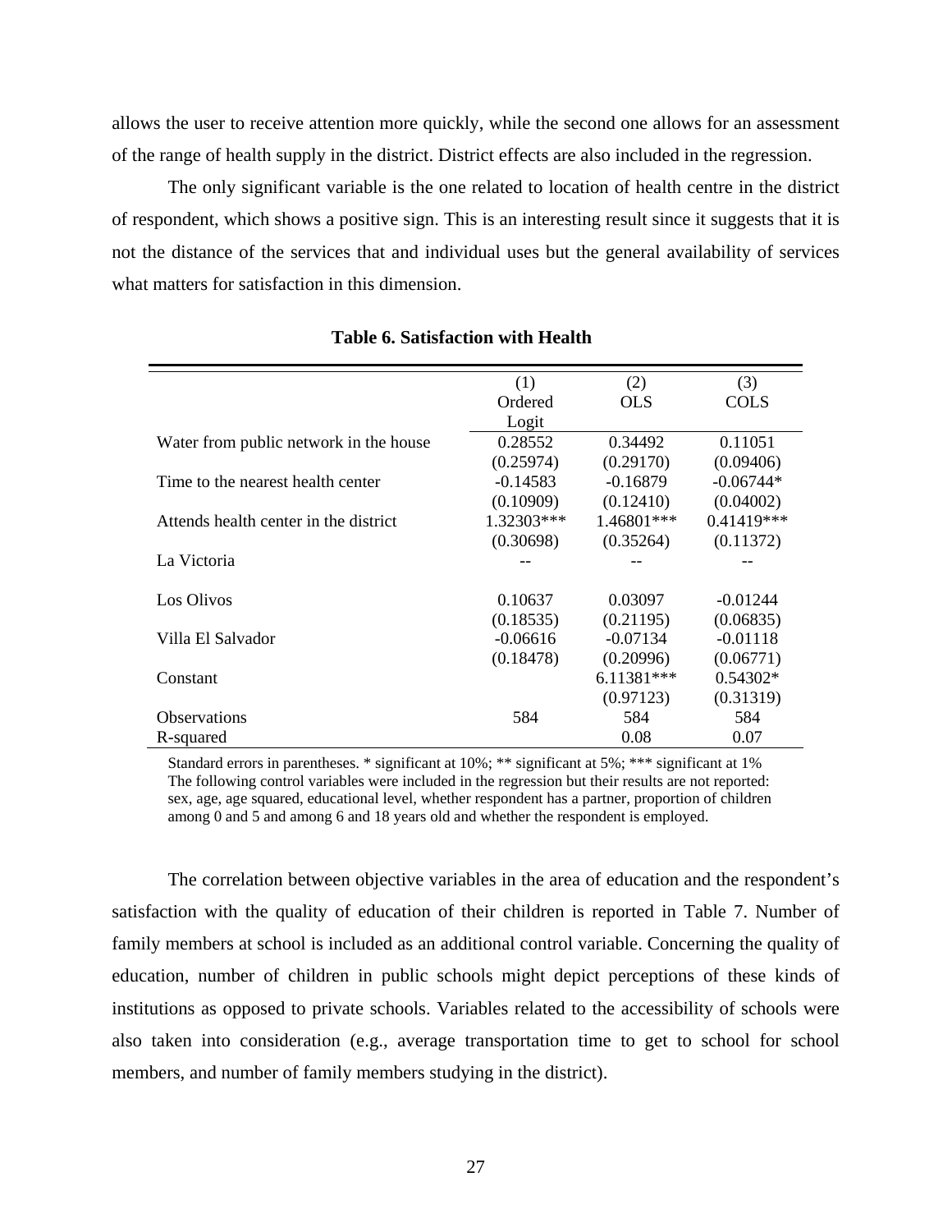allows the user to receive attention more quickly, while the second one allows for an assessment of the range of health supply in the district. District effects are also included in the regression.

The only significant variable is the one related to location of health centre in the district of respondent, which shows a positive sign. This is an interesting result since it suggests that it is not the distance of the services that and individual uses but the general availability of services what matters for satisfaction in this dimension.

**Table 6. Satisfaction with Health**

| | (1) Ordered Logit | (2) OLS | (3) COLS |
|---|---|---|---|
| Water from public network in the house | 0.28552 | 0.34492 | 0.11051 |
| | (0.25974) | (0.29170) | (0.09406) |
| Time to the nearest health center | -0.14583 | -0.16879 | -0.06744* |
| | (0.10909) | (0.12410) | (0.04002) |
| Attends health center in the district | 1.32303*** | 1.46801*** | 0.41419*** |
| | (0.30698) | (0.35264) | (0.11372) |
| La Victoria | -- | -- | -- |
| Los Olivos | 0.10637 | 0.03097 | -0.01244 |
| | (0.18535) | (0.21195) | (0.06835) |
| Villa El Salvador | -0.06616 | -0.07134 | -0.01118 |
| | (0.18478) | (0.20996) | (0.06771) |
| Constant | | 6.11381*** | 0.54302* |
| | | (0.97123) | (0.31319) |
| Observations | 584 | 584 | 584 |
| R-squared | | 0.08 | 0.07 |

Standard errors in parentheses. * significant at 10%; ** significant at 5%; *** significant at 1%
The following control variables were included in the regression but their results are not reported: sex, age, age squared, educational level, whether respondent has a partner, proportion of children among 0 and 5 and among 6 and 18 years old and whether the respondent is employed.

The correlation between objective variables in the area of education and the respondent's satisfaction with the quality of education of their children is reported in Table 7. Number of family members at school is included as an additional control variable. Concerning the quality of education, number of children in public schools might depict perceptions of these kinds of institutions as opposed to private schools. Variables related to the accessibility of schools were also taken into consideration (e.g., average transportation time to get to school for school members, and number of family members studying in the district).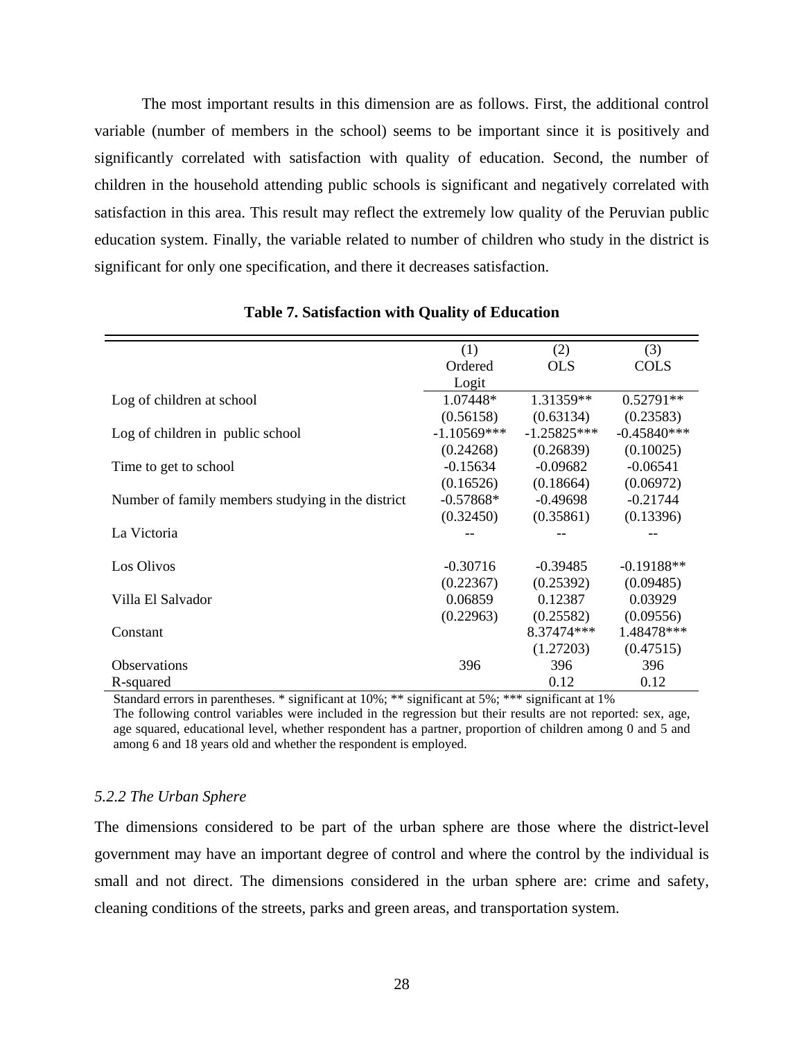The most important results in this dimension are as follows. First, the additional control variable (number of members in the school) seems to be important since it is positively and significantly correlated with satisfaction with quality of education. Second, the number of children in the household attending public schools is significant and negatively correlated with satisfaction in this area. This result may reflect the extremely low quality of the Peruvian public education system. Finally, the variable related to number of children who study in the district is significant for only one specification, and there it decreases satisfaction.

**Table 7. Satisfaction with Quality of Education**

| | (1) Ordered Logit | (2) OLS | (3) COLS |
|---|---|---|---|
| Log of children at school | 1.07448* | 1.31359** | 0.52791** |
| | (0.56158) | (0.63134) | (0.23583) |
| Log of children in public school | -1.10569*** | -1.25825*** | -0.45840*** |
| | (0.24268) | (0.26839) | (0.10025) |
| Time to get to school | -0.15634 | -0.09682 | -0.06541 |
| | (0.16526) | (0.18664) | (0.06972) |
| Number of family members studying in the district | -0.57868* | -0.49698 | -0.21744 |
| | (0.32450) | (0.35861) | (0.13396) |
| La Victoria | -- | -- | -- |
| Los Olivos | -0.30716 | -0.39485 | -0.19188** |
| | (0.22367) | (0.25392) | (0.09485) |
| Villa El Salvador | 0.06859 | 0.12387 | 0.03929 |
| | (0.22963) | (0.25582) | (0.09556) |
| Constant | | 8.37474*** | 1.48478*** |
| | | (1.27203) | (0.47515) |
| Observations | 396 | 396 | 396 |
| R-squared | | 0.12 | 0.12 |

Standard errors in parentheses. * significant at 10%; ** significant at 5%; *** significant at 1%
The following control variables were included in the regression but their results are not reported: sex, age, age squared, educational level, whether respondent has a partner, proportion of children among 0 and 5 and among 6 and 18 years old and whether the respondent is employed.

### *5.2.2 The Urban Sphere*

The dimensions considered to be part of the urban sphere are those where the district-level government may have an important degree of control and where the control by the individual is small and not direct. The dimensions considered in the urban sphere are: crime and safety, cleaning conditions of the streets, parks and green areas, and transportation system.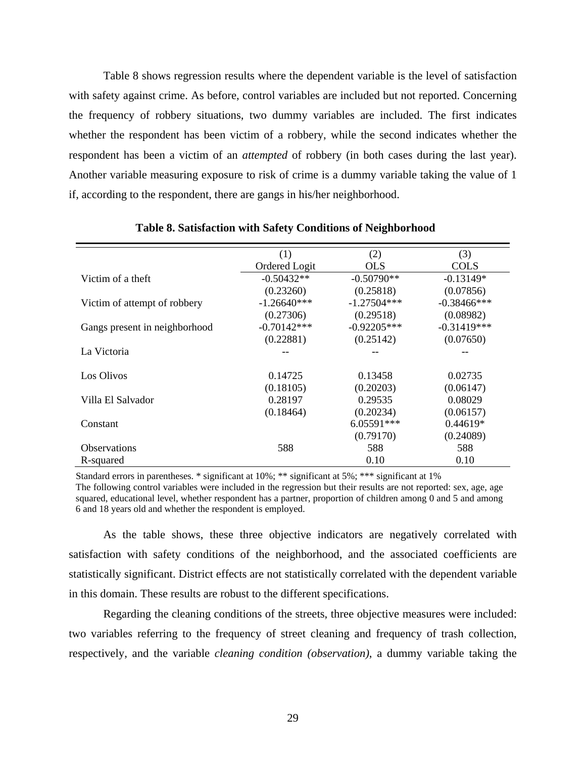Table 8 shows regression results where the dependent variable is the level of satisfaction with safety against crime. As before, control variables are included but not reported. Concerning the frequency of robbery situations, two dummy variables are included. The first indicates whether the respondent has been victim of a robbery, while the second indicates whether the respondent has been a victim of an *attempted* of robbery (in both cases during the last year). Another variable measuring exposure to risk of crime is a dummy variable taking the value of 1 if, according to the respondent, there are gangs in his/her neighborhood.

**Table 8. Satisfaction with Safety Conditions of Neighborhood**

| | (1) | (2) | (3) |
|---|---|---|---|
| | Ordered Logit | OLS | COLS |
| Victim of a theft | -0.50432** | -0.50790** | -0.13149* |
| | (0.23260) | (0.25818) | (0.07856) |
| Victim of attempt of robbery | -1.26640*** | -1.27504*** | -0.38466*** |
| | (0.27306) | (0.29518) | (0.08982) |
| Gangs present in neighborhood | -0.70142*** | -0.92205*** | -0.31419*** |
| | (0.22881) | (0.25142) | (0.07650) |
| La Victoria | -- | -- | -- |
| Los Olivos | 0.14725 | 0.13458 | 0.02735 |
| | (0.18105) | (0.20203) | (0.06147) |
| Villa El Salvador | 0.28197 | 0.29535 | 0.08029 |
| | (0.18464) | (0.20234) | (0.06157) |
| Constant | | 6.05591*** | 0.44619* |
| | | (0.79170) | (0.24089) |
| Observations | 588 | 588 | 588 |
| R-squared | | 0.10 | 0.10 |

Standard errors in parentheses. * significant at 10%; ** significant at 5%; *** significant at 1%
The following control variables were included in the regression but their results are not reported: sex, age, age squared, educational level, whether respondent has a partner, proportion of children among 0 and 5 and among 6 and 18 years old and whether the respondent is employed.

As the table shows, these three objective indicators are negatively correlated with satisfaction with safety conditions of the neighborhood, and the associated coefficients are statistically significant. District effects are not statistically correlated with the dependent variable in this domain. These results are robust to the different specifications.

Regarding the cleaning conditions of the streets, three objective measures were included: two variables referring to the frequency of street cleaning and frequency of trash collection, respectively, and the variable *cleaning condition (observation)*, a dummy variable taking the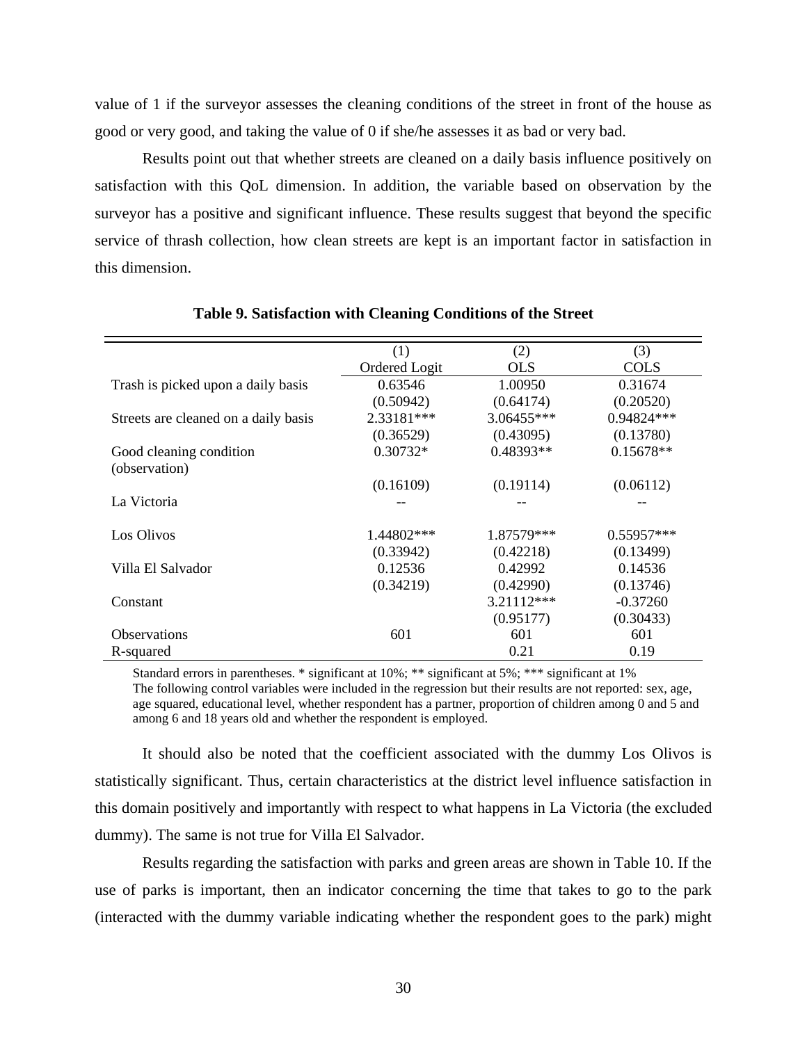value of 1 if the surveyor assesses the cleaning conditions of the street in front of the house as good or very good, and taking the value of 0 if she/he assesses it as bad or very bad.

Results point out that whether streets are cleaned on a daily basis influence positively on satisfaction with this QoL dimension. In addition, the variable based on observation by the surveyor has a positive and significant influence. These results suggest that beyond the specific service of thrash collection, how clean streets are kept is an important factor in satisfaction in this dimension.

**Table 9. Satisfaction with Cleaning Conditions of the Street**

| | (1) Ordered Logit | (2) OLS | (3) COLS |
|---|---|---|---|
| Trash is picked upon a daily basis | 0.63546 | 1.00950 | 0.31674 |
| | (0.50942) | (0.64174) | (0.20520) |
| Streets are cleaned on a daily basis | 2.33181*** | 3.06455*** | 0.94824*** |
| | (0.36529) | (0.43095) | (0.13780) |
| Good cleaning condition (observation) | 0.30732* | 0.48393** | 0.15678** |
| | (0.16109) | (0.19114) | (0.06112) |
| La Victoria | -- | -- | -- |
| Los Olivos | 1.44802*** | 1.87579*** | 0.55957*** |
| | (0.33942) | (0.42218) | (0.13499) |
| Villa El Salvador | 0.12536 | 0.42992 | 0.14536 |
| | (0.34219) | (0.42990) | (0.13746) |
| Constant | | 3.21112*** | -0.37260 |
| | | (0.95177) | (0.30433) |
| Observations | 601 | 601 | 601 |
| R-squared | | 0.21 | 0.19 |

Standard errors in parentheses. * significant at 10%; ** significant at 5%; *** significant at 1%
The following control variables were included in the regression but their results are not reported: sex, age, age squared, educational level, whether respondent has a partner, proportion of children among 0 and 5 and among 6 and 18 years old and whether the respondent is employed.

It should also be noted that the coefficient associated with the dummy Los Olivos is statistically significant. Thus, certain characteristics at the district level influence satisfaction in this domain positively and importantly with respect to what happens in La Victoria (the excluded dummy). The same is not true for Villa El Salvador.

Results regarding the satisfaction with parks and green areas are shown in Table 10. If the use of parks is important, then an indicator concerning the time that takes to go to the park (interacted with the dummy variable indicating whether the respondent goes to the park) might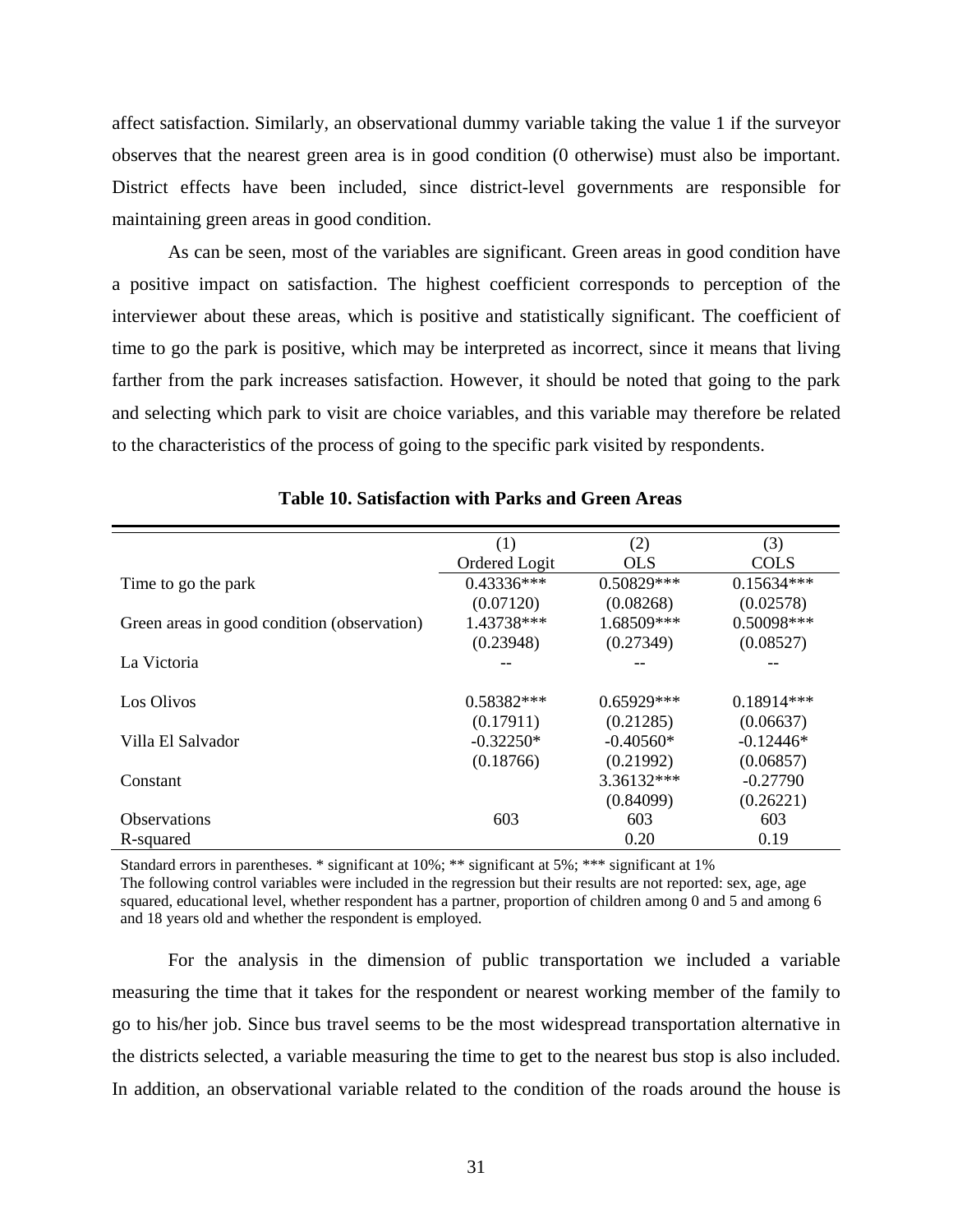affect satisfaction. Similarly, an observational dummy variable taking the value 1 if the surveyor observes that the nearest green area is in good condition (0 otherwise) must also be important. District effects have been included, since district-level governments are responsible for maintaining green areas in good condition.

As can be seen, most of the variables are significant. Green areas in good condition have a positive impact on satisfaction. The highest coefficient corresponds to perception of the interviewer about these areas, which is positive and statistically significant. The coefficient of time to go the park is positive, which may be interpreted as incorrect, since it means that living farther from the park increases satisfaction. However, it should be noted that going to the park and selecting which park to visit are choice variables, and this variable may therefore be related to the characteristics of the process of going to the specific park visited by respondents.

**Table 10. Satisfaction with Parks and Green Areas**

| | (1) Ordered Logit | (2) OLS | (3) COLS |
|---|---|---|---|
| Time to go the park | 0.43336*** | 0.50829*** | 0.15634*** |
| | (0.07120) | (0.08268) | (0.02578) |
| Green areas in good condition (observation) | 1.43738*** | 1.68509*** | 0.50098*** |
| | (0.23948) | (0.27349) | (0.08527) |
| La Victoria | -- | -- | -- |
| Los Olivos | 0.58382*** | 0.65929*** | 0.18914*** |
| | (0.17911) | (0.21285) | (0.06637) |
| Villa El Salvador | -0.32250* | -0.40560* | -0.12446* |
| | (0.18766) | (0.21992) | (0.06857) |
| Constant | | 3.36132*** | -0.27790 |
| | | (0.84099) | (0.26221) |
| Observations | 603 | 603 | 603 |
| R-squared | | 0.20 | 0.19 |

Standard errors in parentheses. * significant at 10%; ** significant at 5%; *** significant at 1%
The following control variables were included in the regression but their results are not reported: sex, age, age squared, educational level, whether respondent has a partner, proportion of children among 0 and 5 and among 6 and 18 years old and whether the respondent is employed.

For the analysis in the dimension of public transportation we included a variable measuring the time that it takes for the respondent or nearest working member of the family to go to his/her job. Since bus travel seems to be the most widespread transportation alternative in the districts selected, a variable measuring the time to get to the nearest bus stop is also included. In addition, an observational variable related to the condition of the roads around the house is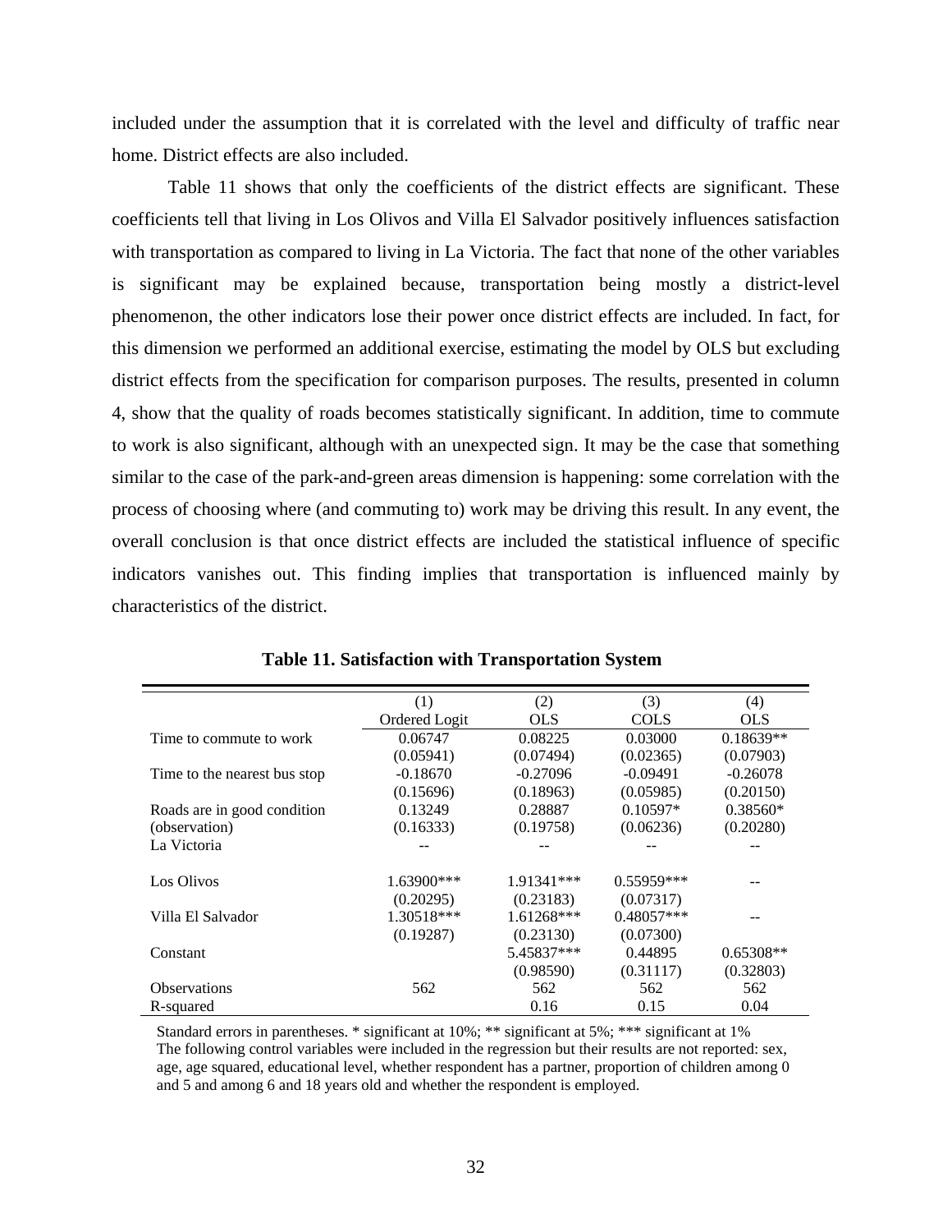included under the assumption that it is correlated with the level and difficulty of traffic near home. District effects are also included.

Table 11 shows that only the coefficients of the district effects are significant. These coefficients tell that living in Los Olivos and Villa El Salvador positively influences satisfaction with transportation as compared to living in La Victoria. The fact that none of the other variables is significant may be explained because, transportation being mostly a district-level phenomenon, the other indicators lose their power once district effects are included. In fact, for this dimension we performed an additional exercise, estimating the model by OLS but excluding district effects from the specification for comparison purposes. The results, presented in column 4, show that the quality of roads becomes statistically significant. In addition, time to commute to work is also significant, although with an unexpected sign. It may be the case that something similar to the case of the park-and-green areas dimension is happening: some correlation with the process of choosing where (and commuting to) work may be driving this result. In any event, the overall conclusion is that once district effects are included the statistical influence of specific indicators vanishes out. This finding implies that transportation is influenced mainly by characteristics of the district.

**Table 11. Satisfaction with Transportation System**

| | (1) Ordered Logit | (2) OLS | (3) COLS | (4) OLS |
|---|---|---|---|---|
| Time to commute to work | 0.06747 | 0.08225 | 0.03000 | 0.18639** |
| | (0.05941) | (0.07494) | (0.02365) | (0.07903) |
| Time to the nearest bus stop | -0.18670 | -0.27096 | -0.09491 | -0.26078 |
| | (0.15696) | (0.18963) | (0.05985) | (0.20150) |
| Roads are in good condition | 0.13249 | 0.28887 | 0.10597* | 0.38560* |
| (observation) | (0.16333) | (0.19758) | (0.06236) | (0.20280) |
| La Victoria | -- | -- | -- | -- |
| Los Olivos | 1.63900*** | 1.91341*** | 0.55959*** | -- |
| | (0.20295) | (0.23183) | (0.07317) | |
| Villa El Salvador | 1.30518*** | 1.61268*** | 0.48057*** | -- |
| | (0.19287) | (0.23130) | (0.07300) | |
| Constant | | 5.45837*** | 0.44895 | 0.65308** |
| | | (0.98590) | (0.31117) | (0.32803) |
| Observations | 562 | 562 | 562 | 562 |
| R-squared | | 0.16 | 0.15 | 0.04 |

Standard errors in parentheses. * significant at 10%; ** significant at 5%; *** significant at 1%
The following control variables were included in the regression but their results are not reported: sex, age, age squared, educational level, whether respondent has a partner, proportion of children among 0 and 5 and among 6 and 18 years old and whether the respondent is employed.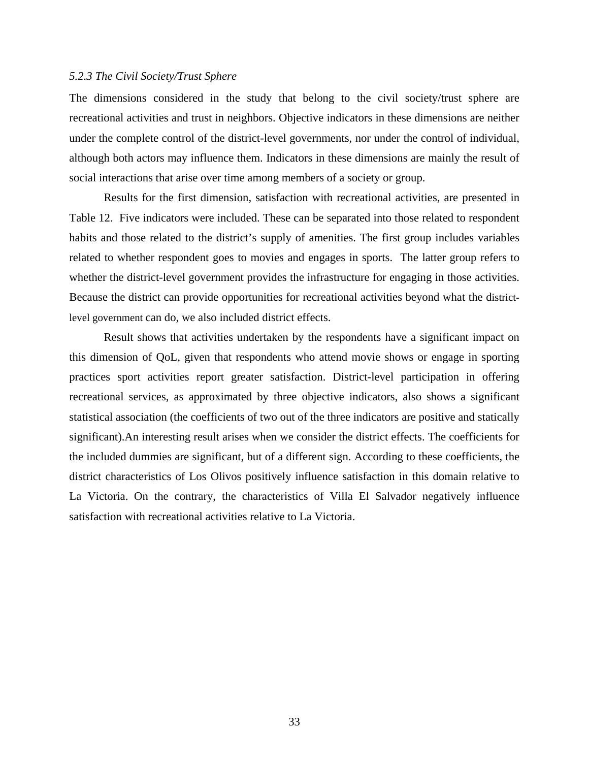### *5.2.3 The Civil Society/Trust Sphere*

The dimensions considered in the study that belong to the civil society/trust sphere are recreational activities and trust in neighbors. Objective indicators in these dimensions are neither under the complete control of the district-level governments, nor under the control of individual, although both actors may influence them. Indicators in these dimensions are mainly the result of social interactions that arise over time among members of a society or group.

Results for the first dimension, satisfaction with recreational activities, are presented in Table 12. Five indicators were included. These can be separated into those related to respondent habits and those related to the district's supply of amenities. The first group includes variables related to whether respondent goes to movies and engages in sports. The latter group refers to whether the district-level government provides the infrastructure for engaging in those activities. Because the district can provide opportunities for recreational activities beyond what the district-level government can do, we also included district effects.

Result shows that activities undertaken by the respondents have a significant impact on this dimension of QoL, given that respondents who attend movie shows or engage in sporting practices sport activities report greater satisfaction. District-level participation in offering recreational services, as approximated by three objective indicators, also shows a significant statistical association (the coefficients of two out of the three indicators are positive and statically significant).An interesting result arises when we consider the district effects. The coefficients for the included dummies are significant, but of a different sign. According to these coefficients, the district characteristics of Los Olivos positively influence satisfaction in this domain relative to La Victoria. On the contrary, the characteristics of Villa El Salvador negatively influence satisfaction with recreational activities relative to La Victoria.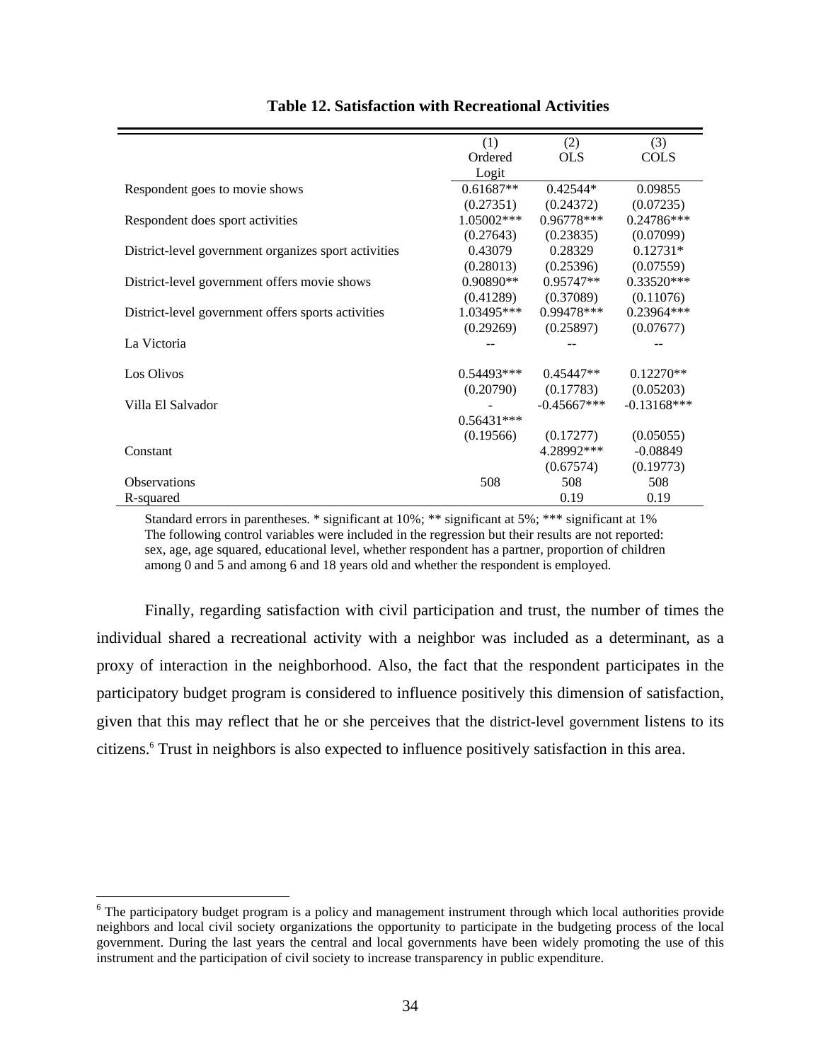**Table 12. Satisfaction with Recreational Activities**

| | (1) Ordered Logit | (2) OLS | (3) COLS |
|---|---|---|---|
| Respondent goes to movie shows | 0.61687** | 0.42544* | 0.09855 |
| | (0.27351) | (0.24372) | (0.07235) |
| Respondent does sport activities | 1.05002*** | 0.96778*** | 0.24786*** |
| | (0.27643) | (0.23835) | (0.07099) |
| District-level government organizes sport activities | 0.43079 | 0.28329 | 0.12731* |
| | (0.28013) | (0.25396) | (0.07559) |
| District-level government offers movie shows | 0.90890** | 0.95747** | 0.33520*** |
| | (0.41289) | (0.37089) | (0.11076) |
| District-level government offers sports activities | 1.03495*** | 0.99478*** | 0.23964*** |
| | (0.29269) | (0.25897) | (0.07677) |
| La Victoria | -- | -- | -- |
| Los Olivos | 0.54493*** | 0.45447** | 0.12270** |
| | (0.20790) | (0.17783) | (0.05203) |
| Villa El Salvador | -0.56431*** | -0.45667*** | -0.13168*** |
| | (0.19566) | (0.17277) | (0.05055) |
| Constant | | 4.28992*** | -0.08849 |
| | | (0.67574) | (0.19773) |
| Observations | 508 | 508 | 508 |
| R-squared | | 0.19 | 0.19 |

Standard errors in parentheses. * significant at 10%; ** significant at 5%; *** significant at 1%
The following control variables were included in the regression but their results are not reported: sex, age, age squared, educational level, whether respondent has a partner, proportion of children among 0 and 5 and among 6 and 18 years old and whether the respondent is employed.

Finally, regarding satisfaction with civil participation and trust, the number of times the individual shared a recreational activity with a neighbor was included as a determinant, as a proxy of interaction in the neighborhood. Also, the fact that the respondent participates in the participatory budget program is considered to influence positively this dimension of satisfaction, given that this may reflect that he or she perceives that the district-level government listens to its citizens.[6] Trust in neighbors is also expected to influence positively satisfaction in this area.

[6] The participatory budget program is a policy and management instrument through which local authorities provide neighbors and local civil society organizations the opportunity to participate in the budgeting process of the local government. During the last years the central and local governments have been widely promoting the use of this instrument and the participation of civil society to increase transparency in public expenditure.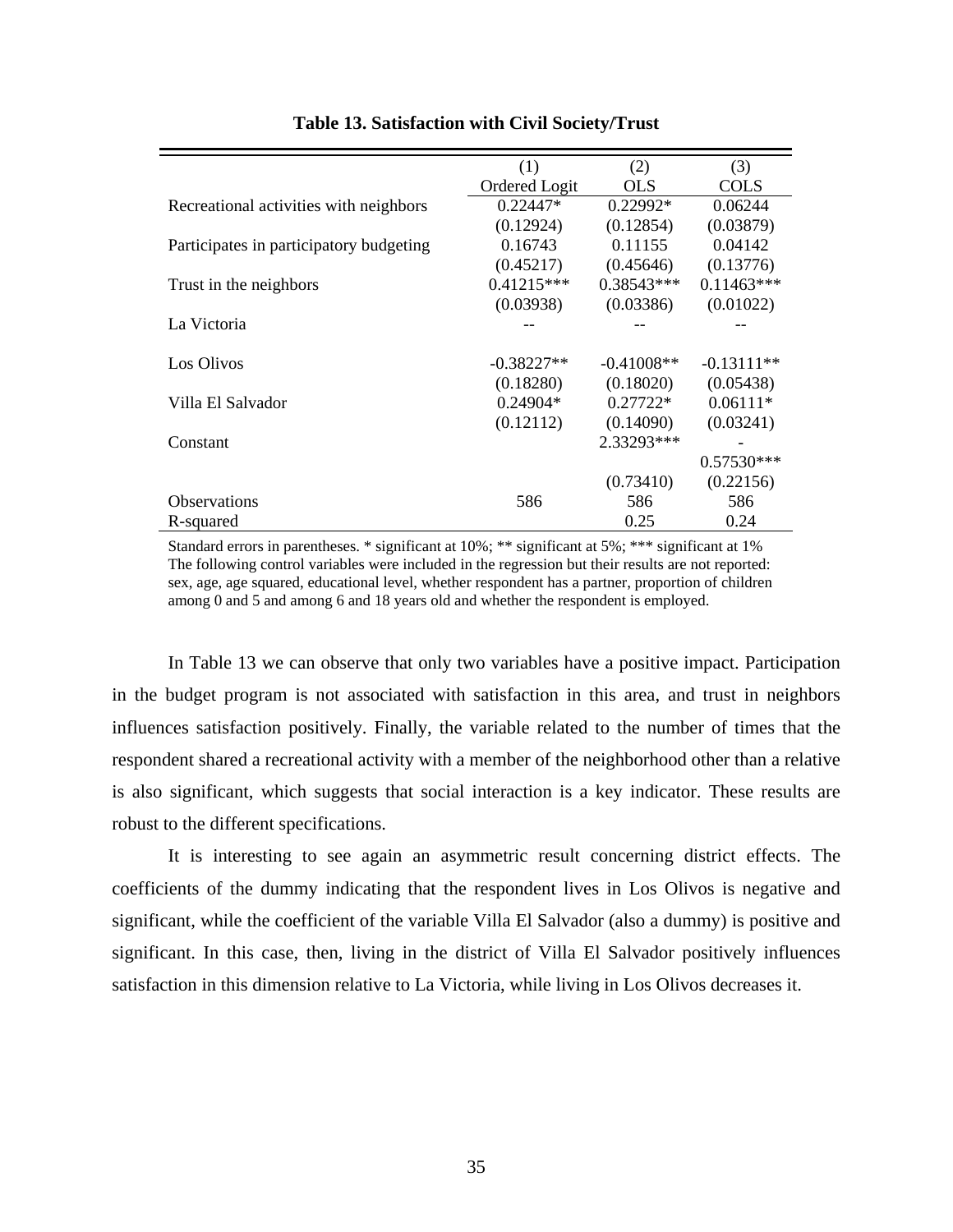**Table 13. Satisfaction with Civil Society/Trust**

| | (1) | (2) | (3) |
|---|---|---|---|
| | Ordered Logit | OLS | COLS |
| Recreational activities with neighbors | 0.22447* | 0.22992* | 0.06244 |
| | (0.12924) | (0.12854) | (0.03879) |
| Participates in participatory budgeting | 0.16743 | 0.11155 | 0.04142 |
| | (0.45217) | (0.45646) | (0.13776) |
| Trust in the neighbors | 0.41215*** | 0.38543*** | 0.11463*** |
| | (0.03938) | (0.03386) | (0.01022) |
| La Victoria | -- | -- | -- |
| Los Olivos | -0.38227** | -0.41008** | -0.13111** |
| | (0.18280) | (0.18020) | (0.05438) |
| Villa El Salvador | 0.24904* | 0.27722* | 0.06111* |
| | (0.12112) | (0.14090) | (0.03241) |
| Constant | | 2.33293*** | -0.57530*** |
| | | (0.73410) | (0.22156) |
| Observations | 586 | 586 | 586 |
| R-squared | | 0.25 | 0.24 |

Standard errors in parentheses. * significant at 10%; ** significant at 5%; *** significant at 1%
The following control variables were included in the regression but their results are not reported: sex, age, age squared, educational level, whether respondent has a partner, proportion of children among 0 and 5 and among 6 and 18 years old and whether the respondent is employed.

In Table 13 we can observe that only two variables have a positive impact. Participation in the budget program is not associated with satisfaction in this area, and trust in neighbors influences satisfaction positively. Finally, the variable related to the number of times that the respondent shared a recreational activity with a member of the neighborhood other than a relative is also significant, which suggests that social interaction is a key indicator. These results are robust to the different specifications.

It is interesting to see again an asymmetric result concerning district effects. The coefficients of the dummy indicating that the respondent lives in Los Olivos is negative and significant, while the coefficient of the variable Villa El Salvador (also a dummy) is positive and significant. In this case, then, living in the district of Villa El Salvador positively influences satisfaction in this dimension relative to La Victoria, while living in Los Olivos decreases it.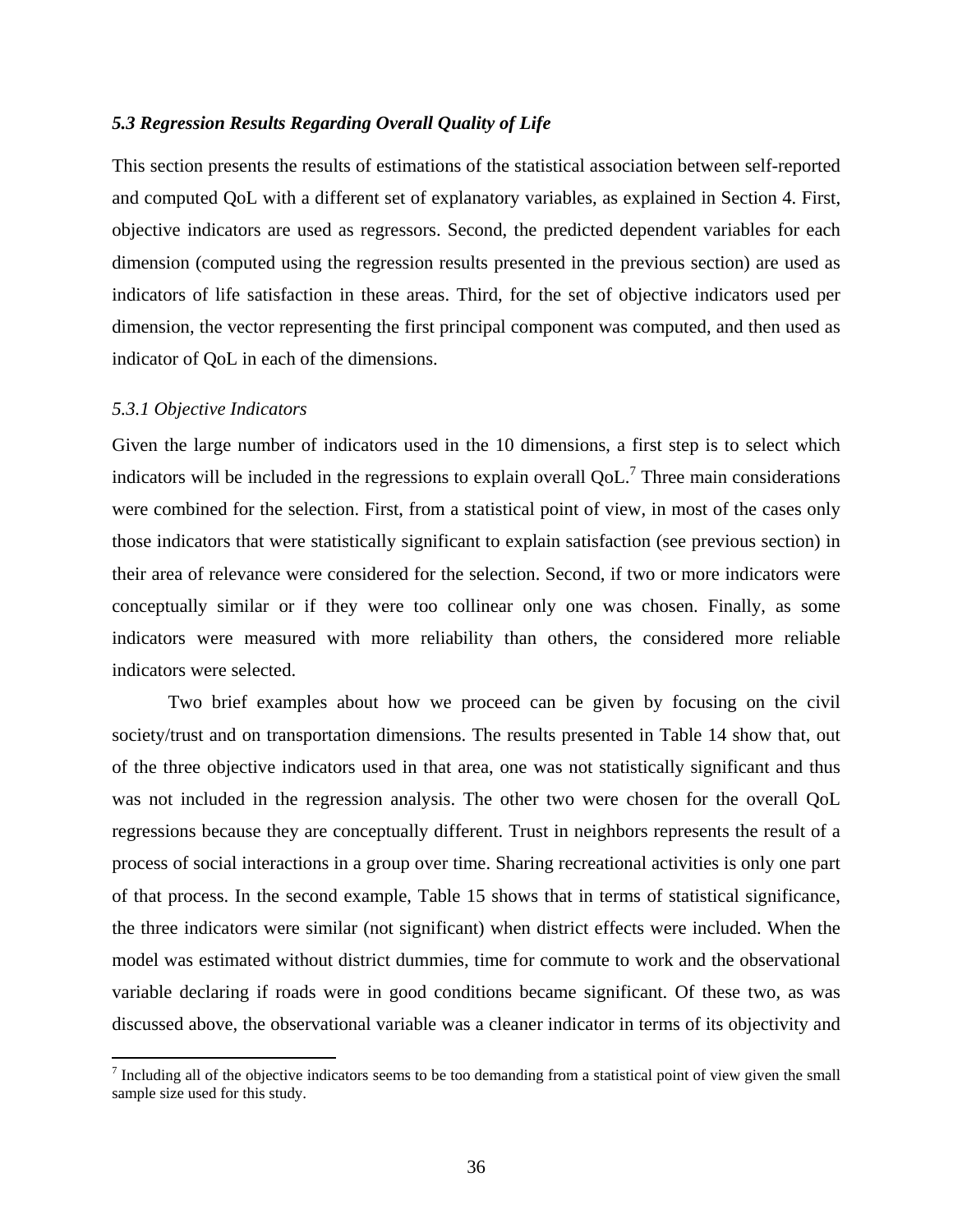### *5.3 Regression Results Regarding Overall Quality of Life*

This section presents the results of estimations of the statistical association between self-reported and computed QoL with a different set of explanatory variables, as explained in Section 4. First, objective indicators are used as regressors. Second, the predicted dependent variables for each dimension (computed using the regression results presented in the previous section) are used as indicators of life satisfaction in these areas. Third, for the set of objective indicators used per dimension, the vector representing the first principal component was computed, and then used as indicator of QoL in each of the dimensions.

#### *5.3.1 Objective Indicators*

Given the large number of indicators used in the 10 dimensions, a first step is to select which indicators will be included in the regressions to explain overall QoL.[7] Three main considerations were combined for the selection. First, from a statistical point of view, in most of the cases only those indicators that were statistically significant to explain satisfaction (see previous section) in their area of relevance were considered for the selection. Second, if two or more indicators were conceptually similar or if they were too collinear only one was chosen. Finally, as some indicators were measured with more reliability than others, the considered more reliable indicators were selected.

Two brief examples about how we proceed can be given by focusing on the civil society/trust and on transportation dimensions. The results presented in Table 14 show that, out of the three objective indicators used in that area, one was not statistically significant and thus was not included in the regression analysis. The other two were chosen for the overall QoL regressions because they are conceptually different. Trust in neighbors represents the result of a process of social interactions in a group over time. Sharing recreational activities is only one part of that process. In the second example, Table 15 shows that in terms of statistical significance, the three indicators were similar (not significant) when district effects were included. When the model was estimated without district dummies, time for commute to work and the observational variable declaring if roads were in good conditions became significant. Of these two, as was discussed above, the observational variable was a cleaner indicator in terms of its objectivity and

[7] Including all of the objective indicators seems to be too demanding from a statistical point of view given the small sample size used for this study.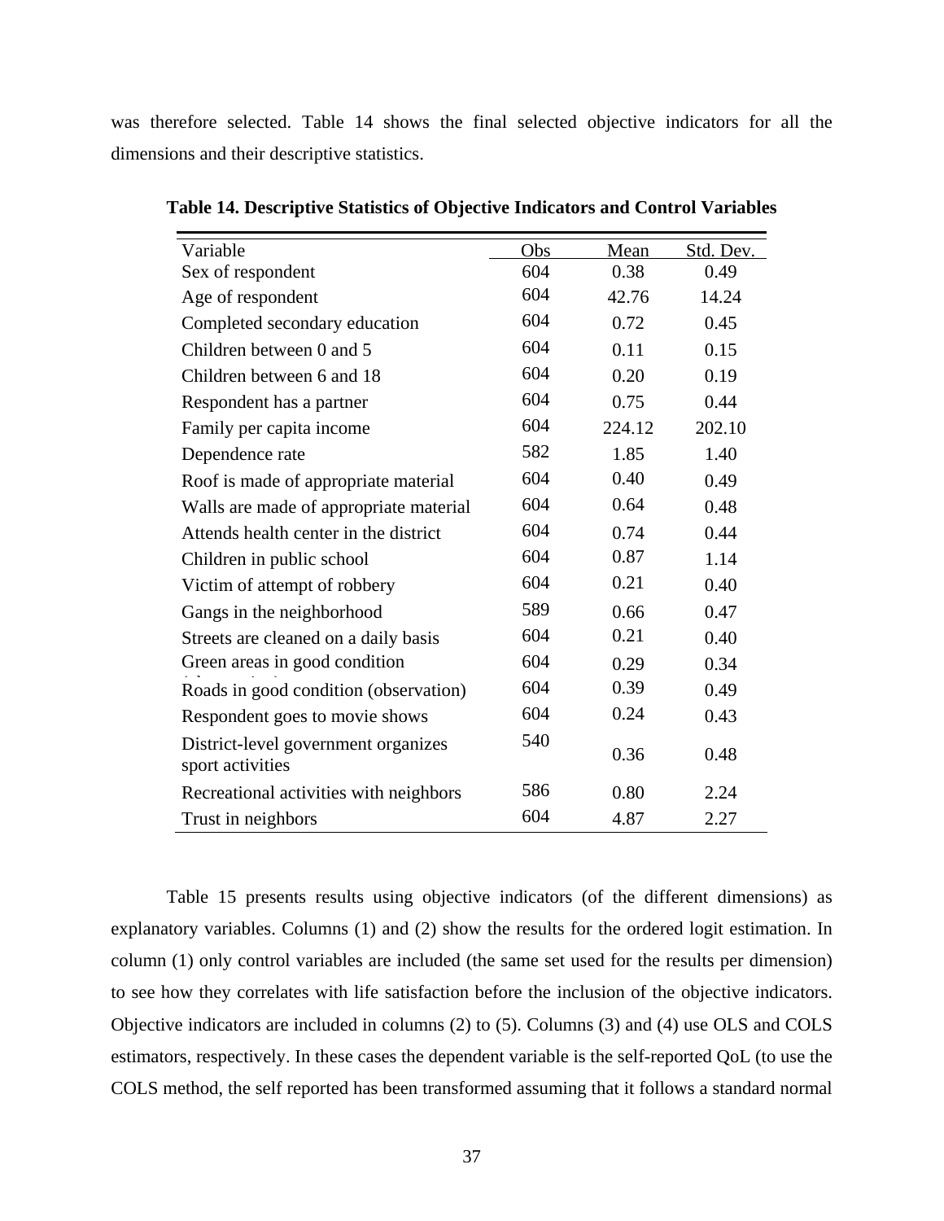was therefore selected. Table 14 shows the final selected objective indicators for all the dimensions and their descriptive statistics.

**Table 14. Descriptive Statistics of Objective Indicators and Control Variables**

| Variable | Obs | Mean | Std. Dev. |
|---|---|---|---|
| Sex of respondent | 604 | 0.38 | 0.49 |
| Age of respondent | 604 | 42.76 | 14.24 |
| Completed secondary education | 604 | 0.72 | 0.45 |
| Children between 0 and 5 | 604 | 0.11 | 0.15 |
| Children between 6 and 18 | 604 | 0.20 | 0.19 |
| Respondent has a partner | 604 | 0.75 | 0.44 |
| Family per capita income | 604 | 224.12 | 202.10 |
| Dependence rate | 582 | 1.85 | 1.40 |
| Roof is made of appropriate material | 604 | 0.40 | 0.49 |
| Walls are made of appropriate material | 604 | 0.64 | 0.48 |
| Attends health center in the district | 604 | 0.74 | 0.44 |
| Children in public school | 604 | 0.87 | 1.14 |
| Victim of attempt of robbery | 604 | 0.21 | 0.40 |
| Gangs in the neighborhood | 589 | 0.66 | 0.47 |
| Streets are cleaned on a daily basis | 604 | 0.21 | 0.40 |
| Green areas in good condition (observation) | 604 | 0.29 | 0.34 |
| Roads in good condition (observation) | 604 | 0.39 | 0.49 |
| Respondent goes to movie shows | 604 | 0.24 | 0.43 |
| District-level government organizes sport activities | 540 | 0.36 | 0.48 |
| Recreational activities with neighbors | 586 | 0.80 | 2.24 |
| Trust in neighbors | 604 | 4.87 | 2.27 |

Table 15 presents results using objective indicators (of the different dimensions) as explanatory variables. Columns (1) and (2) show the results for the ordered logit estimation. In column (1) only control variables are included (the same set used for the results per dimension) to see how they correlates with life satisfaction before the inclusion of the objective indicators. Objective indicators are included in columns (2) to (5). Columns (3) and (4) use OLS and COLS estimators, respectively. In these cases the dependent variable is the self-reported QoL (to use the COLS method, the self reported has been transformed assuming that it follows a standard normal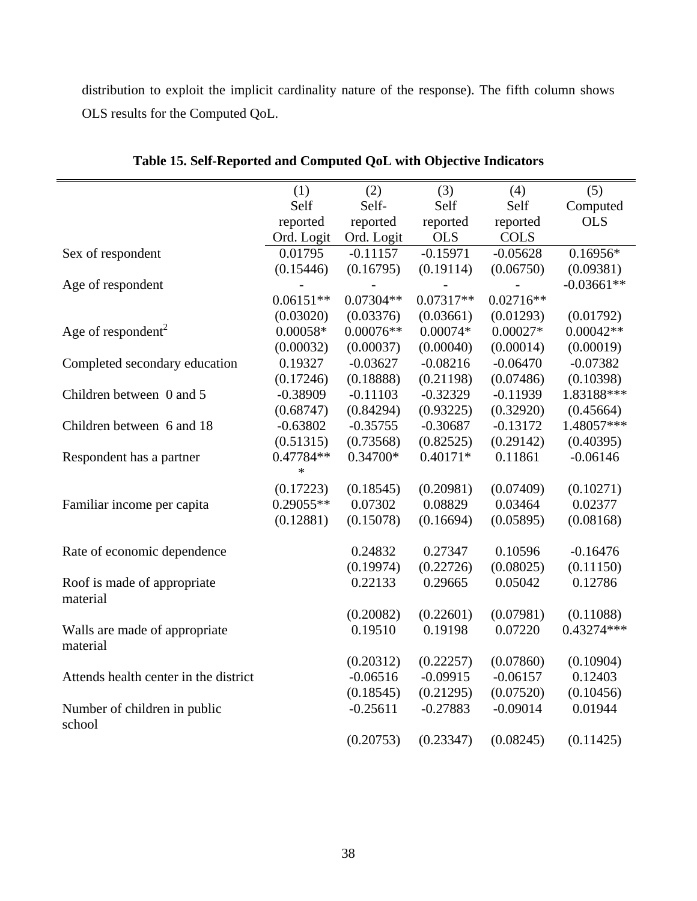distribution to exploit the implicit cardinality nature of the response). The fifth column shows OLS results for the Computed QoL.

**Table 15. Self-Reported and Computed QoL with Objective Indicators**

| | (1) Self reported Ord. Logit | (2) Self-reported Ord. Logit | (3) Self reported OLS | (4) Self reported COLS | (5) Computed OLS |
|---|---|---|---|---|---|
| Sex of respondent | 0.01795 | -0.11157 | -0.15971 | -0.05628 | 0.16956* |
| | (0.15446) | (0.16795) | (0.19114) | (0.06750) | (0.09381) |
| Age of respondent | -0.06151** | -0.07304** | -0.07317** | -0.02716** | -0.03661** |
| | (0.03020) | (0.03376) | (0.03661) | (0.01293) | (0.01792) |
| Age of respondent$^2$ | 0.00058* | 0.00076** | 0.00074* | 0.00027* | 0.00042** |
| | (0.00032) | (0.00037) | (0.00040) | (0.00014) | (0.00019) |
| Completed secondary education | 0.19327 | -0.03627 | -0.08216 | -0.06470 | -0.07382 |
| | (0.17246) | (0.18888) | (0.21198) | (0.07486) | (0.10398) |
| Children between 0 and 5 | -0.38909 | -0.11103 | -0.32329 | -0.11939 | 1.83188*** |
| | (0.68747) | (0.84294) | (0.93225) | (0.32920) | (0.45664) |
| Children between 6 and 18 | -0.63802 | -0.35755 | -0.30687 | -0.13172 | 1.48057*** |
| | (0.51315) | (0.73568) | (0.82525) | (0.29142) | (0.40395) |
| Respondent has a partner | 0.47784*** | 0.34700* | 0.40171* | 0.11861 | -0.06146 |
| | (0.17223) | (0.18545) | (0.20981) | (0.07409) | (0.10271) |
| Familiar income per capita | 0.29055** | 0.07302 | 0.08829 | 0.03464 | 0.02377 |
| | (0.12881) | (0.15078) | (0.16694) | (0.05895) | (0.08168) |
| Rate of economic dependence | | 0.24832 | 0.27347 | 0.10596 | -0.16476 |
| | | (0.19974) | (0.22726) | (0.08025) | (0.11150) |
| Roof is made of appropriate material | | 0.22133 | 0.29665 | 0.05042 | 0.12786 |
| | | (0.20082) | (0.22601) | (0.07981) | (0.11088) |
| Walls are made of appropriate material | | 0.19510 | 0.19198 | 0.07220 | 0.43274*** |
| | | (0.20312) | (0.22257) | (0.07860) | (0.10904) |
| Attends health center in the district | | -0.06516 | -0.09915 | -0.06157 | 0.12403 |
| | | (0.18545) | (0.21295) | (0.07520) | (0.10456) |
| Number of children in public school | | -0.25611 | -0.27883 | -0.09014 | 0.01944 |
| | | (0.20753) | (0.23347) | (0.08245) | (0.11425) |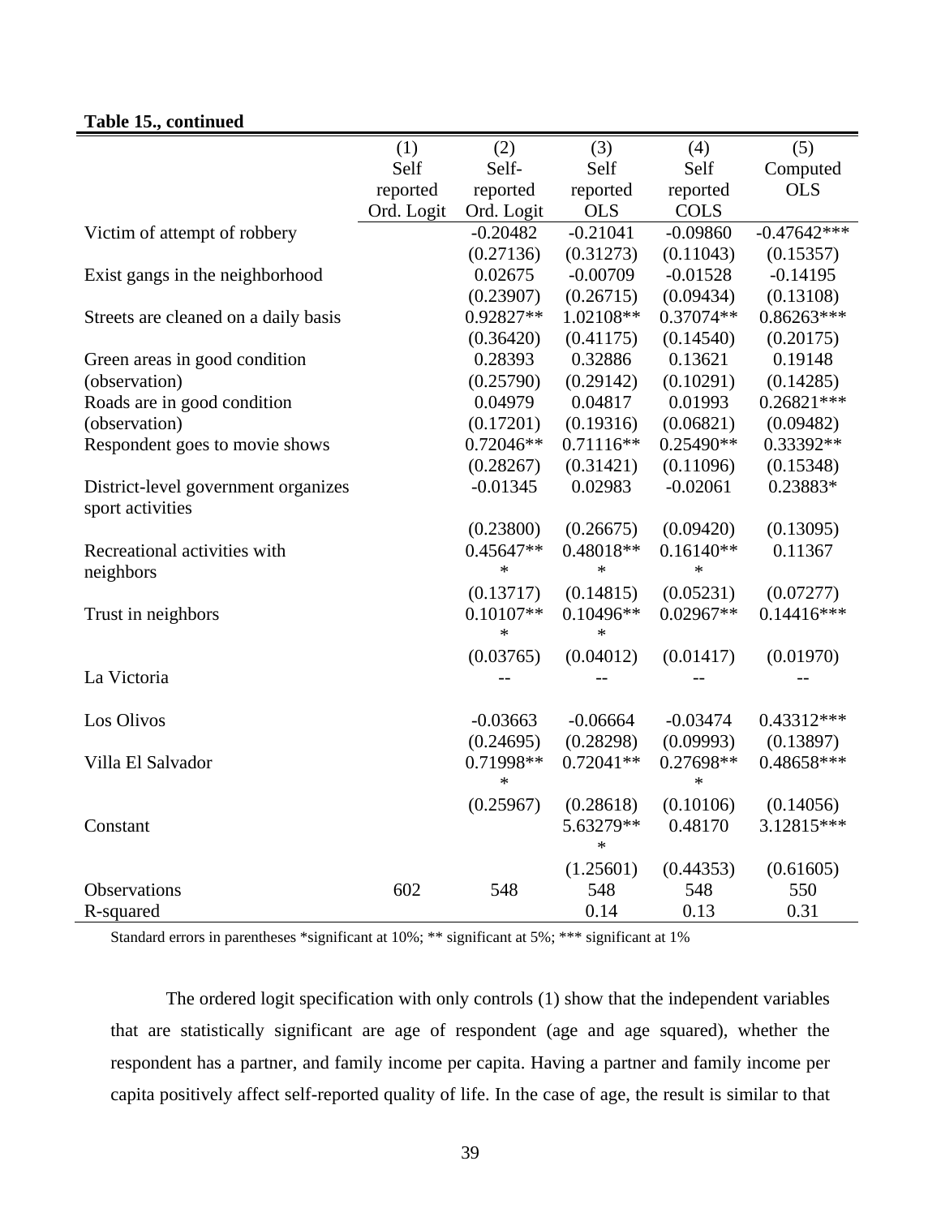**Table 15., continued**

| | (1) Self reported Ord. Logit | (2) Self-reported Ord. Logit | (3) Self reported OLS | (4) Self reported COLS | (5) Computed OLS |
|---|---|---|---|---|---|
| Victim of attempt of robbery | | -0.20482 | -0.21041 | -0.09860 | -0.47642*** |
| | | (0.27136) | (0.31273) | (0.11043) | (0.15357) |
| Exist gangs in the neighborhood | | 0.02675 | -0.00709 | -0.01528 | -0.14195 |
| | | (0.23907) | (0.26715) | (0.09434) | (0.13108) |
| Streets are cleaned on a daily basis | | 0.92827** | 1.02108** | 0.37074** | 0.86263*** |
| | | (0.36420) | (0.41175) | (0.14540) | (0.20175) |
| Green areas in good condition (observation) | | 0.28393 | 0.32886 | 0.13621 | 0.19148 |
| | | (0.25790) | (0.29142) | (0.10291) | (0.14285) |
| Roads are in good condition (observation) | | 0.04979 | 0.04817 | 0.01993 | 0.26821*** |
| | | (0.17201) | (0.19316) | (0.06821) | (0.09482) |
| Respondent goes to movie shows | | 0.72046** | 0.71116** | 0.25490** | 0.33392** |
| | | (0.28267) | (0.31421) | (0.11096) | (0.15348) |
| District-level government organizes sport activities | | -0.01345 | 0.02983 | -0.02061 | 0.23883* |
| | | (0.23800) | (0.26675) | (0.09420) | (0.13095) |
| Recreational activities with neighbors | | 0.45647*** | 0.48018*** | 0.16140*** | 0.11367 |
| | | (0.13717) | (0.14815) | (0.05231) | (0.07277) |
| Trust in neighbors | | 0.10107*** | 0.10496*** | 0.02967** | 0.14416*** |
| | | (0.03765) | (0.04012) | (0.01417) | (0.01970) |
| La Victoria | | -- | -- | -- | -- |
| Los Olivos | | -0.03663 | -0.06664 | -0.03474 | 0.43312*** |
| | | (0.24695) | (0.28298) | (0.09993) | (0.13897) |
| Villa El Salvador | | 0.71998*** | 0.72041** | 0.27698*** | 0.48658*** |
| | | (0.25967) | (0.28618) | (0.10106) | (0.14056) |
| Constant | | | 5.63279*** | 0.48170 | 3.12815*** |
| | | | (1.25601) | (0.44353) | (0.61605) |
| Observations | 602 | 548 | 548 | 548 | 550 |
| R-squared | | | 0.14 | 0.13 | 0.31 |

Standard errors in parentheses *significant at 10%; ** significant at 5%; *** significant at 1%

The ordered logit specification with only controls (1) show that the independent variables that are statistically significant are age of respondent (age and age squared), whether the respondent has a partner, and family income per capita. Having a partner and family income per capita positively affect self-reported quality of life. In the case of age, the result is similar to that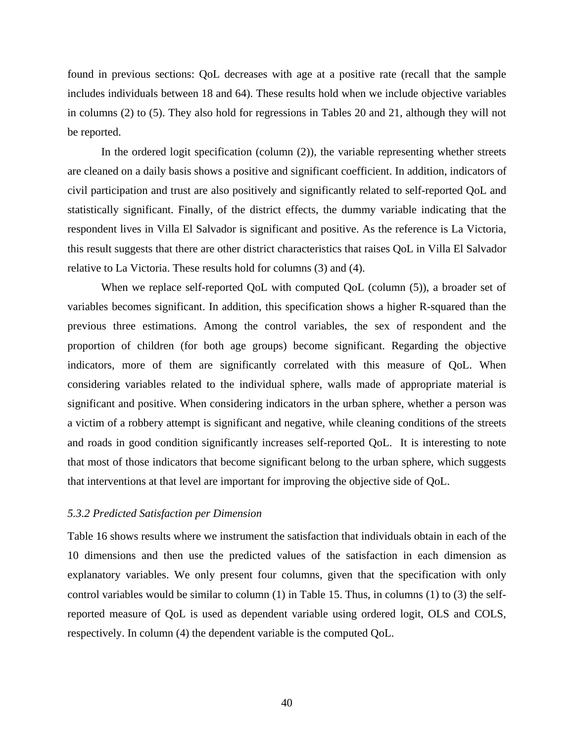found in previous sections: QoL decreases with age at a positive rate (recall that the sample includes individuals between 18 and 64). These results hold when we include objective variables in columns (2) to (5). They also hold for regressions in Tables 20 and 21, although they will not be reported.

In the ordered logit specification (column (2)), the variable representing whether streets are cleaned on a daily basis shows a positive and significant coefficient. In addition, indicators of civil participation and trust are also positively and significantly related to self-reported QoL and statistically significant. Finally, of the district effects, the dummy variable indicating that the respondent lives in Villa El Salvador is significant and positive. As the reference is La Victoria, this result suggests that there are other district characteristics that raises QoL in Villa El Salvador relative to La Victoria. These results hold for columns (3) and (4).

When we replace self-reported QoL with computed QoL (column (5)), a broader set of variables becomes significant. In addition, this specification shows a higher R-squared than the previous three estimations. Among the control variables, the sex of respondent and the proportion of children (for both age groups) become significant. Regarding the objective indicators, more of them are significantly correlated with this measure of QoL. When considering variables related to the individual sphere, walls made of appropriate material is significant and positive. When considering indicators in the urban sphere, whether a person was a victim of a robbery attempt is significant and negative, while cleaning conditions of the streets and roads in good condition significantly increases self-reported QoL. It is interesting to note that most of those indicators that become significant belong to the urban sphere, which suggests that interventions at that level are important for improving the objective side of QoL.

### *5.3.2 Predicted Satisfaction per Dimension*

Table 16 shows results where we instrument the satisfaction that individuals obtain in each of the 10 dimensions and then use the predicted values of the satisfaction in each dimension as explanatory variables. We only present four columns, given that the specification with only control variables would be similar to column (1) in Table 15. Thus, in columns (1) to (3) the self-reported measure of QoL is used as dependent variable using ordered logit, OLS and COLS, respectively. In column (4) the dependent variable is the computed QoL.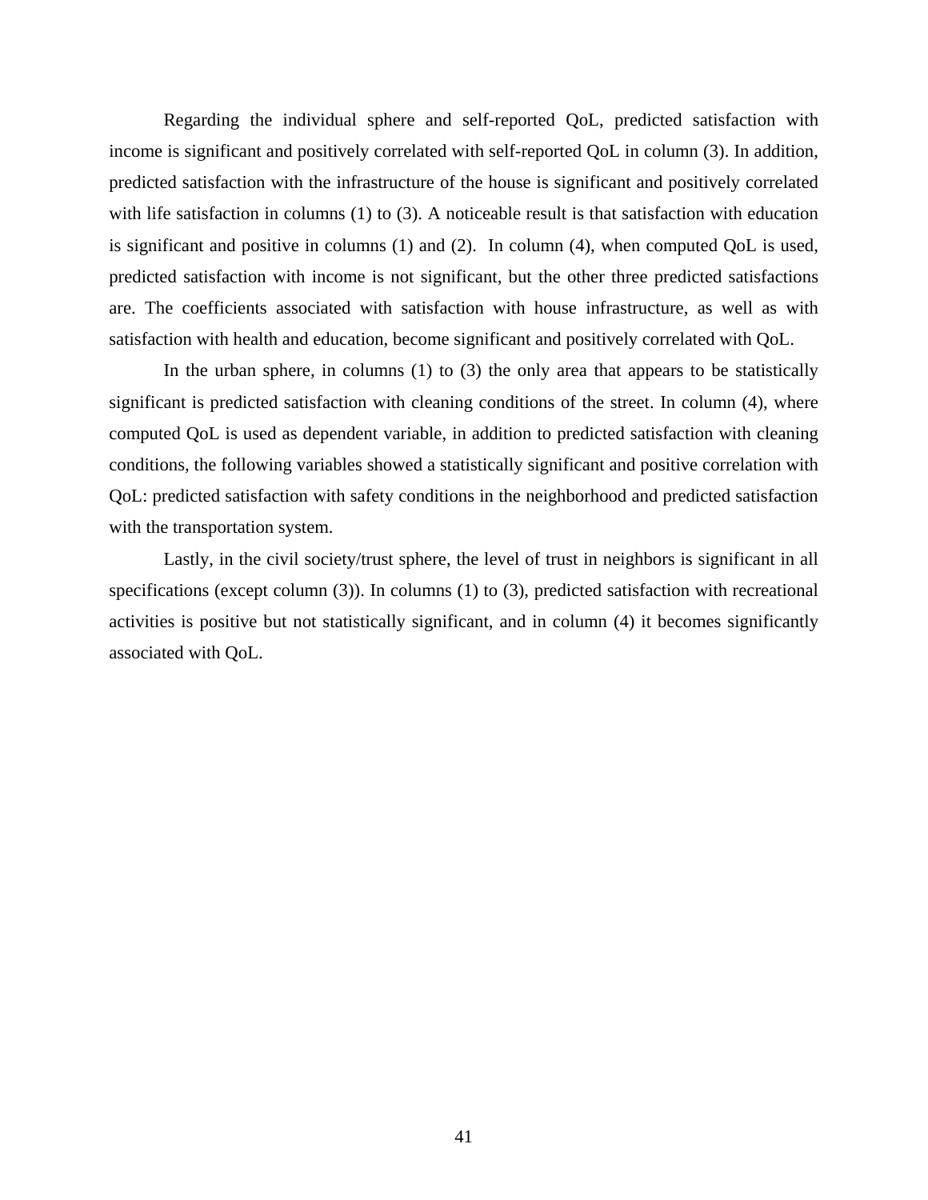Regarding the individual sphere and self-reported QoL, predicted satisfaction with income is significant and positively correlated with self-reported QoL in column (3). In addition, predicted satisfaction with the infrastructure of the house is significant and positively correlated with life satisfaction in columns (1) to (3). A noticeable result is that satisfaction with education is significant and positive in columns (1) and (2). In column (4), when computed QoL is used, predicted satisfaction with income is not significant, but the other three predicted satisfactions are. The coefficients associated with satisfaction with house infrastructure, as well as with satisfaction with health and education, become significant and positively correlated with QoL.

In the urban sphere, in columns (1) to (3) the only area that appears to be statistically significant is predicted satisfaction with cleaning conditions of the street. In column (4), where computed QoL is used as dependent variable, in addition to predicted satisfaction with cleaning conditions, the following variables showed a statistically significant and positive correlation with QoL: predicted satisfaction with safety conditions in the neighborhood and predicted satisfaction with the transportation system.

Lastly, in the civil society/trust sphere, the level of trust in neighbors is significant in all specifications (except column (3)). In columns (1) to (3), predicted satisfaction with recreational activities is positive but not statistically significant, and in column (4) it becomes significantly associated with QoL.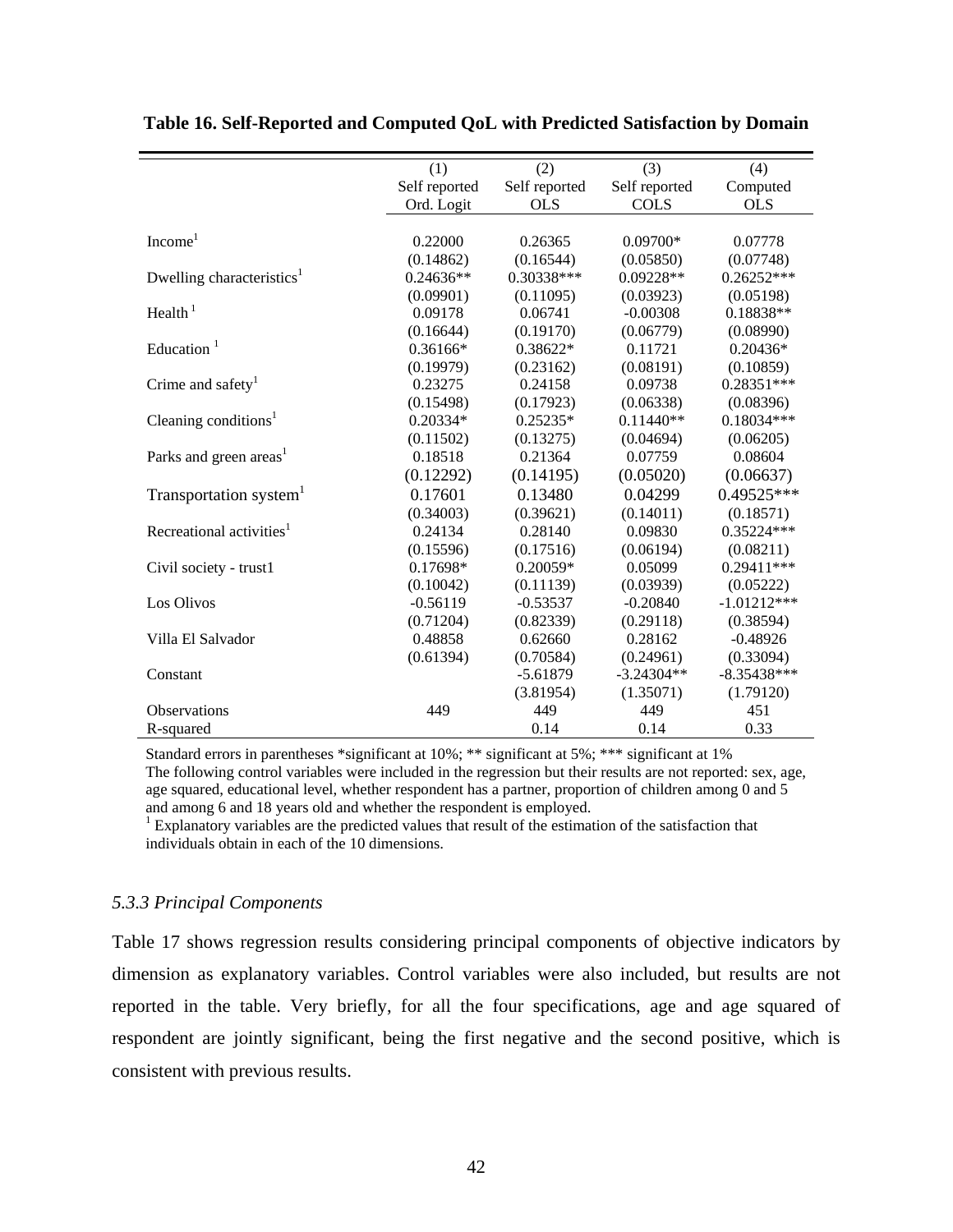**Table 16. Self-Reported and Computed QoL with Predicted Satisfaction by Domain**

| | (1) | (2) | (3) | (4) |
|---|---|---|---|---|
| | Self reported | Self reported | Self reported | Computed |
| | Ord. Logit | OLS | COLS | OLS |
| Income[1] | 0.22000 | 0.26365 | 0.09700* | 0.07778 |
| | (0.14862) | (0.16544) | (0.05850) | (0.07748) |
| Dwelling characteristics[1] | 0.24636** | 0.30338*** | 0.09228** | 0.26252*** |
| | (0.09901) | (0.11095) | (0.03923) | (0.05198) |
| Health[1] | 0.09178 | 0.06741 | -0.00308 | 0.18838** |
| | (0.16644) | (0.19170) | (0.06779) | (0.08990) |
| Education[1] | 0.36166* | 0.38622* | 0.11721 | 0.20436* |
| | (0.19979) | (0.23162) | (0.08191) | (0.10859) |
| Crime and safety[1] | 0.23275 | 0.24158 | 0.09738 | 0.28351*** |
| | (0.15498) | (0.17923) | (0.06338) | (0.08396) |
| Cleaning conditions[1] | 0.20334* | 0.25235* | 0.11440** | 0.18034*** |
| | (0.11502) | (0.13275) | (0.04694) | (0.06205) |
| Parks and green areas[1] | 0.18518 | 0.21364 | 0.07759 | 0.08604 |
| | (0.12292) | (0.14195) | (0.05020) | (0.06637) |
| Transportation system[1] | 0.17601 | 0.13480 | 0.04299 | 0.49525*** |
| | (0.34003) | (0.39621) | (0.14011) | (0.18571) |
| Recreational activities[1] | 0.24134 | 0.28140 | 0.09830 | 0.35224*** |
| | (0.15596) | (0.17516) | (0.06194) | (0.08211) |
| Civil society - trust1 | 0.17698* | 0.20059* | 0.05099 | 0.29411*** |
| | (0.10042) | (0.11139) | (0.03939) | (0.05222) |
| Los Olivos | -0.56119 | -0.53537 | -0.20840 | -1.01212*** |
| | (0.71204) | (0.82339) | (0.29118) | (0.38594) |
| Villa El Salvador | 0.48858 | 0.62660 | 0.28162 | -0.48926 |
| | (0.61394) | (0.70584) | (0.24961) | (0.33094) |
| Constant | | -5.61879 | -3.24304** | -8.35438*** |
| | | (3.81954) | (1.35071) | (1.79120) |
| Observations | 449 | 449 | 449 | 451 |
| R-squared | | 0.14 | 0.14 | 0.33 |

Standard errors in parentheses *significant at 10%; ** significant at 5%; *** significant at 1%
The following control variables were included in the regression but their results are not reported: sex, age, age squared, educational level, whether respondent has a partner, proportion of children among 0 and 5 and among 6 and 18 years old and whether the respondent is employed.
[1] Explanatory variables are the predicted values that result of the estimation of the satisfaction that individuals obtain in each of the 10 dimensions.

### *5.3.3 Principal Components*

Table 17 shows regression results considering principal components of objective indicators by dimension as explanatory variables. Control variables were also included, but results are not reported in the table. Very briefly, for all the four specifications, age and age squared of respondent are jointly significant, being the first negative and the second positive, which is consistent with previous results.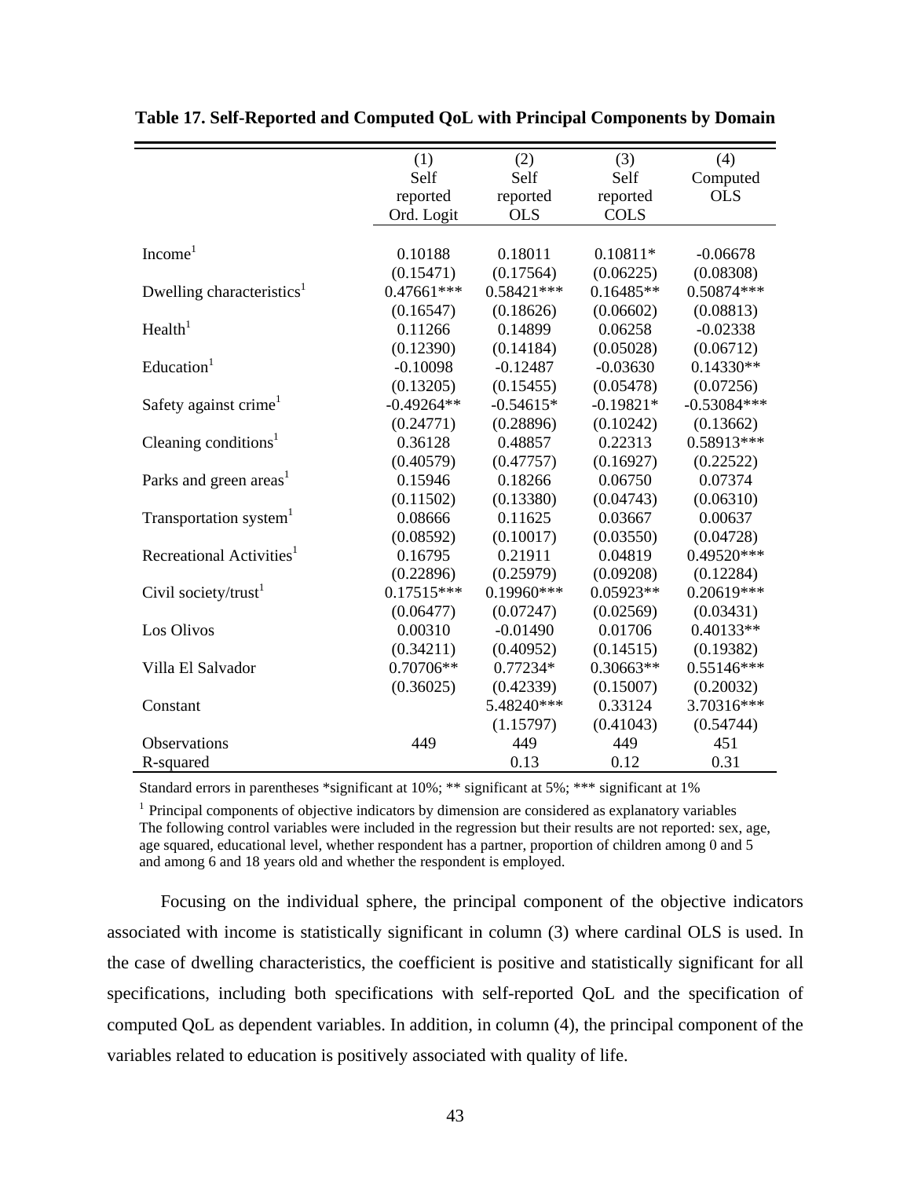**Table 17. Self-Reported and Computed QoL with Principal Components by Domain**

| | (1) | (2) | (3) | (4) |
|---|---|---|---|---|
| | Self reported | Self reported | Self reported | Computed |
| | Ord. Logit | OLS | COLS | OLS |
| Income[1] | 0.10188 | 0.18011 | 0.10811* | -0.06678 |
| | (0.15471) | (0.17564) | (0.06225) | (0.08308) |
| Dwelling characteristics[1] | 0.47661*** | 0.58421*** | 0.16485** | 0.50874*** |
| | (0.16547) | (0.18626) | (0.06602) | (0.08813) |
| Health[1] | 0.11266 | 0.14899 | 0.06258 | -0.02338 |
| | (0.12390) | (0.14184) | (0.05028) | (0.06712) |
| Education[1] | -0.10098 | -0.12487 | -0.03630 | 0.14330** |
| | (0.13205) | (0.15455) | (0.05478) | (0.07256) |
| Safety against crime[1] | -0.49264** | -0.54615* | -0.19821* | -0.53084*** |
| | (0.24771) | (0.28896) | (0.10242) | (0.13662) |
| Cleaning conditions[1] | 0.36128 | 0.48857 | 0.22313 | 0.58913*** |
| | (0.40579) | (0.47757) | (0.16927) | (0.22522) |
| Parks and green areas[1] | 0.15946 | 0.18266 | 0.06750 | 0.07374 |
| | (0.11502) | (0.13380) | (0.04743) | (0.06310) |
| Transportation system[1] | 0.08666 | 0.11625 | 0.03667 | 0.00637 |
| | (0.08592) | (0.10017) | (0.03550) | (0.04728) |
| Recreational Activities[1] | 0.16795 | 0.21911 | 0.04819 | 0.49520*** |
| | (0.22896) | (0.25979) | (0.09208) | (0.12284) |
| Civil society/trust[1] | 0.17515*** | 0.19960*** | 0.05923** | 0.20619*** |
| | (0.06477) | (0.07247) | (0.02569) | (0.03431) |
| Los Olivos | 0.00310 | -0.01490 | 0.01706 | 0.40133** |
| | (0.34211) | (0.40952) | (0.14515) | (0.19382) |
| Villa El Salvador | 0.70706** | 0.77234* | 0.30663** | 0.55146*** |
| | (0.36025) | (0.42339) | (0.15007) | (0.20032) |
| Constant | | 5.48240*** | 0.33124 | 3.70316*** |
| | | (1.15797) | (0.41043) | (0.54744) |
| Observations | 449 | 449 | 449 | 451 |
| R-squared | | 0.13 | 0.12 | 0.31 |

Standard errors in parentheses *significant at 10%; ** significant at 5%; *** significant at 1%

[1] Principal components of objective indicators by dimension are considered as explanatory variables
The following control variables were included in the regression but their results are not reported: sex, age, age squared, educational level, whether respondent has a partner, proportion of children among 0 and 5 and among 6 and 18 years old and whether the respondent is employed.

Focusing on the individual sphere, the principal component of the objective indicators associated with income is statistically significant in column (3) where cardinal OLS is used. In the case of dwelling characteristics, the coefficient is positive and statistically significant for all specifications, including both specifications with self-reported QoL and the specification of computed QoL as dependent variables. In addition, in column (4), the principal component of the variables related to education is positively associated with quality of life.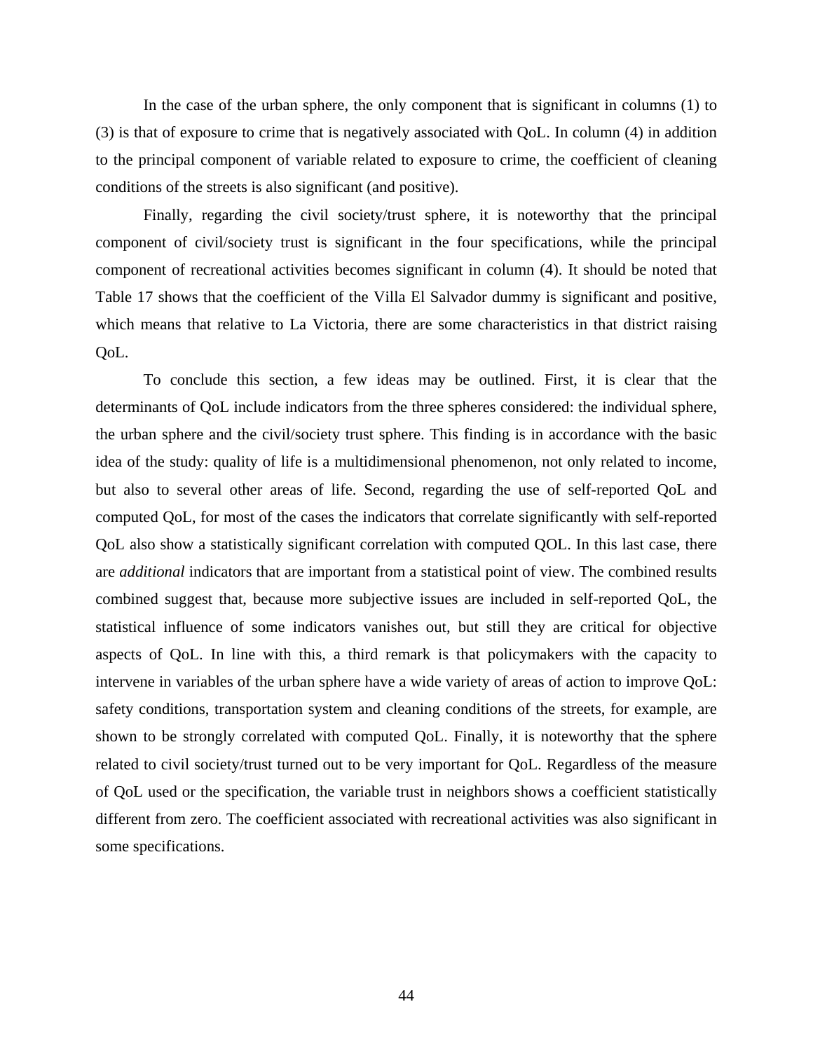In the case of the urban sphere, the only component that is significant in columns (1) to (3) is that of exposure to crime that is negatively associated with QoL. In column (4) in addition to the principal component of variable related to exposure to crime, the coefficient of cleaning conditions of the streets is also significant (and positive).

Finally, regarding the civil society/trust sphere, it is noteworthy that the principal component of civil/society trust is significant in the four specifications, while the principal component of recreational activities becomes significant in column (4). It should be noted that Table 17 shows that the coefficient of the Villa El Salvador dummy is significant and positive, which means that relative to La Victoria, there are some characteristics in that district raising QoL.

To conclude this section, a few ideas may be outlined. First, it is clear that the determinants of QoL include indicators from the three spheres considered: the individual sphere, the urban sphere and the civil/society trust sphere. This finding is in accordance with the basic idea of the study: quality of life is a multidimensional phenomenon, not only related to income, but also to several other areas of life. Second, regarding the use of self-reported QoL and computed QoL, for most of the cases the indicators that correlate significantly with self-reported QoL also show a statistically significant correlation with computed QOL. In this last case, there are *additional* indicators that are important from a statistical point of view. The combined results combined suggest that, because more subjective issues are included in self-reported QoL, the statistical influence of some indicators vanishes out, but still they are critical for objective aspects of QoL. In line with this, a third remark is that policymakers with the capacity to intervene in variables of the urban sphere have a wide variety of areas of action to improve QoL: safety conditions, transportation system and cleaning conditions of the streets, for example, are shown to be strongly correlated with computed QoL. Finally, it is noteworthy that the sphere related to civil society/trust turned out to be very important for QoL. Regardless of the measure of QoL used or the specification, the variable trust in neighbors shows a coefficient statistically different from zero. The coefficient associated with recreational activities was also significant in some specifications.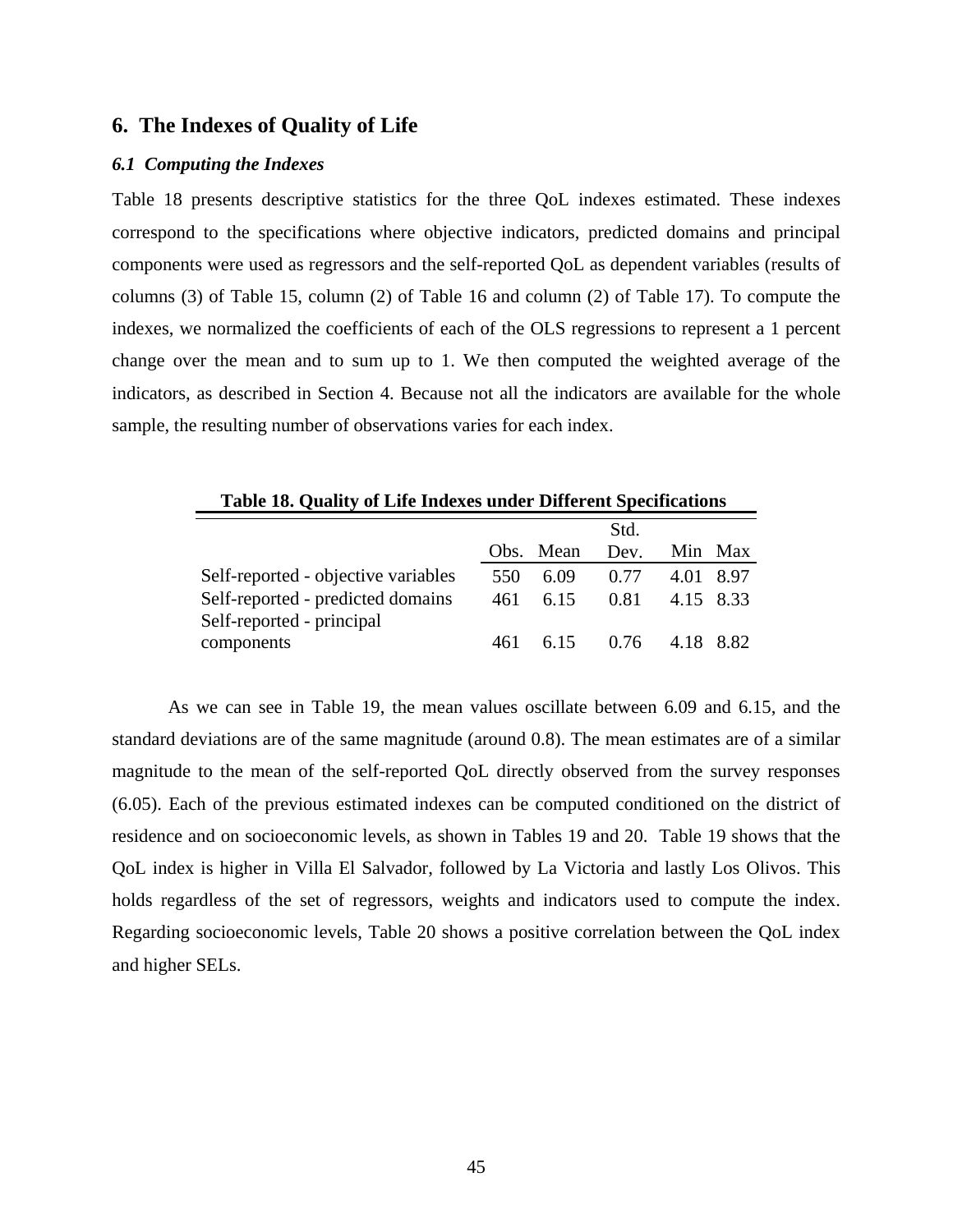## 6. The Indexes of Quality of Life

### *6.1 Computing the Indexes*

Table 18 presents descriptive statistics for the three QoL indexes estimated. These indexes correspond to the specifications where objective indicators, predicted domains and principal components were used as regressors and the self-reported QoL as dependent variables (results of columns (3) of Table 15, column (2) of Table 16 and column (2) of Table 17). To compute the indexes, we normalized the coefficients of each of the OLS regressions to represent a 1 percent change over the mean and to sum up to 1. We then computed the weighted average of the indicators, as described in Section 4. Because not all the indicators are available for the whole sample, the resulting number of observations varies for each index.

**Table 18. Quality of Life Indexes under Different Specifications**

| | Obs. | Mean | Std. Dev. | Min | Max |
|---|---|---|---|---|---|
| Self-reported - objective variables | 550 | 6.09 | 0.77 | 4.01 | 8.97 |
| Self-reported - predicted domains | 461 | 6.15 | 0.81 | 4.15 | 8.33 |
| Self-reported - principal components | 461 | 6.15 | 0.76 | 4.18 | 8.82 |

As we can see in Table 19, the mean values oscillate between 6.09 and 6.15, and the standard deviations are of the same magnitude (around 0.8). The mean estimates are of a similar magnitude to the mean of the self-reported QoL directly observed from the survey responses (6.05). Each of the previous estimated indexes can be computed conditioned on the district of residence and on socioeconomic levels, as shown in Tables 19 and 20. Table 19 shows that the QoL index is higher in Villa El Salvador, followed by La Victoria and lastly Los Olivos. This holds regardless of the set of regressors, weights and indicators used to compute the index. Regarding socioeconomic levels, Table 20 shows a positive correlation between the QoL index and higher SELs.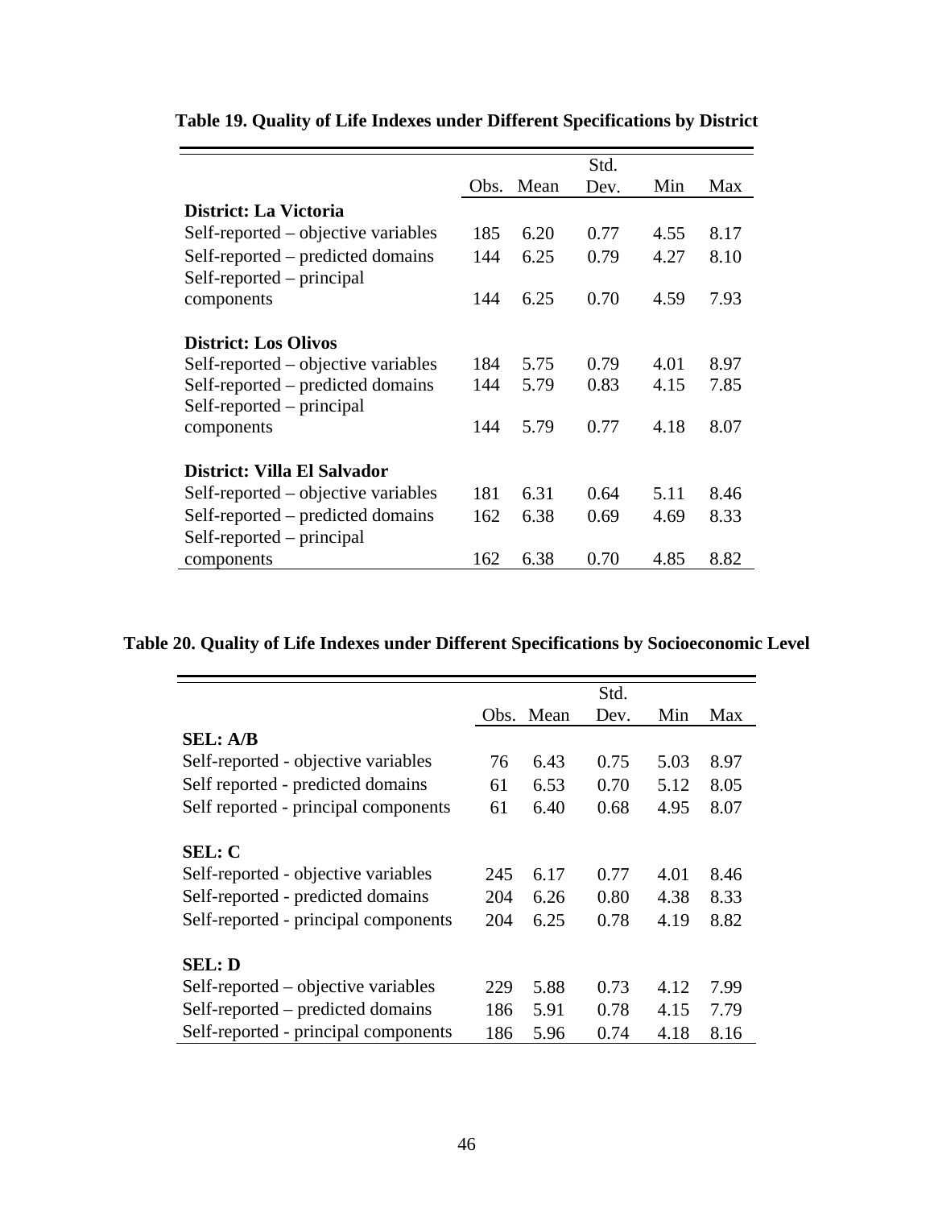**Table 19. Quality of Life Indexes under Different Specifications by District**

| | Obs. | Mean | Std. Dev. | Min | Max |
|---|---|---|---|---|---|
| **District: La Victoria** | | | | | |
| Self-reported – objective variables | 185 | 6.20 | 0.77 | 4.55 | 8.17 |
| Self-reported – predicted domains | 144 | 6.25 | 0.79 | 4.27 | 8.10 |
| Self-reported – principal components | 144 | 6.25 | 0.70 | 4.59 | 7.93 |
| **District: Los Olivos** | | | | | |
| Self-reported – objective variables | 184 | 5.75 | 0.79 | 4.01 | 8.97 |
| Self-reported – predicted domains | 144 | 5.79 | 0.83 | 4.15 | 7.85 |
| Self-reported – principal components | 144 | 5.79 | 0.77 | 4.18 | 8.07 |
| **District: Villa El Salvador** | | | | | |
| Self-reported – objective variables | 181 | 6.31 | 0.64 | 5.11 | 8.46 |
| Self-reported – predicted domains | 162 | 6.38 | 0.69 | 4.69 | 8.33 |
| Self-reported – principal components | 162 | 6.38 | 0.70 | 4.85 | 8.82 |

**Table 20. Quality of Life Indexes under Different Specifications by Socioeconomic Level**

| | Obs. | Mean | Std. Dev. | Min | Max |
|---|---|---|---|---|---|
| **SEL: A/B** | | | | | |
| Self-reported - objective variables | 76 | 6.43 | 0.75 | 5.03 | 8.97 |
| Self reported - predicted domains | 61 | 6.53 | 0.70 | 5.12 | 8.05 |
| Self reported - principal components | 61 | 6.40 | 0.68 | 4.95 | 8.07 |
| **SEL: C** | | | | | |
| Self-reported - objective variables | 245 | 6.17 | 0.77 | 4.01 | 8.46 |
| Self-reported - predicted domains | 204 | 6.26 | 0.80 | 4.38 | 8.33 |
| Self-reported - principal components | 204 | 6.25 | 0.78 | 4.19 | 8.82 |
| **SEL: D** | | | | | |
| Self-reported – objective variables | 229 | 5.88 | 0.73 | 4.12 | 7.99 |
| Self-reported – predicted domains | 186 | 5.91 | 0.78 | 4.15 | 7.79 |
| Self-reported - principal components | 186 | 5.96 | 0.74 | 4.18 | 8.16 |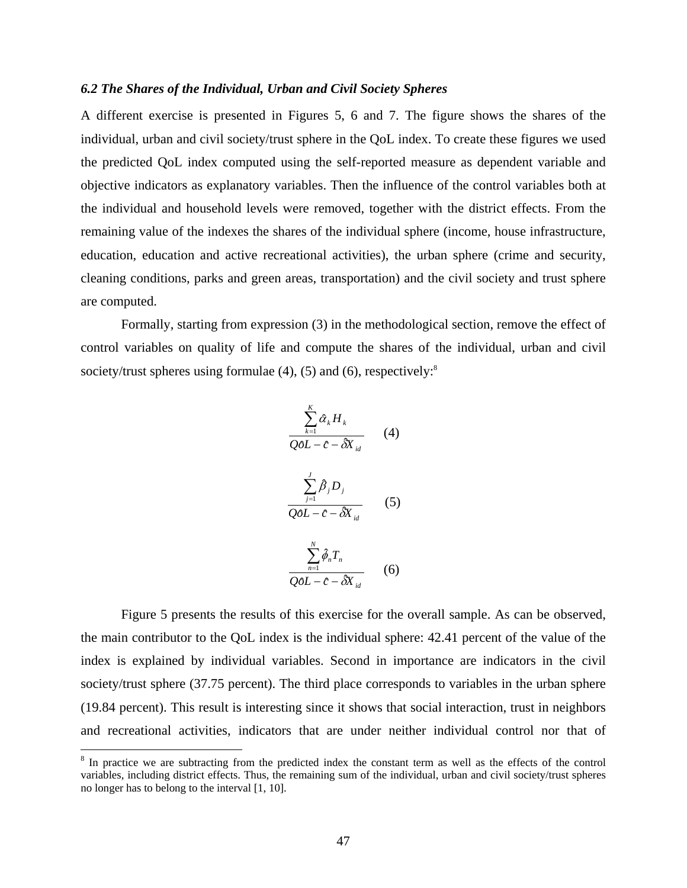### *6.2 The Shares of the Individual, Urban and Civil Society Spheres*

A different exercise is presented in Figures 5, 6 and 7. The figure shows the shares of the individual, urban and civil society/trust sphere in the QoL index. To create these figures we used the predicted QoL index computed using the self-reported measure as dependent variable and objective indicators as explanatory variables. Then the influence of the control variables both at the individual and household levels were removed, together with the district effects. From the remaining value of the indexes the shares of the individual sphere (income, house infrastructure, education, education and active recreational activities), the urban sphere (crime and security, cleaning conditions, parks and green areas, transportation) and the civil society and trust sphere are computed.

Formally, starting from expression (3) in the methodological section, remove the effect of control variables on quality of life and compute the shares of the individual, urban and civil society/trust spheres using formulae (4), (5) and (6), respectively:[8]

$$\frac{\sum_{k=1}^{K} \hat{\alpha}_k H_k}{Q\hat{o}L - \hat{c} - \hat{\delta} X_{id}} \qquad (4)$$

$$\frac{\sum_{j=1}^{J} \hat{\beta}_j D_j}{Q\hat{o}L - \hat{c} - \hat{\delta} X_{id}} \qquad (5)$$

$$\frac{\sum_{n=1}^{N} \hat{\phi}_n T_n}{Q\hat{o}L - \hat{c} - \hat{\delta} X_{id}} \qquad (6)$$

Figure 5 presents the results of this exercise for the overall sample. As can be observed, the main contributor to the QoL index is the individual sphere: 42.41 percent of the value of the index is explained by individual variables. Second in importance are indicators in the civil society/trust sphere (37.75 percent). The third place corresponds to variables in the urban sphere (19.84 percent). This result is interesting since it shows that social interaction, trust in neighbors and recreational activities, indicators that are under neither individual control nor that of

[8] In practice we are subtracting from the predicted index the constant term as well as the effects of the control variables, including district effects. Thus, the remaining sum of the individual, urban and civil society/trust spheres no longer has to belong to the interval [1, 10].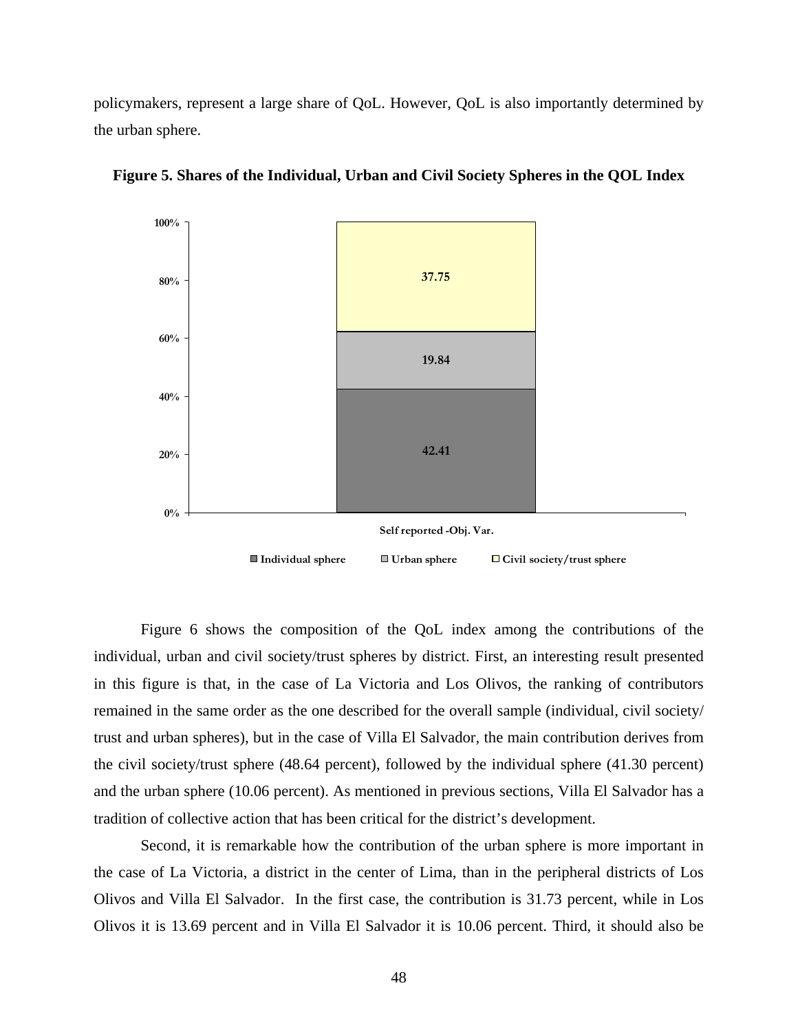policymakers, represent a large share of QoL. However, QoL is also importantly determined by the urban sphere.

**Figure 5. Shares of the Individual, Urban and Civil Society Spheres in the QOL Index**

| | Self reported -Obj. Var. |
|---|---|
| Civil society/trust sphere | 37.75 |
| Urban sphere | 19.84 |
| Individual sphere | 42.41 |

Figure 6 shows the composition of the QoL index among the contributions of the individual, urban and civil society/trust spheres by district. First, an interesting result presented in this figure is that, in the case of La Victoria and Los Olivos, the ranking of contributors remained in the same order as the one described for the overall sample (individual, civil society/ trust and urban spheres), but in the case of Villa El Salvador, the main contribution derives from the civil society/trust sphere (48.64 percent), followed by the individual sphere (41.30 percent) and the urban sphere (10.06 percent). As mentioned in previous sections, Villa El Salvador has a tradition of collective action that has been critical for the district's development.

Second, it is remarkable how the contribution of the urban sphere is more important in the case of La Victoria, a district in the center of Lima, than in the peripheral districts of Los Olivos and Villa El Salvador. In the first case, the contribution is 31.73 percent, while in Los Olivos it is 13.69 percent and in Villa El Salvador it is 10.06 percent. Third, it should also be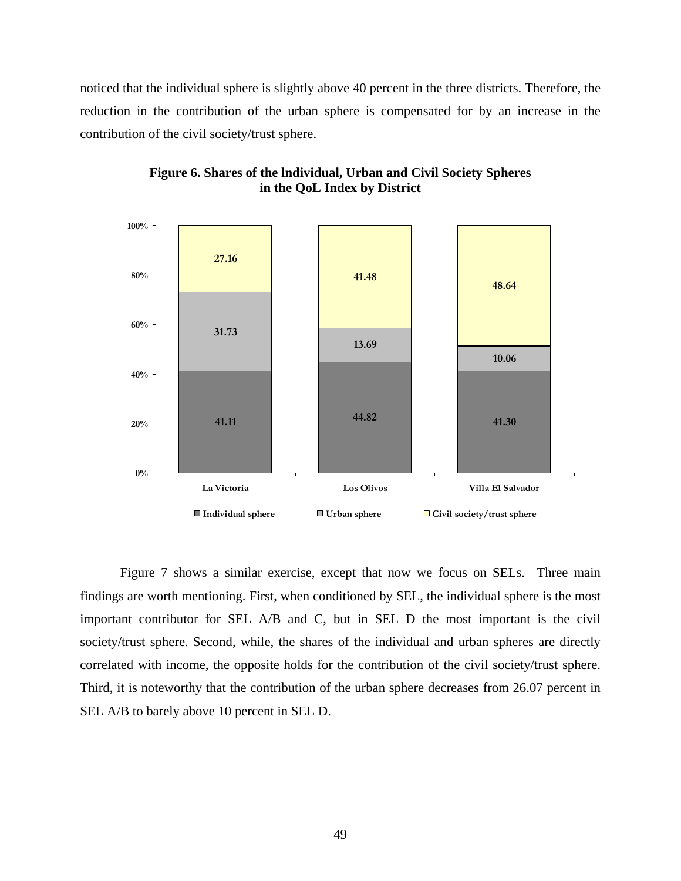noticed that the individual sphere is slightly above 40 percent in the three districts. Therefore, the reduction in the contribution of the urban sphere is compensated for by an increase in the contribution of the civil society/trust sphere.

**Figure 6. Shares of the Individual, Urban and Civil Society Spheres in the QoL Index by District**

| | La Victoria | Los Olivos | Villa El Salvador |
|---|---|---|---|
| Individual sphere | 41.11 | 44.82 | 41.30 |
| Urban sphere | 31.73 | 13.69 | 10.06 |
| Civil society/trust sphere | 27.16 | 41.48 | 48.64 |

Figure 7 shows a similar exercise, except that now we focus on SELs. Three main findings are worth mentioning. First, when conditioned by SEL, the individual sphere is the most important contributor for SEL A/B and C, but in SEL D the most important is the civil society/trust sphere. Second, while, the shares of the individual and urban spheres are directly correlated with income, the opposite holds for the contribution of the civil society/trust sphere. Third, it is noteworthy that the contribution of the urban sphere decreases from 26.07 percent in SEL A/B to barely above 10 percent in SEL D.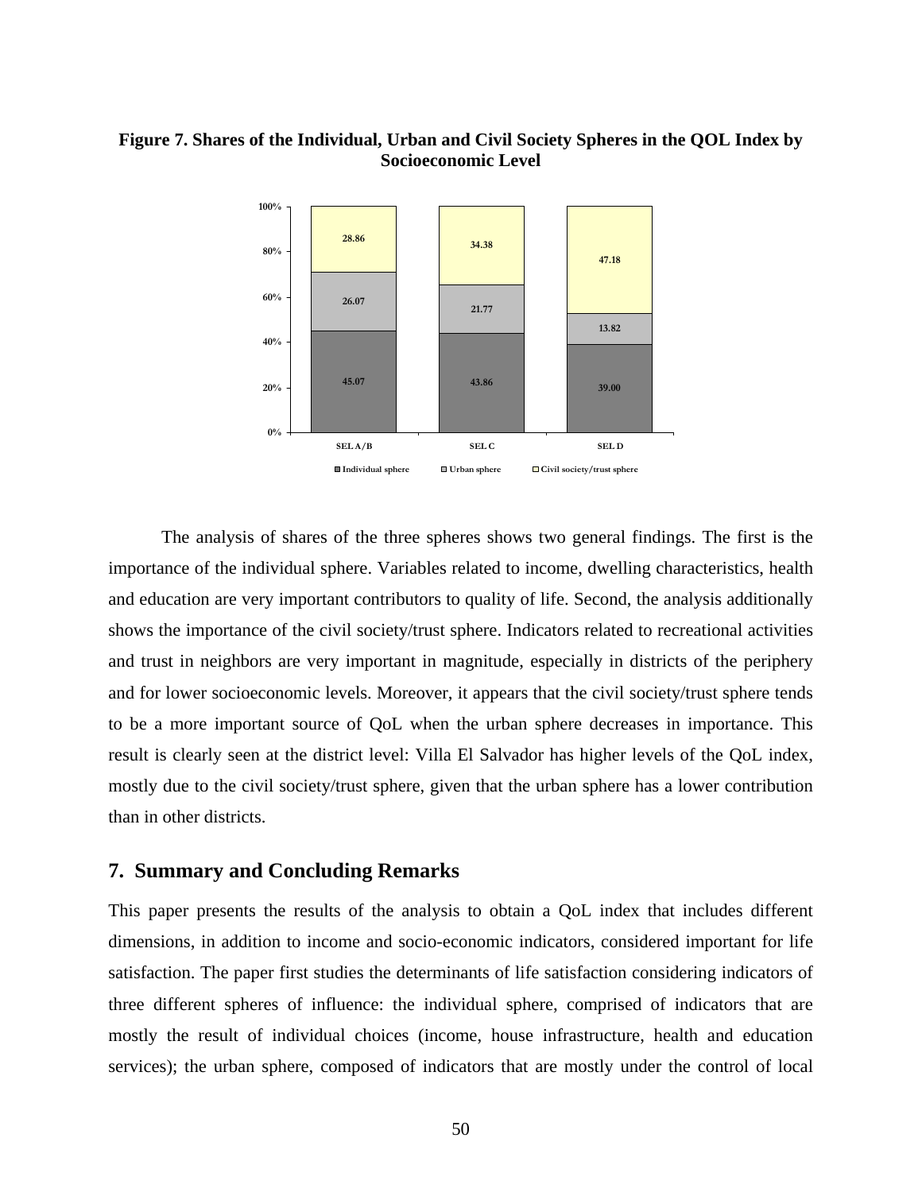**Figure 7. Shares of the Individual, Urban and Civil Society Spheres in the QOL Index by Socioeconomic Level**

| | SEL A/B | SEL C | SEL D |
|---|---|---|---|
| Individual sphere | 45.07 | 43.86 | 39.00 |
| Urban sphere | 26.07 | 21.77 | 13.82 |
| Civil society/trust sphere | 28.86 | 34.38 | 47.18 |

The analysis of shares of the three spheres shows two general findings. The first is the importance of the individual sphere. Variables related to income, dwelling characteristics, health and education are very important contributors to quality of life. Second, the analysis additionally shows the importance of the civil society/trust sphere. Indicators related to recreational activities and trust in neighbors are very important in magnitude, especially in districts of the periphery and for lower socioeconomic levels. Moreover, it appears that the civil society/trust sphere tends to be a more important source of QoL when the urban sphere decreases in importance. This result is clearly seen at the district level: Villa El Salvador has higher levels of the QoL index, mostly due to the civil society/trust sphere, given that the urban sphere has a lower contribution than in other districts.

## 7. Summary and Concluding Remarks

This paper presents the results of the analysis to obtain a QoL index that includes different dimensions, in addition to income and socio-economic indicators, considered important for life satisfaction. The paper first studies the determinants of life satisfaction considering indicators of three different spheres of influence: the individual sphere, comprised of indicators that are mostly the result of individual choices (income, house infrastructure, health and education services); the urban sphere, composed of indicators that are mostly under the control of local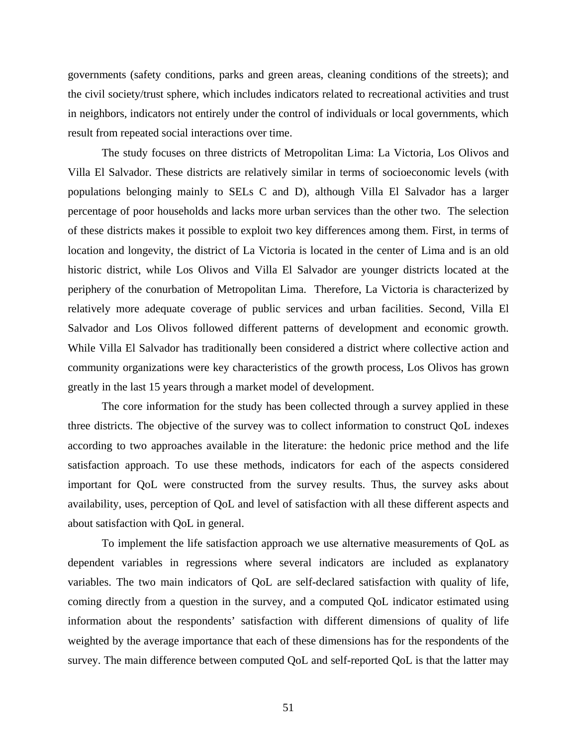governments (safety conditions, parks and green areas, cleaning conditions of the streets); and the civil society/trust sphere, which includes indicators related to recreational activities and trust in neighbors, indicators not entirely under the control of individuals or local governments, which result from repeated social interactions over time.

The study focuses on three districts of Metropolitan Lima: La Victoria, Los Olivos and Villa El Salvador. These districts are relatively similar in terms of socioeconomic levels (with populations belonging mainly to SELs C and D), although Villa El Salvador has a larger percentage of poor households and lacks more urban services than the other two. The selection of these districts makes it possible to exploit two key differences among them. First, in terms of location and longevity, the district of La Victoria is located in the center of Lima and is an old historic district, while Los Olivos and Villa El Salvador are younger districts located at the periphery of the conurbation of Metropolitan Lima. Therefore, La Victoria is characterized by relatively more adequate coverage of public services and urban facilities. Second, Villa El Salvador and Los Olivos followed different patterns of development and economic growth. While Villa El Salvador has traditionally been considered a district where collective action and community organizations were key characteristics of the growth process, Los Olivos has grown greatly in the last 15 years through a market model of development.

The core information for the study has been collected through a survey applied in these three districts. The objective of the survey was to collect information to construct QoL indexes according to two approaches available in the literature: the hedonic price method and the life satisfaction approach. To use these methods, indicators for each of the aspects considered important for QoL were constructed from the survey results. Thus, the survey asks about availability, uses, perception of QoL and level of satisfaction with all these different aspects and about satisfaction with QoL in general.

To implement the life satisfaction approach we use alternative measurements of QoL as dependent variables in regressions where several indicators are included as explanatory variables. The two main indicators of QoL are self-declared satisfaction with quality of life, coming directly from a question in the survey, and a computed QoL indicator estimated using information about the respondents' satisfaction with different dimensions of quality of life weighted by the average importance that each of these dimensions has for the respondents of the survey. The main difference between computed QoL and self-reported QoL is that the latter may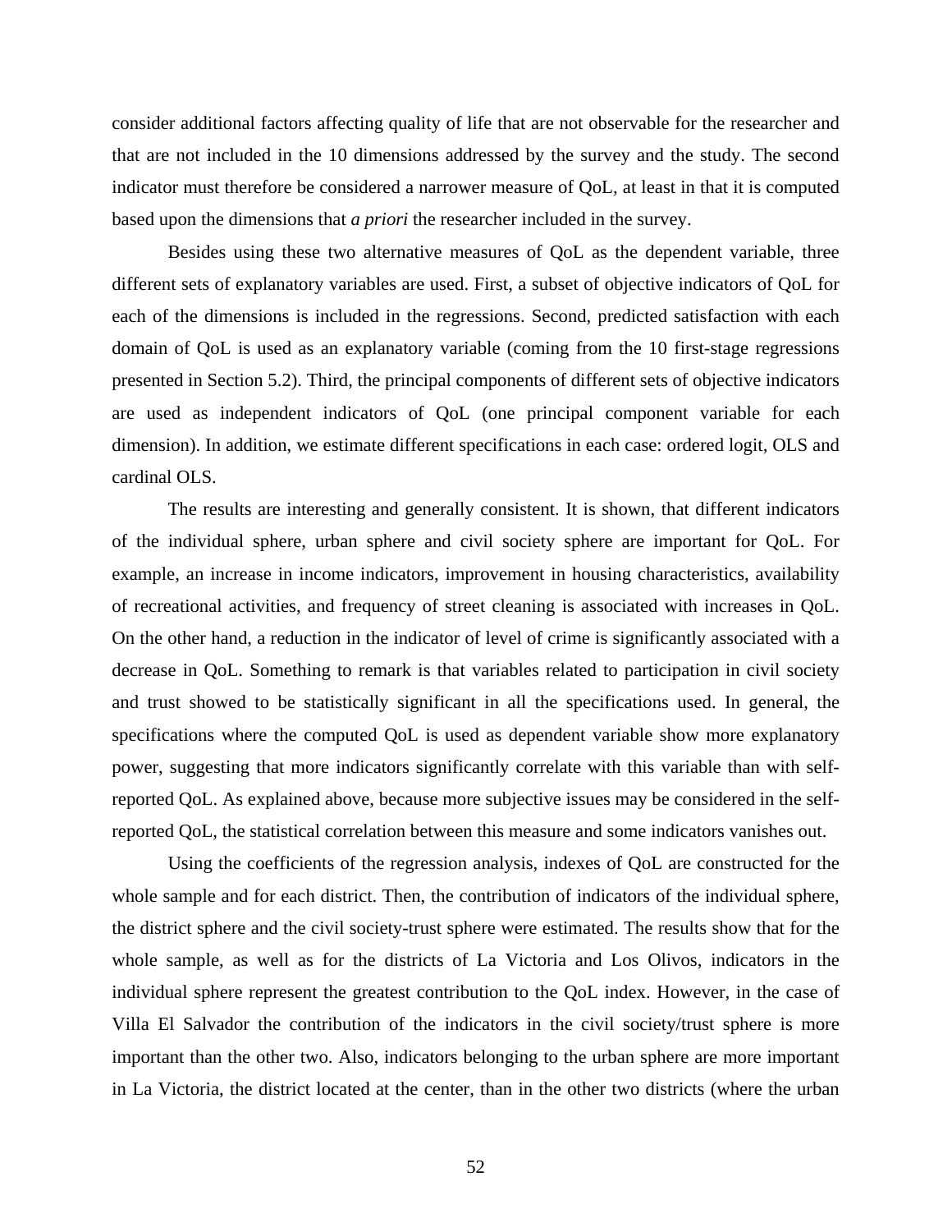consider additional factors affecting quality of life that are not observable for the researcher and that are not included in the 10 dimensions addressed by the survey and the study. The second indicator must therefore be considered a narrower measure of QoL, at least in that it is computed based upon the dimensions that *a priori* the researcher included in the survey.

Besides using these two alternative measures of QoL as the dependent variable, three different sets of explanatory variables are used. First, a subset of objective indicators of QoL for each of the dimensions is included in the regressions. Second, predicted satisfaction with each domain of QoL is used as an explanatory variable (coming from the 10 first-stage regressions presented in Section 5.2). Third, the principal components of different sets of objective indicators are used as independent indicators of QoL (one principal component variable for each dimension). In addition, we estimate different specifications in each case: ordered logit, OLS and cardinal OLS.

The results are interesting and generally consistent. It is shown, that different indicators of the individual sphere, urban sphere and civil society sphere are important for QoL. For example, an increase in income indicators, improvement in housing characteristics, availability of recreational activities, and frequency of street cleaning is associated with increases in QoL. On the other hand, a reduction in the indicator of level of crime is significantly associated with a decrease in QoL. Something to remark is that variables related to participation in civil society and trust showed to be statistically significant in all the specifications used. In general, the specifications where the computed QoL is used as dependent variable show more explanatory power, suggesting that more indicators significantly correlate with this variable than with self-reported QoL. As explained above, because more subjective issues may be considered in the self-reported QoL, the statistical correlation between this measure and some indicators vanishes out.

Using the coefficients of the regression analysis, indexes of QoL are constructed for the whole sample and for each district. Then, the contribution of indicators of the individual sphere, the district sphere and the civil society-trust sphere were estimated. The results show that for the whole sample, as well as for the districts of La Victoria and Los Olivos, indicators in the individual sphere represent the greatest contribution to the QoL index. However, in the case of Villa El Salvador the contribution of the indicators in the civil society/trust sphere is more important than the other two. Also, indicators belonging to the urban sphere are more important in La Victoria, the district located at the center, than in the other two districts (where the urban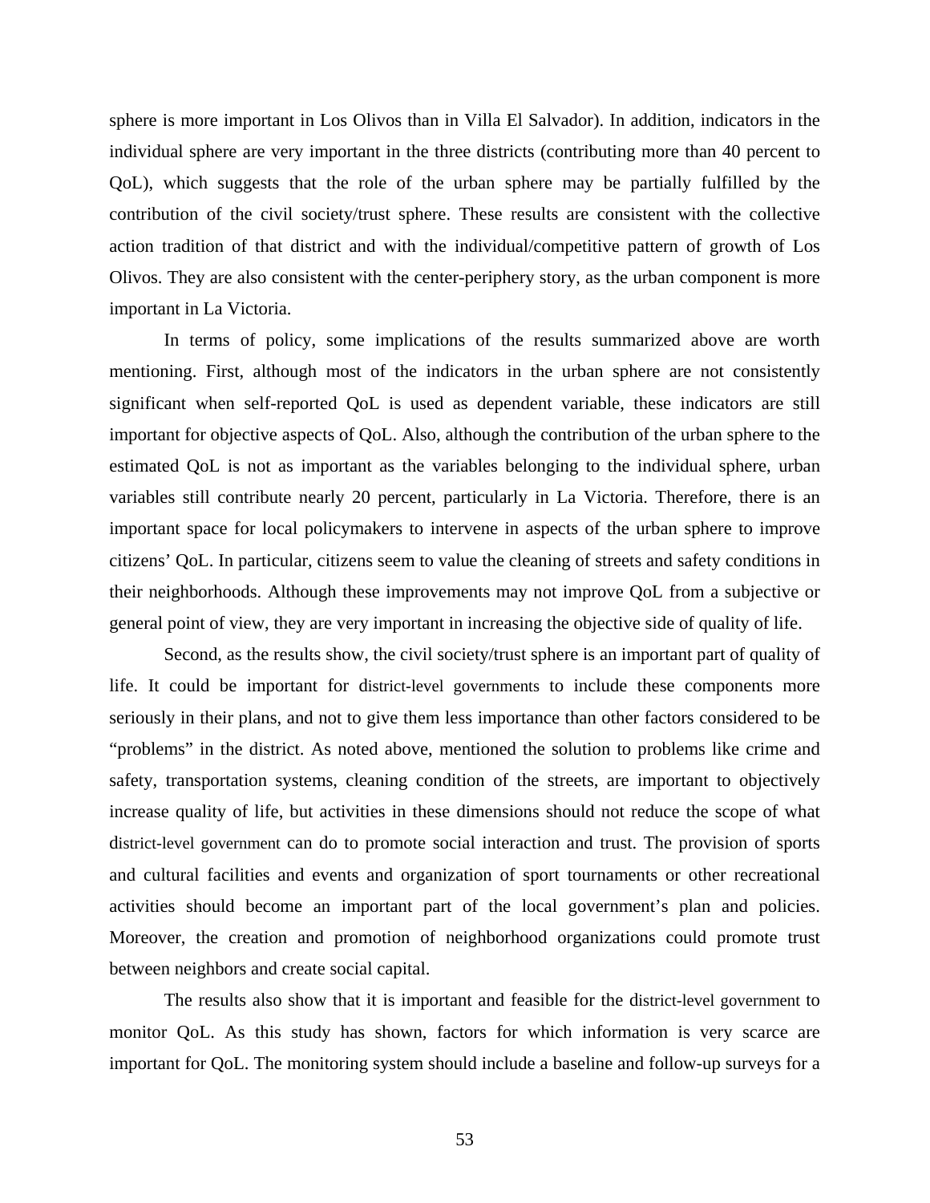sphere is more important in Los Olivos than in Villa El Salvador). In addition, indicators in the individual sphere are very important in the three districts (contributing more than 40 percent to QoL), which suggests that the role of the urban sphere may be partially fulfilled by the contribution of the civil society/trust sphere. These results are consistent with the collective action tradition of that district and with the individual/competitive pattern of growth of Los Olivos. They are also consistent with the center-periphery story, as the urban component is more important in La Victoria.

In terms of policy, some implications of the results summarized above are worth mentioning. First, although most of the indicators in the urban sphere are not consistently significant when self-reported QoL is used as dependent variable, these indicators are still important for objective aspects of QoL. Also, although the contribution of the urban sphere to the estimated QoL is not as important as the variables belonging to the individual sphere, urban variables still contribute nearly 20 percent, particularly in La Victoria. Therefore, there is an important space for local policymakers to intervene in aspects of the urban sphere to improve citizens' QoL. In particular, citizens seem to value the cleaning of streets and safety conditions in their neighborhoods. Although these improvements may not improve QoL from a subjective or general point of view, they are very important in increasing the objective side of quality of life.

Second, as the results show, the civil society/trust sphere is an important part of quality of life. It could be important for district-level governments to include these components more seriously in their plans, and not to give them less importance than other factors considered to be "problems" in the district. As noted above, mentioned the solution to problems like crime and safety, transportation systems, cleaning condition of the streets, are important to objectively increase quality of life, but activities in these dimensions should not reduce the scope of what district-level government can do to promote social interaction and trust. The provision of sports and cultural facilities and events and organization of sport tournaments or other recreational activities should become an important part of the local government's plan and policies. Moreover, the creation and promotion of neighborhood organizations could promote trust between neighbors and create social capital.

The results also show that it is important and feasible for the district-level government to monitor QoL. As this study has shown, factors for which information is very scarce are important for QoL. The monitoring system should include a baseline and follow-up surveys for a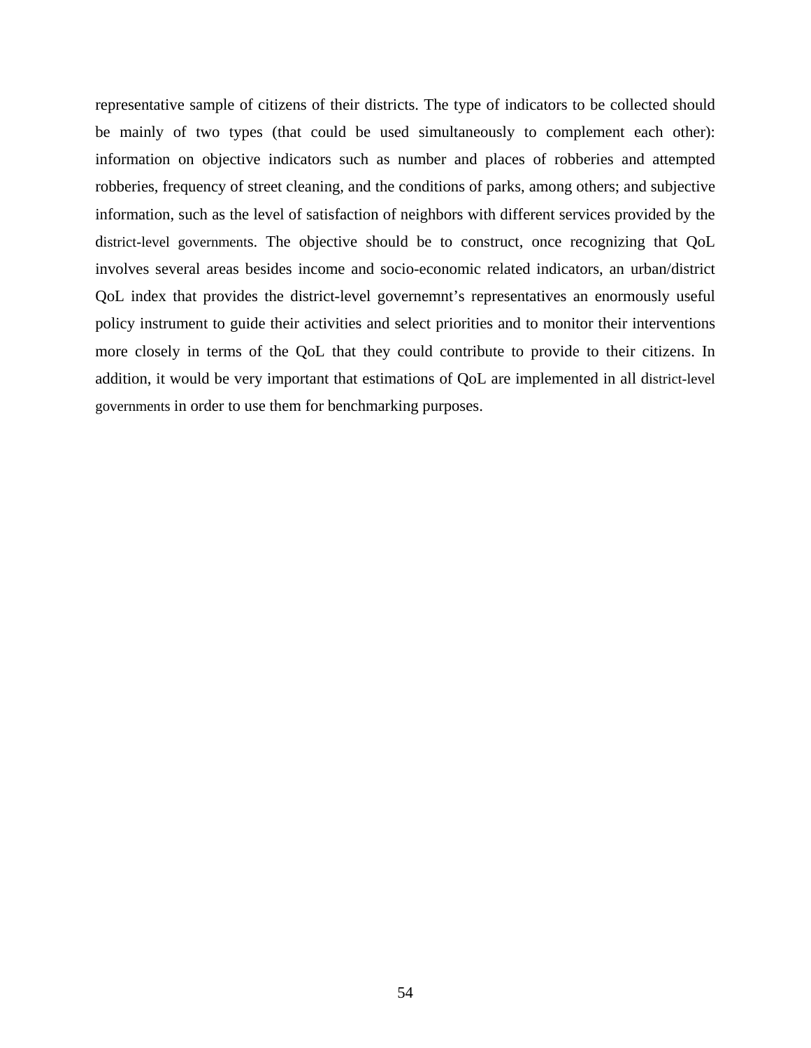representative sample of citizens of their districts. The type of indicators to be collected should be mainly of two types (that could be used simultaneously to complement each other): information on objective indicators such as number and places of robberies and attempted robberies, frequency of street cleaning, and the conditions of parks, among others; and subjective information, such as the level of satisfaction of neighbors with different services provided by the district-level governments. The objective should be to construct, once recognizing that QoL involves several areas besides income and socio-economic related indicators, an urban/district QoL index that provides the district-level governemnt's representatives an enormously useful policy instrument to guide their activities and select priorities and to monitor their interventions more closely in terms of the QoL that they could contribute to provide to their citizens. In addition, it would be very important that estimations of QoL are implemented in all district-level governments in order to use them for benchmarking purposes.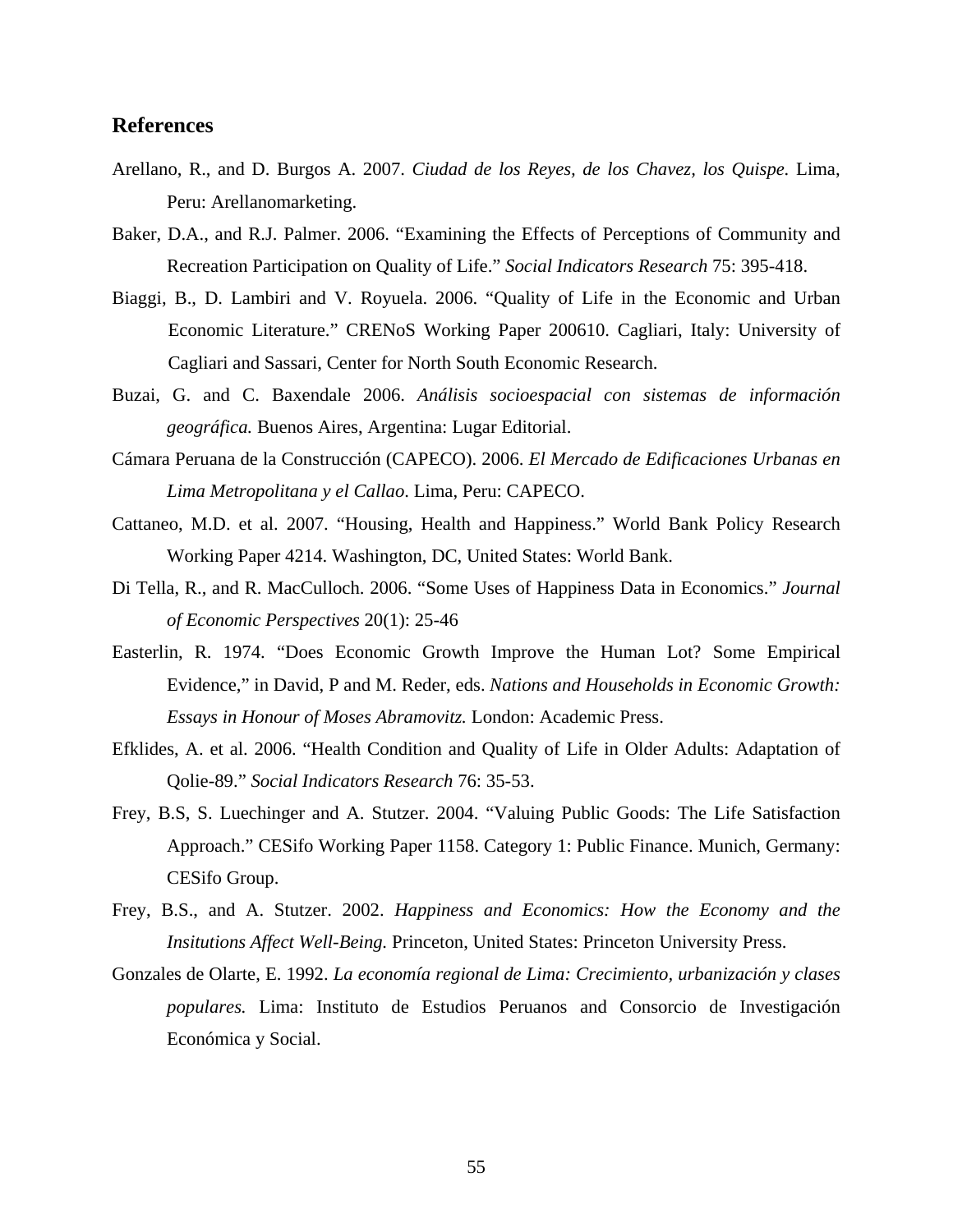## References

Arellano, R., and D. Burgos A. 2007. *Ciudad de los Reyes, de los Chavez, los Quispe*. Lima, Peru: Arellanomarketing.

Baker, D.A., and R.J. Palmer. 2006. "Examining the Effects of Perceptions of Community and Recreation Participation on Quality of Life." *Social Indicators Research* 75: 395-418.

Biaggi, B., D. Lambiri and V. Royuela. 2006. "Quality of Life in the Economic and Urban Economic Literature." CRENoS Working Paper 200610. Cagliari, Italy: University of Cagliari and Sassari, Center for North South Economic Research.

Buzai, G. and C. Baxendale 2006. *Análisis socioespacial con sistemas de información geográfica.* Buenos Aires, Argentina: Lugar Editorial.

Cámara Peruana de la Construcción (CAPECO). 2006. *El Mercado de Edificaciones Urbanas en Lima Metropolitana y el Callao*. Lima, Peru: CAPECO.

Cattaneo, M.D. et al. 2007. "Housing, Health and Happiness." World Bank Policy Research Working Paper 4214. Washington, DC, United States: World Bank.

Di Tella, R., and R. MacCulloch. 2006. "Some Uses of Happiness Data in Economics." *Journal of Economic Perspectives* 20(1): 25-46

Easterlin, R. 1974. "Does Economic Growth Improve the Human Lot? Some Empirical Evidence," in David, P and M. Reder, eds. *Nations and Households in Economic Growth: Essays in Honour of Moses Abramovitz.* London: Academic Press.

Efklides, A. et al. 2006. "Health Condition and Quality of Life in Older Adults: Adaptation of Qolie-89." *Social Indicators Research* 76: 35-53.

Frey, B.S, S. Luechinger and A. Stutzer. 2004. "Valuing Public Goods: The Life Satisfaction Approach." CESifo Working Paper 1158. Category 1: Public Finance. Munich, Germany: CESifo Group.

Frey, B.S., and A. Stutzer. 2002. *Happiness and Economics: How the Economy and the Insitutions Affect Well-Being.* Princeton, United States: Princeton University Press.

Gonzales de Olarte, E. 1992. *La economía regional de Lima: Crecimiento, urbanización y clases populares.* Lima: Instituto de Estudios Peruanos and Consorcio de Investigación Económica y Social.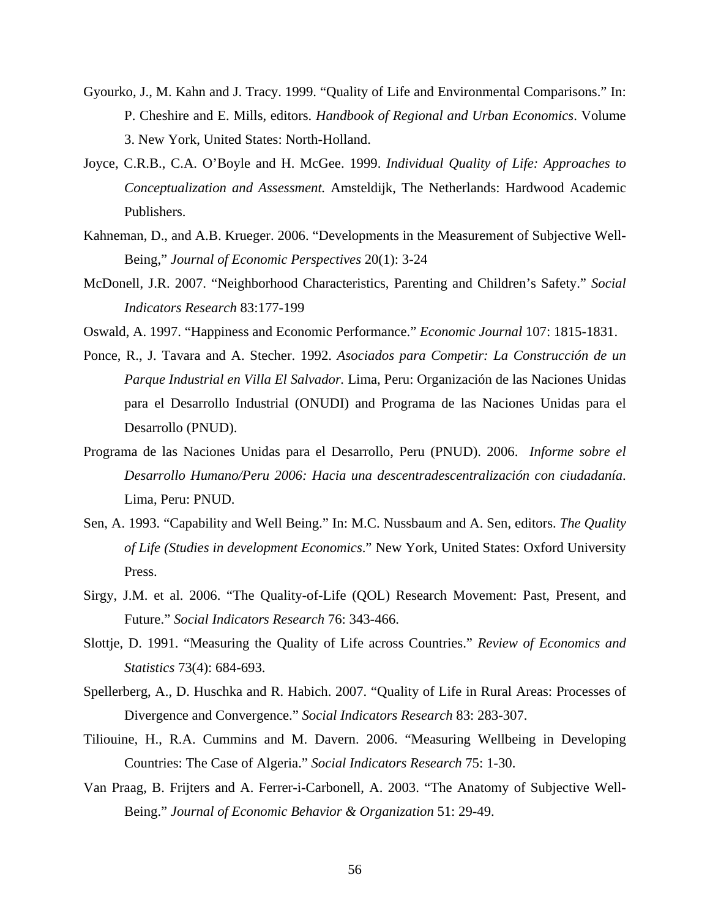Gyourko, J., M. Kahn and J. Tracy. 1999. "Quality of Life and Environmental Comparisons." In: P. Cheshire and E. Mills, editors. *Handbook of Regional and Urban Economics*. Volume 3. New York, United States: North-Holland.

Joyce, C.R.B., C.A. O'Boyle and H. McGee. 1999. *Individual Quality of Life: Approaches to Conceptualization and Assessment.* Amsteldijk, The Netherlands: Hardwood Academic Publishers.

Kahneman, D., and A.B. Krueger. 2006. "Developments in the Measurement of Subjective Well-Being," *Journal of Economic Perspectives* 20(1): 3-24

McDonell, J.R. 2007. "Neighborhood Characteristics, Parenting and Children's Safety." *Social Indicators Research* 83:177-199

Oswald, A. 1997. "Happiness and Economic Performance." *Economic Journal* 107: 1815-1831.

Ponce, R., J. Tavara and A. Stecher. 1992. *Asociados para Competir: La Construcción de un Parque Industrial en Villa El Salvador*. Lima, Peru: Organización de las Naciones Unidas para el Desarrollo Industrial (ONUDI) and Programa de las Naciones Unidas para el Desarrollo (PNUD).

Programa de las Naciones Unidas para el Desarrollo, Peru (PNUD). 2006. *Informe sobre el Desarrollo Humano/Peru 2006: Hacia una descentradescentralización con ciudadanía*. Lima, Peru: PNUD.

Sen, A. 1993. "Capability and Well Being." In: M.C. Nussbaum and A. Sen, editors. *The Quality of Life (Studies in development Economics*." New York, United States: Oxford University Press.

Sirgy, J.M. et al. 2006. "The Quality-of-Life (QOL) Research Movement: Past, Present, and Future." *Social Indicators Research* 76: 343-466.

Slottje, D. 1991. "Measuring the Quality of Life across Countries." *Review of Economics and Statistics* 73(4): 684-693.

Spellerberg, A., D. Huschka and R. Habich. 2007. "Quality of Life in Rural Areas: Processes of Divergence and Convergence." *Social Indicators Research* 83: 283-307.

Tiliouine, H., R.A. Cummins and M. Davern. 2006. "Measuring Wellbeing in Developing Countries: The Case of Algeria." *Social Indicators Research* 75: 1-30.

Van Praag, B. Frijters and A. Ferrer-i-Carbonell, A. 2003. "The Anatomy of Subjective Well-Being." *Journal of Economic Behavior & Organization* 51: 29-49.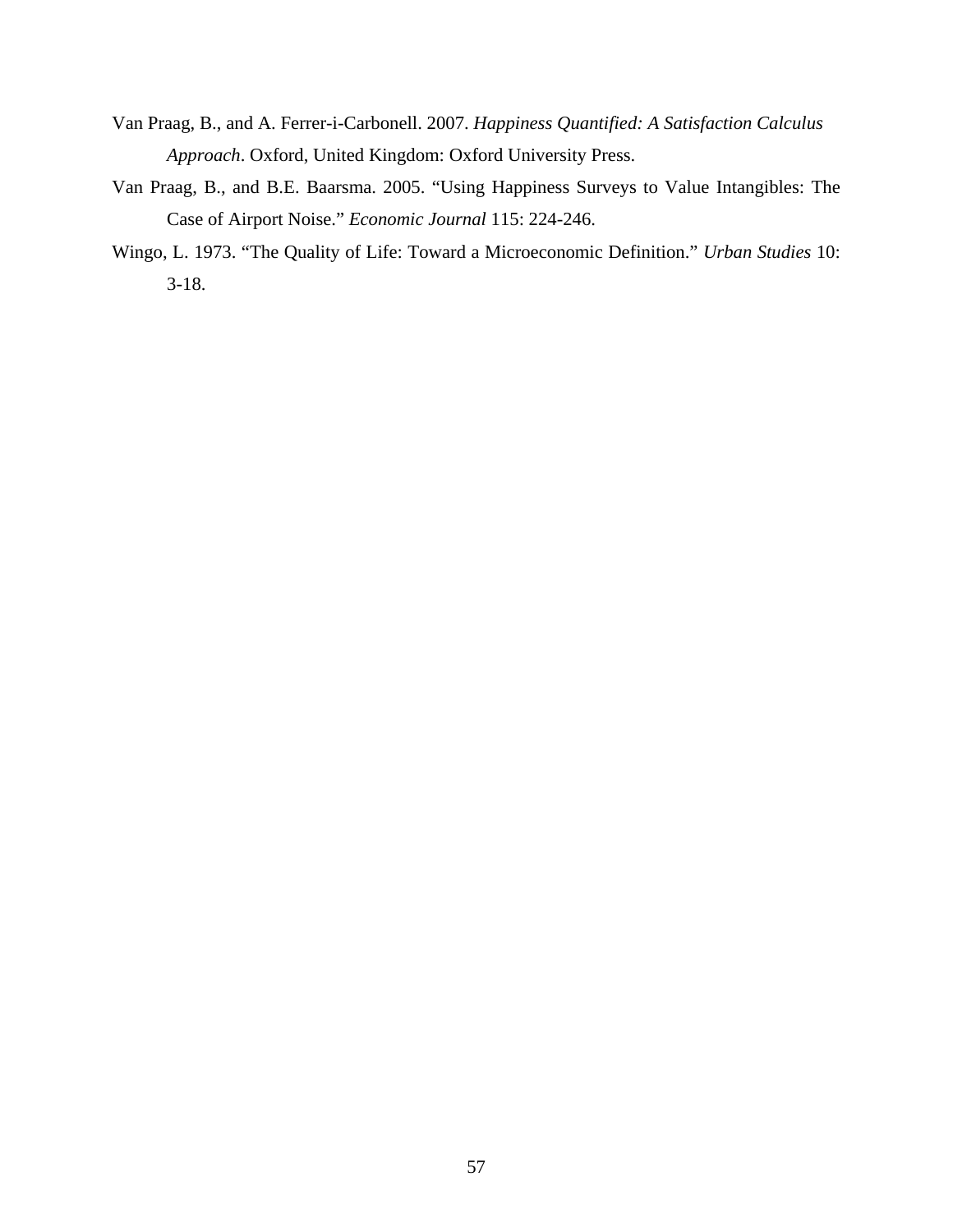Van Praag, B., and A. Ferrer-i-Carbonell. 2007. *Happiness Quantified: A Satisfaction Calculus Approach*. Oxford, United Kingdom: Oxford University Press.

Van Praag, B., and B.E. Baarsma. 2005. "Using Happiness Surveys to Value Intangibles: The Case of Airport Noise." *Economic Journal* 115: 224-246.

Wingo, L. 1973. "The Quality of Life: Toward a Microeconomic Definition." *Urban Studies* 10: 3-18.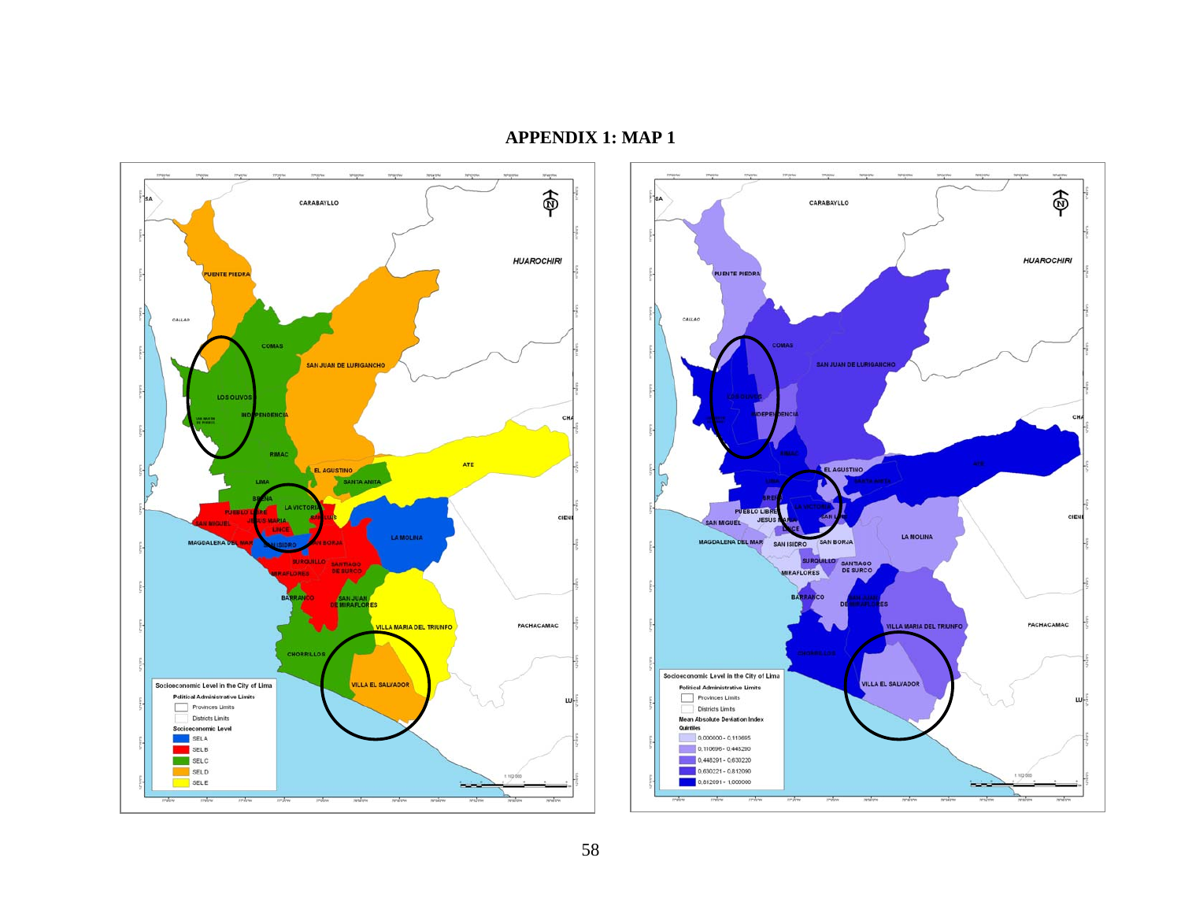# APPENDIX 1: MAP 1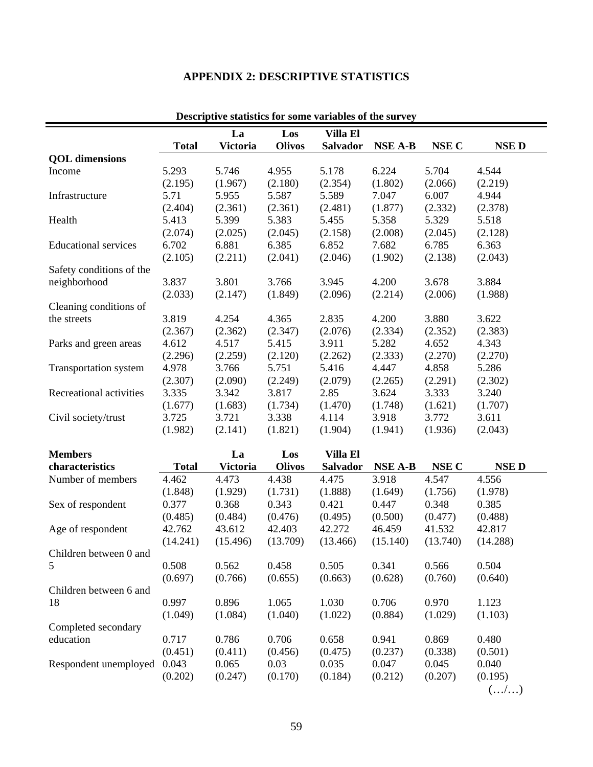## APPENDIX 2: DESCRIPTIVE STATISTICS

**Descriptive statistics for some variables of the survey**

| | Total | La Victoria | Los Olivos | Villa El Salvador | NSE A-B | NSE C | NSE D |
|---|---|---|---|---|---|---|---|
| **QOL dimensions** | | | | | | | |
| Income | 5.293 | 5.746 | 4.955 | 5.178 | 6.224 | 5.704 | 4.544 |
| | (2.195) | (1.967) | (2.180) | (2.354) | (1.802) | (2.066) | (2.219) |
| Infrastructure | 5.71 | 5.955 | 5.587 | 5.589 | 7.047 | 6.007 | 4.944 |
| | (2.404) | (2.361) | (2.361) | (2.481) | (1.877) | (2.332) | (2.378) |
| Health | 5.413 | 5.399 | 5.383 | 5.455 | 5.358 | 5.329 | 5.518 |
| | (2.074) | (2.025) | (2.045) | (2.158) | (2.008) | (2.045) | (2.128) |
| Educational services | 6.702 | 6.881 | 6.385 | 6.852 | 7.682 | 6.785 | 6.363 |
| | (2.105) | (2.211) | (2.041) | (2.046) | (1.902) | (2.138) | (2.043) |
| Safety conditions of the neighborhood | 3.837 | 3.801 | 3.766 | 3.945 | 4.200 | 3.678 | 3.884 |
| | (2.033) | (2.147) | (1.849) | (2.096) | (2.214) | (2.006) | (1.988) |
| Cleaning conditions of the streets | 3.819 | 4.254 | 4.365 | 2.835 | 4.200 | 3.880 | 3.622 |
| | (2.367) | (2.362) | (2.347) | (2.076) | (2.334) | (2.352) | (2.383) |
| Parks and green areas | 4.612 | 4.517 | 5.415 | 3.911 | 5.282 | 4.652 | 4.343 |
| | (2.296) | (2.259) | (2.120) | (2.262) | (2.333) | (2.270) | (2.270) |
| Transportation system | 4.978 | 3.766 | 5.751 | 5.416 | 4.447 | 4.858 | 5.286 |
| | (2.307) | (2.090) | (2.249) | (2.079) | (2.265) | (2.291) | (2.302) |
| Recreational activities | 3.335 | 3.342 | 3.817 | 2.85 | 3.624 | 3.333 | 3.240 |
| | (1.677) | (1.683) | (1.734) | (1.470) | (1.748) | (1.621) | (1.707) |
| Civil society/trust | 3.725 | 3.721 | 3.338 | 4.114 | 3.918 | 3.772 | 3.611 |
| | (1.982) | (2.141) | (1.821) | (1.904) | (1.941) | (1.936) | (2.043) |
| **Members characteristics** | **Total** | **La Victoria** | **Los Olivos** | **Villa El Salvador** | **NSE A-B** | **NSE C** | **NSE D** |
| Number of members | 4.462 | 4.473 | 4.438 | 4.475 | 3.918 | 4.547 | 4.556 |
| | (1.848) | (1.929) | (1.731) | (1.888) | (1.649) | (1.756) | (1.978) |
| Sex of respondent | 0.377 | 0.368 | 0.343 | 0.421 | 0.447 | 0.348 | 0.385 |
| | (0.485) | (0.484) | (0.476) | (0.495) | (0.500) | (0.477) | (0.488) |
| Age of respondent | 42.762 | 43.612 | 42.403 | 42.272 | 46.459 | 41.532 | 42.817 |
| | (14.241) | (15.496) | (13.709) | (13.466) | (15.140) | (13.740) | (14.288) |
| Children between 0 and 5 | 0.508 | 0.562 | 0.458 | 0.505 | 0.341 | 0.566 | 0.504 |
| | (0.697) | (0.766) | (0.655) | (0.663) | (0.628) | (0.760) | (0.640) |
| Children between 6 and 18 | 0.997 | 0.896 | 1.065 | 1.030 | 0.706 | 0.970 | 1.123 |
| | (1.049) | (1.084) | (1.040) | (1.022) | (0.884) | (1.029) | (1.103) |
| Completed secondary education | 0.717 | 0.786 | 0.706 | 0.658 | 0.941 | 0.869 | 0.480 |
| | (0.451) | (0.411) | (0.456) | (0.475) | (0.237) | (0.338) | (0.501) |
| Respondent unemployed | 0.043 | 0.065 | 0.03 | 0.035 | 0.047 | 0.045 | 0.040 |
| | (0.202) | (0.247) | (0.170) | (0.184) | (0.212) | (0.207) | (0.195) |

(…/…)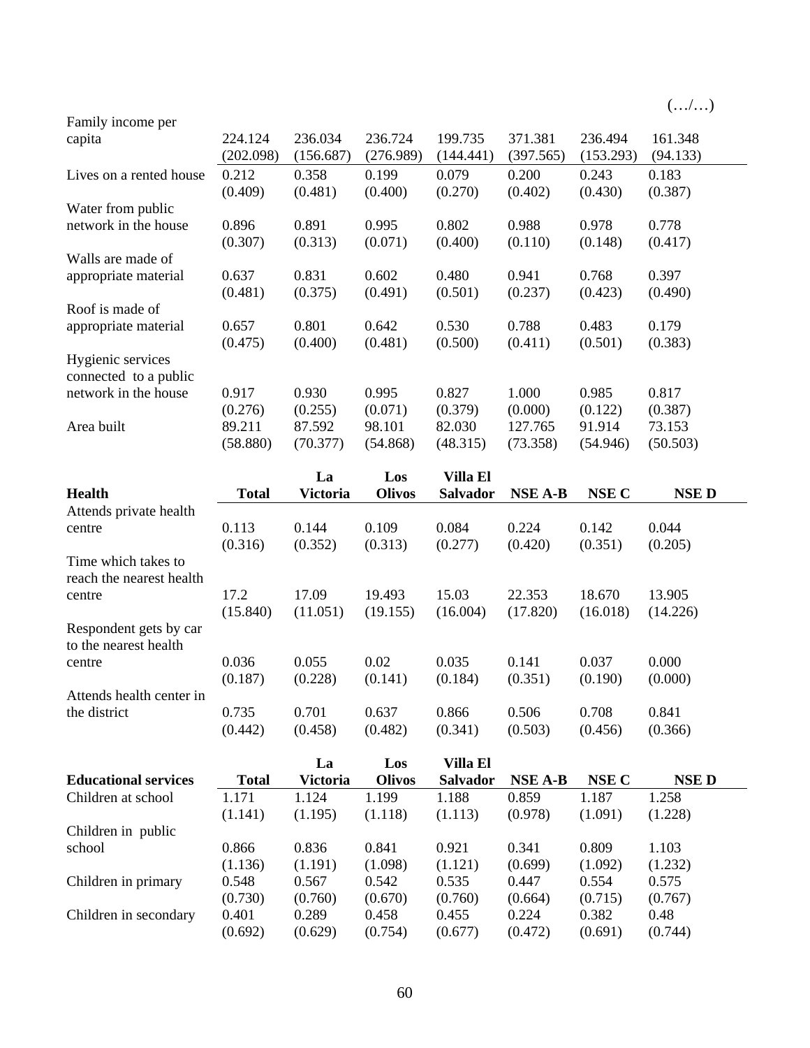(…/…)

| | | | | | | | |
|---|---|---|---|---|---|---|---|
| Family income per capita | 224.124 | 236.034 | 236.724 | 199.735 | 371.381 | 236.494 | 161.348 |
| | (202.098) | (156.687) | (276.989) | (144.441) | (397.565) | (153.293) | (94.133) |
| Lives on a rented house | 0.212 | 0.358 | 0.199 | 0.079 | 0.200 | 0.243 | 0.183 |
| | (0.409) | (0.481) | (0.400) | (0.270) | (0.402) | (0.430) | (0.387) |
| Water from public network in the house | 0.896 | 0.891 | 0.995 | 0.802 | 0.988 | 0.978 | 0.778 |
| | (0.307) | (0.313) | (0.071) | (0.400) | (0.110) | (0.148) | (0.417) |
| Walls are made of appropriate material | 0.637 | 0.831 | 0.602 | 0.480 | 0.941 | 0.768 | 0.397 |
| | (0.481) | (0.375) | (0.491) | (0.501) | (0.237) | (0.423) | (0.490) |
| Roof is made of appropriate material | 0.657 | 0.801 | 0.642 | 0.530 | 0.788 | 0.483 | 0.179 |
| | (0.475) | (0.400) | (0.481) | (0.500) | (0.411) | (0.501) | (0.383) |
| Hygienic services connected to a public network in the house | 0.917 | 0.930 | 0.995 | 0.827 | 1.000 | 0.985 | 0.817 |
| | (0.276) | (0.255) | (0.071) | (0.379) | (0.000) | (0.122) | (0.387) |
| Area built | 89.211 | 87.592 | 98.101 | 82.030 | 127.765 | 91.914 | 73.153 |
| | (58.880) | (70.377) | (54.868) | (48.315) | (73.358) | (54.946) | (50.503) |

| **Health** | **Total** | **La Victoria** | **Los Olivos** | **Villa El Salvador** | **NSE A-B** | **NSE C** | **NSE D** |
|---|---|---|---|---|---|---|---|
| Attends private health centre | 0.113 | 0.144 | 0.109 | 0.084 | 0.224 | 0.142 | 0.044 |
| | (0.316) | (0.352) | (0.313) | (0.277) | (0.420) | (0.351) | (0.205) |
| Time which takes to reach the nearest health centre | 17.2 | 17.09 | 19.493 | 15.03 | 22.353 | 18.670 | 13.905 |
| | (15.840) | (11.051) | (19.155) | (16.004) | (17.820) | (16.018) | (14.226) |
| Respondent gets by car to the nearest health centre | 0.036 | 0.055 | 0.02 | 0.035 | 0.141 | 0.037 | 0.000 |
| | (0.187) | (0.228) | (0.141) | (0.184) | (0.351) | (0.190) | (0.000) |
| Attends health center in the district | 0.735 | 0.701 | 0.637 | 0.866 | 0.506 | 0.708 | 0.841 |
| | (0.442) | (0.458) | (0.482) | (0.341) | (0.503) | (0.456) | (0.366) |

| **Educational services** | **Total** | **La Victoria** | **Los Olivos** | **Villa El Salvador** | **NSE A-B** | **NSE C** | **NSE D** |
|---|---|---|---|---|---|---|---|
| Children at school | 1.171 | 1.124 | 1.199 | 1.188 | 0.859 | 1.187 | 1.258 |
| | (1.141) | (1.195) | (1.118) | (1.113) | (0.978) | (1.091) | (1.228) |
| Children in public school | 0.866 | 0.836 | 0.841 | 0.921 | 0.341 | 0.809 | 1.103 |
| | (1.136) | (1.191) | (1.098) | (1.121) | (0.699) | (1.092) | (1.232) |
| Children in primary | 0.548 | 0.567 | 0.542 | 0.535 | 0.447 | 0.554 | 0.575 |
| | (0.730) | (0.760) | (0.670) | (0.760) | (0.664) | (0.715) | (0.767) |
| Children in secondary | 0.401 | 0.289 | 0.458 | 0.455 | 0.224 | 0.382 | 0.48 |
| | (0.692) | (0.629) | (0.754) | (0.677) | (0.472) | (0.691) | (0.744) |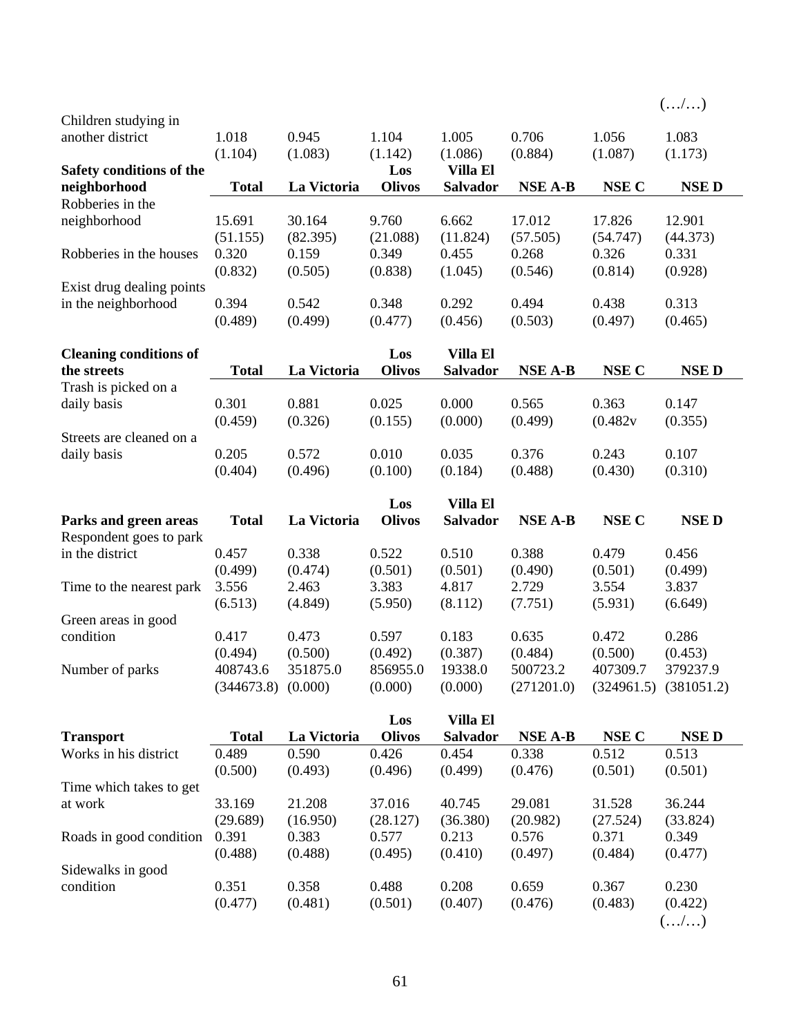(…/…)

| | | | | | | | |
|---|---|---|---|---|---|---|---|
| Children studying in another district | 1.018 | 0.945 | 1.104 | 1.005 | 0.706 | 1.056 | 1.083 |
| | (1.104) | (1.083) | (1.142) | (1.086) | (0.884) | (1.087) | (1.173) |

| **Safety conditions of the neighborhood** | **Total** | **La Victoria** | **Los Olivos** | **Villa El Salvador** | **NSE A-B** | **NSE C** | **NSE D** |
|---|---|---|---|---|---|---|---|
| Robberies in the neighborhood | 15.691 | 30.164 | 9.760 | 6.662 | 17.012 | 17.826 | 12.901 |
| | (51.155) | (82.395) | (21.088) | (11.824) | (57.505) | (54.747) | (44.373) |
| Robberies in the houses | 0.320 | 0.159 | 0.349 | 0.455 | 0.268 | 0.326 | 0.331 |
| | (0.832) | (0.505) | (0.838) | (1.045) | (0.546) | (0.814) | (0.928) |
| Exist drug dealing points in the neighborhood | 0.394 | 0.542 | 0.348 | 0.292 | 0.494 | 0.438 | 0.313 |
| | (0.489) | (0.499) | (0.477) | (0.456) | (0.503) | (0.497) | (0.465) |

| **Cleaning conditions of the streets** | **Total** | **La Victoria** | **Los Olivos** | **Villa El Salvador** | **NSE A-B** | **NSE C** | **NSE D** |
|---|---|---|---|---|---|---|---|
| Trash is picked on a daily basis | 0.301 | 0.881 | 0.025 | 0.000 | 0.565 | 0.363 | 0.147 |
| | (0.459) | (0.326) | (0.155) | (0.000) | (0.499) | (0.482v | (0.355) |
| Streets are cleaned on a daily basis | 0.205 | 0.572 | 0.010 | 0.035 | 0.376 | 0.243 | 0.107 |
| | (0.404) | (0.496) | (0.100) | (0.184) | (0.488) | (0.430) | (0.310) |

| **Parks and green areas** | **Total** | **La Victoria** | **Los Olivos** | **Villa El Salvador** | **NSE A-B** | **NSE C** | **NSE D** |
|---|---|---|---|---|---|---|---|
| Respondent goes to park in the district | 0.457 | 0.338 | 0.522 | 0.510 | 0.388 | 0.479 | 0.456 |
| | (0.499) | (0.474) | (0.501) | (0.501) | (0.490) | (0.501) | (0.499) |
| Time to the nearest park | 3.556 | 2.463 | 3.383 | 4.817 | 2.729 | 3.554 | 3.837 |
| | (6.513) | (4.849) | (5.950) | (8.112) | (7.751) | (5.931) | (6.649) |
| Green areas in good condition | 0.417 | 0.473 | 0.597 | 0.183 | 0.635 | 0.472 | 0.286 |
| | (0.494) | (0.500) | (0.492) | (0.387) | (0.484) | (0.500) | (0.453) |
| Number of parks | 408743.6 | 351875.0 | 856955.0 | 19338.0 | 500723.2 | 407309.7 | 379237.9 |
| | (344673.8) | (0.000) | (0.000) | (0.000) | (271201.0) | (324961.5) | (381051.2) |

| **Transport** | **Total** | **La Victoria** | **Los Olivos** | **Villa El Salvador** | **NSE A-B** | **NSE C** | **NSE D** |
|---|---|---|---|---|---|---|---|
| Works in his district | 0.489 | 0.590 | 0.426 | 0.454 | 0.338 | 0.512 | 0.513 |
| | (0.500) | (0.493) | (0.496) | (0.499) | (0.476) | (0.501) | (0.501) |
| Time which takes to get at work | 33.169 | 21.208 | 37.016 | 40.745 | 29.081 | 31.528 | 36.244 |
| | (29.689) | (16.950) | (28.127) | (36.380) | (20.982) | (27.524) | (33.824) |
| Roads in good condition | 0.391 | 0.383 | 0.577 | 0.213 | 0.576 | 0.371 | 0.349 |
| | (0.488) | (0.488) | (0.495) | (0.410) | (0.497) | (0.484) | (0.477) |
| Sidewalks in good condition | 0.351 | 0.358 | 0.488 | 0.208 | 0.659 | 0.367 | 0.230 |
| | (0.477) | (0.481) | (0.501) | (0.407) | (0.476) | (0.483) | (0.422) |

(…/…)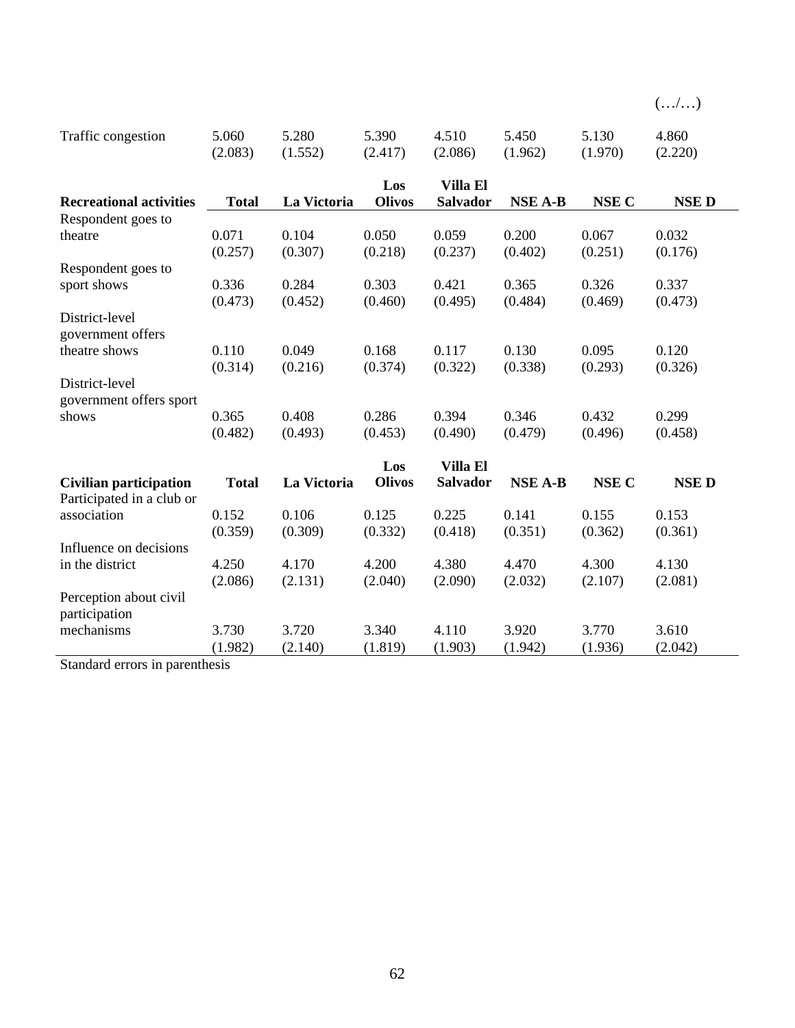(…/…)

| | Total | La Victoria | Los Olivos | Villa El Salvador | NSE A-B | NSE C | NSE D |
|---|---|---|---|---|---|---|---|
| Traffic congestion | 5.060 | 5.280 | 5.390 | 4.510 | 5.450 | 5.130 | 4.860 |
| | (2.083) | (1.552) | (2.417) | (2.086) | (1.962) | (1.970) | (2.220) |

| **Recreational activities** | **Total** | **La Victoria** | **Los Olivos** | **Villa El Salvador** | **NSE A-B** | **NSE C** | **NSE D** |
|---|---|---|---|---|---|---|---|
| Respondent goes to theatre | 0.071 | 0.104 | 0.050 | 0.059 | 0.200 | 0.067 | 0.032 |
| | (0.257) | (0.307) | (0.218) | (0.237) | (0.402) | (0.251) | (0.176) |
| Respondent goes to sport shows | 0.336 | 0.284 | 0.303 | 0.421 | 0.365 | 0.326 | 0.337 |
| | (0.473) | (0.452) | (0.460) | (0.495) | (0.484) | (0.469) | (0.473) |
| District-level government offers theatre shows | 0.110 | 0.049 | 0.168 | 0.117 | 0.130 | 0.095 | 0.120 |
| | (0.314) | (0.216) | (0.374) | (0.322) | (0.338) | (0.293) | (0.326) |
| District-level government offers sport shows | 0.365 | 0.408 | 0.286 | 0.394 | 0.346 | 0.432 | 0.299 |
| | (0.482) | (0.493) | (0.453) | (0.490) | (0.479) | (0.496) | (0.458) |

| **Civilian participation** | **Total** | **La Victoria** | **Los Olivos** | **Villa El Salvador** | **NSE A-B** | **NSE C** | **NSE D** |
|---|---|---|---|---|---|---|---|
| Participated in a club or association | 0.152 | 0.106 | 0.125 | 0.225 | 0.141 | 0.155 | 0.153 |
| | (0.359) | (0.309) | (0.332) | (0.418) | (0.351) | (0.362) | (0.361) |
| Influence on decisions in the district | 4.250 | 4.170 | 4.200 | 4.380 | 4.470 | 4.300 | 4.130 |
| | (2.086) | (2.131) | (2.040) | (2.090) | (2.032) | (2.107) | (2.081) |
| Perception about civil participation mechanisms | 3.730 | 3.720 | 3.340 | 4.110 | 3.920 | 3.770 | 3.610 |
| | (1.982) | (2.140) | (1.819) | (1.903) | (1.942) | (1.936) | (2.042) |

Standard errors in parenthesis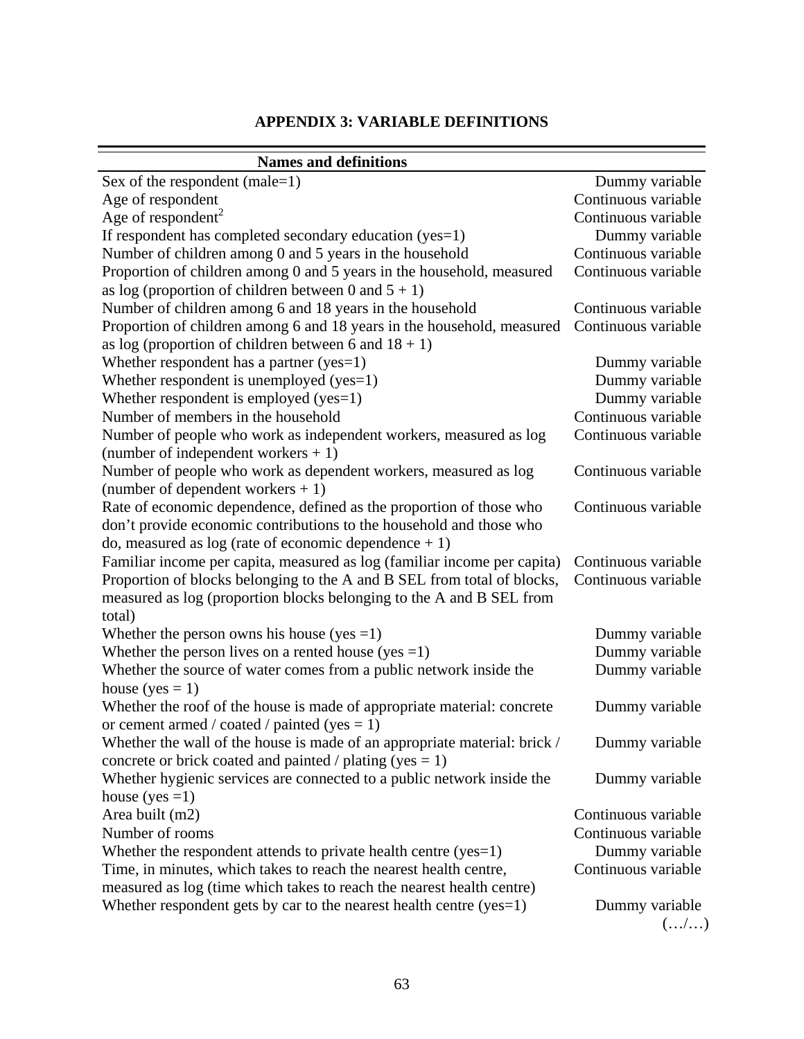**APPENDIX 3: VARIABLE DEFINITIONS**

| Names and definitions | |
|---|---|
| Sex of the respondent (male=1) | Dummy variable |
| Age of respondent | Continuous variable |
| Age of respondent$^2$ | Continuous variable |
| If respondent has completed secondary education (yes=1) | Dummy variable |
| Number of children among 0 and 5 years in the household | Continuous variable |
| Proportion of children among 0 and 5 years in the household, measured as log (proportion of children between 0 and 5 + 1) | Continuous variable |
| Number of children among 6 and 18 years in the household | Continuous variable |
| Proportion of children among 6 and 18 years in the household, measured as log (proportion of children between 6 and 18 + 1) | Continuous variable |
| Whether respondent has a partner (yes=1) | Dummy variable |
| Whether respondent is unemployed (yes=1) | Dummy variable |
| Whether respondent is employed (yes=1) | Dummy variable |
| Number of members in the household | Continuous variable |
| Number of people who work as independent workers, measured as log (number of independent workers + 1) | Continuous variable |
| Number of people who work as dependent workers, measured as log (number of dependent workers + 1) | Continuous variable |
| Rate of economic dependence, defined as the proportion of those who don't provide economic contributions to the household and those who do, measured as log (rate of economic dependence + 1) | Continuous variable |
| Familiar income per capita, measured as log (familiar income per capita) | Continuous variable |
| Proportion of blocks belonging to the A and B SEL from total of blocks, measured as log (proportion blocks belonging to the A and B SEL from total) | Continuous variable |
| Whether the person owns his house (yes =1) | Dummy variable |
| Whether the person lives on a rented house (yes =1) | Dummy variable |
| Whether the source of water comes from a public network inside the house (yes = 1) | Dummy variable |
| Whether the roof of the house is made of appropriate material: concrete or cement armed / coated / painted (yes = 1) | Dummy variable |
| Whether the wall of the house is made of an appropriate material: brick / concrete or brick coated and painted / plating (yes = 1) | Dummy variable |
| Whether hygienic services are connected to a public network inside the house (yes =1) | Dummy variable |
| Area built (m2) | Continuous variable |
| Number of rooms | Continuous variable |
| Whether the respondent attends to private health centre (yes=1) | Dummy variable |
| Time, in minutes, which takes to reach the nearest health centre, measured as log (time which takes to reach the nearest health centre) | Continuous variable |
| Whether respondent gets by car to the nearest health centre (yes=1) | Dummy variable |

(…/…)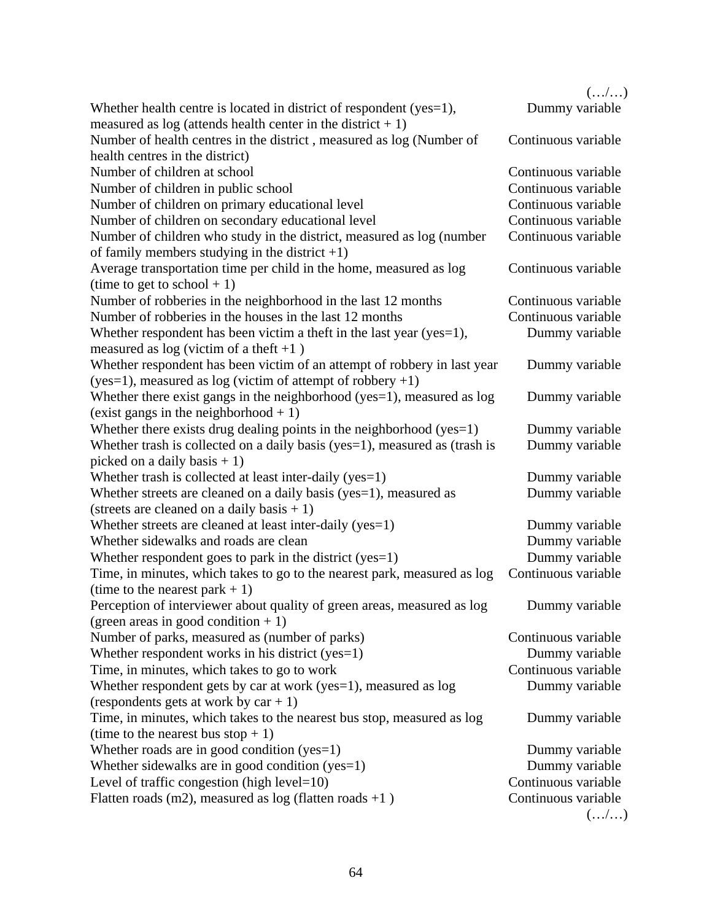(…/…)

| | |
|---|---|
| Whether health centre is located in district of respondent (yes=1), measured as log (attends health center in the district + 1) | Dummy variable |
| Number of health centres in the district , measured as log (Number of health centres in the district) | Continuous variable |
| Number of children at school | Continuous variable |
| Number of children in public school | Continuous variable |
| Number of children on primary educational level | Continuous variable |
| Number of children on secondary educational level | Continuous variable |
| Number of children who study in the district, measured as log (number of family members studying in the district +1) | Continuous variable |
| Average transportation time per child in the home, measured as log (time to get to school + 1) | Continuous variable |
| Number of robberies in the neighborhood in the last 12 months | Continuous variable |
| Number of robberies in the houses in the last 12 months | Continuous variable |
| Whether respondent has been victim a theft in the last year (yes=1), measured as log (victim of a theft +1 ) | Dummy variable |
| Whether respondent has been victim of an attempt of robbery in last year (yes=1), measured as log (victim of attempt of robbery +1) | Dummy variable |
| Whether there exist gangs in the neighborhood (yes=1), measured as log (exist gangs in the neighborhood + 1) | Dummy variable |
| Whether there exists drug dealing points in the neighborhood (yes=1) | Dummy variable |
| Whether trash is collected on a daily basis (yes=1), measured as (trash is picked on a daily basis + 1) | Dummy variable |
| Whether trash is collected at least inter-daily (yes=1) | Dummy variable |
| Whether streets are cleaned on a daily basis (yes=1), measured as (streets are cleaned on a daily basis + 1) | Dummy variable |
| Whether streets are cleaned at least inter-daily (yes=1) | Dummy variable |
| Whether sidewalks and roads are clean | Dummy variable |
| Whether respondent goes to park in the district (yes=1) | Dummy variable |
| Time, in minutes, which takes to go to the nearest park, measured as log (time to the nearest park + 1) | Continuous variable |
| Perception of interviewer about quality of green areas, measured as log (green areas in good condition + 1) | Dummy variable |
| Number of parks, measured as (number of parks) | Continuous variable |
| Whether respondent works in his district (yes=1) | Dummy variable |
| Time, in minutes, which takes to go to work | Continuous variable |
| Whether respondent gets by car at work (yes=1), measured as log (respondents gets at work by car + 1) | Dummy variable |
| Time, in minutes, which takes to the nearest bus stop, measured as log (time to the nearest bus stop + 1) | Dummy variable |
| Whether roads are in good condition (yes=1) | Dummy variable |
| Whether sidewalks are in good condition (yes=1) | Dummy variable |
| Level of traffic congestion (high level=10) | Continuous variable |
| Flatten roads (m2), measured as log (flatten roads +1 ) | Continuous variable |

(…/…)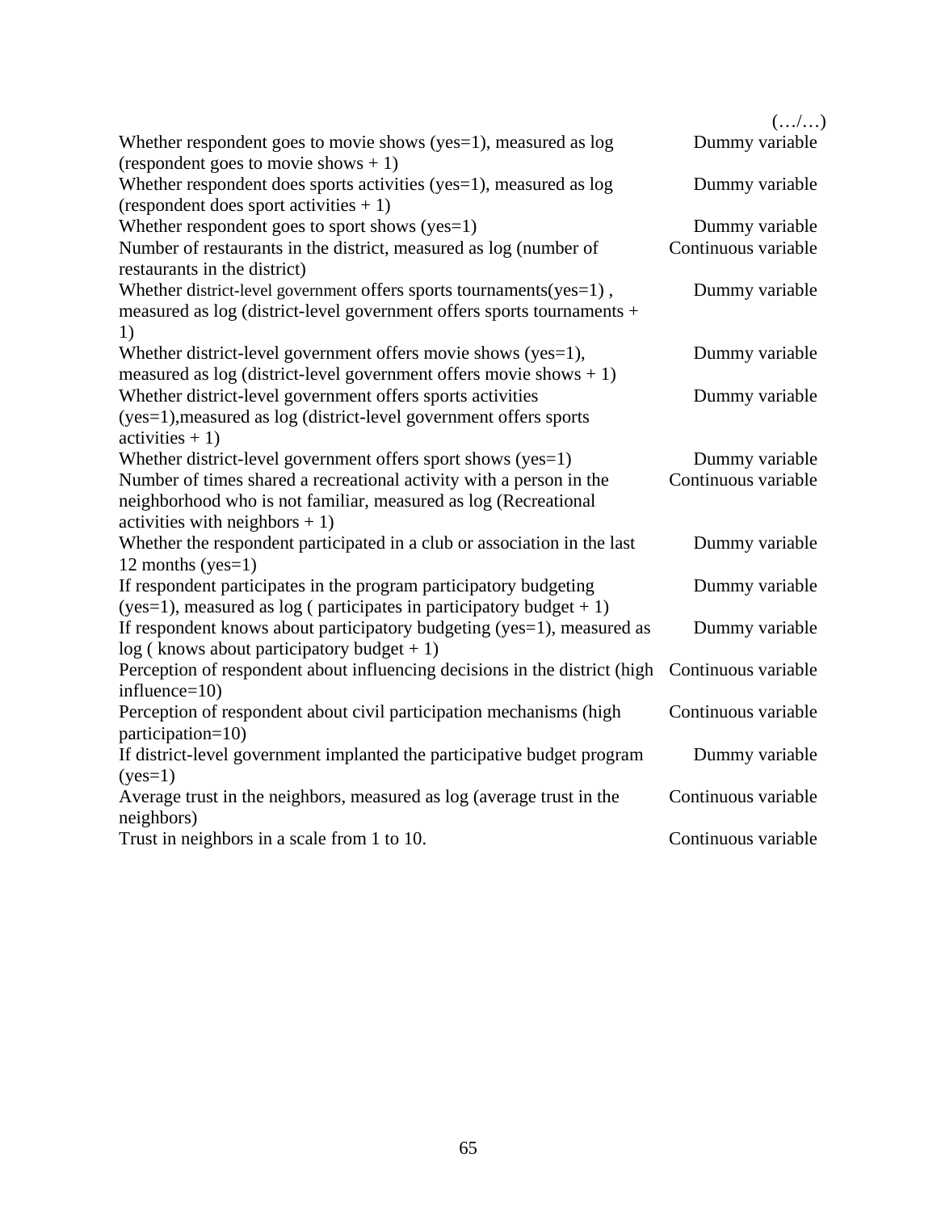(…/…)

| | |
|---|---|
| Whether respondent goes to movie shows (yes=1), measured as log (respondent goes to movie shows + 1) | Dummy variable |
| Whether respondent does sports activities (yes=1), measured as log (respondent does sport activities + 1) | Dummy variable |
| Whether respondent goes to sport shows (yes=1) | Dummy variable |
| Number of restaurants in the district, measured as log (number of restaurants in the district) | Continuous variable |
| Whether district-level government offers sports tournaments(yes=1) , measured as log (district-level government offers sports tournaments + 1) | Dummy variable |
| Whether district-level government offers movie shows (yes=1), measured as log (district-level government offers movie shows + 1) | Dummy variable |
| Whether district-level government offers sports activities (yes=1),measured as log (district-level government offers sports activities + 1) | Dummy variable |
| Whether district-level government offers sport shows (yes=1) | Dummy variable |
| Number of times shared a recreational activity with a person in the neighborhood who is not familiar, measured as log (Recreational activities with neighbors + 1) | Continuous variable |
| Whether the respondent participated in a club or association in the last 12 months (yes=1) | Dummy variable |
| If respondent participates in the program participatory budgeting (yes=1), measured as log ( participates in participatory budget + 1) | Dummy variable |
| If respondent knows about participatory budgeting (yes=1), measured as log ( knows about participatory budget + 1) | Dummy variable |
| Perception of respondent about influencing decisions in the district (high influence=10) | Continuous variable |
| Perception of respondent about civil participation mechanisms (high participation=10) | Continuous variable |
| If district-level government implanted the participative budget program (yes=1) | Dummy variable |
| Average trust in the neighbors, measured as log (average trust in the neighbors) | Continuous variable |
| Trust in neighbors in a scale from 1 to 10. | Continuous variable |